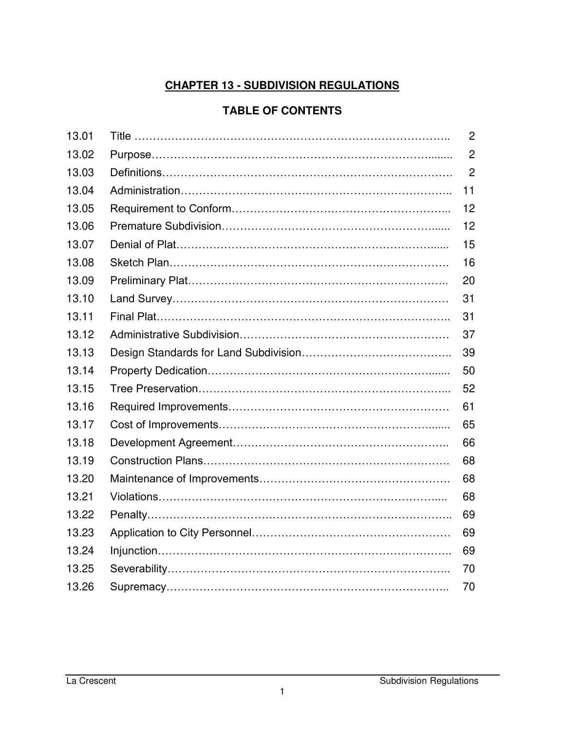# CHAPTER 13 - SUBDIVISION REGULATIONS

## TABLE OF CONTENTS

| | | |
|---|---|---|
| 13.01 | Title | 2 |
| 13.02 | Purpose | 2 |
| 13.03 | Definitions | 2 |
| 13.04 | Administration | 11 |
| 13.05 | Requirement to Conform | 12 |
| 13.06 | Premature Subdivision | 12 |
| 13.07 | Denial of Plat | 15 |
| 13.08 | Sketch Plan | 16 |
| 13.09 | Preliminary Plat | 20 |
| 13.10 | Land Survey | 31 |
| 13.11 | Final Plat | 31 |
| 13.12 | Administrative Subdivision | 37 |
| 13.13 | Design Standards for Land Subdivision | 39 |
| 13.14 | Property Dedication | 50 |
| 13.15 | Tree Preservation | 52 |
| 13.16 | Required Improvements | 61 |
| 13.17 | Cost of Improvements | 65 |
| 13.18 | Development Agreement | 66 |
| 13.19 | Construction Plans | 68 |
| 13.20 | Maintenance of Improvements | 68 |
| 13.21 | Violations | 68 |
| 13.22 | Penalty | 69 |
| 13.23 | Application to City Personnel | 69 |
| 13.24 | Injunction | 69 |
| 13.25 | Severability | 70 |
| 13.26 | Supremacy | 70 |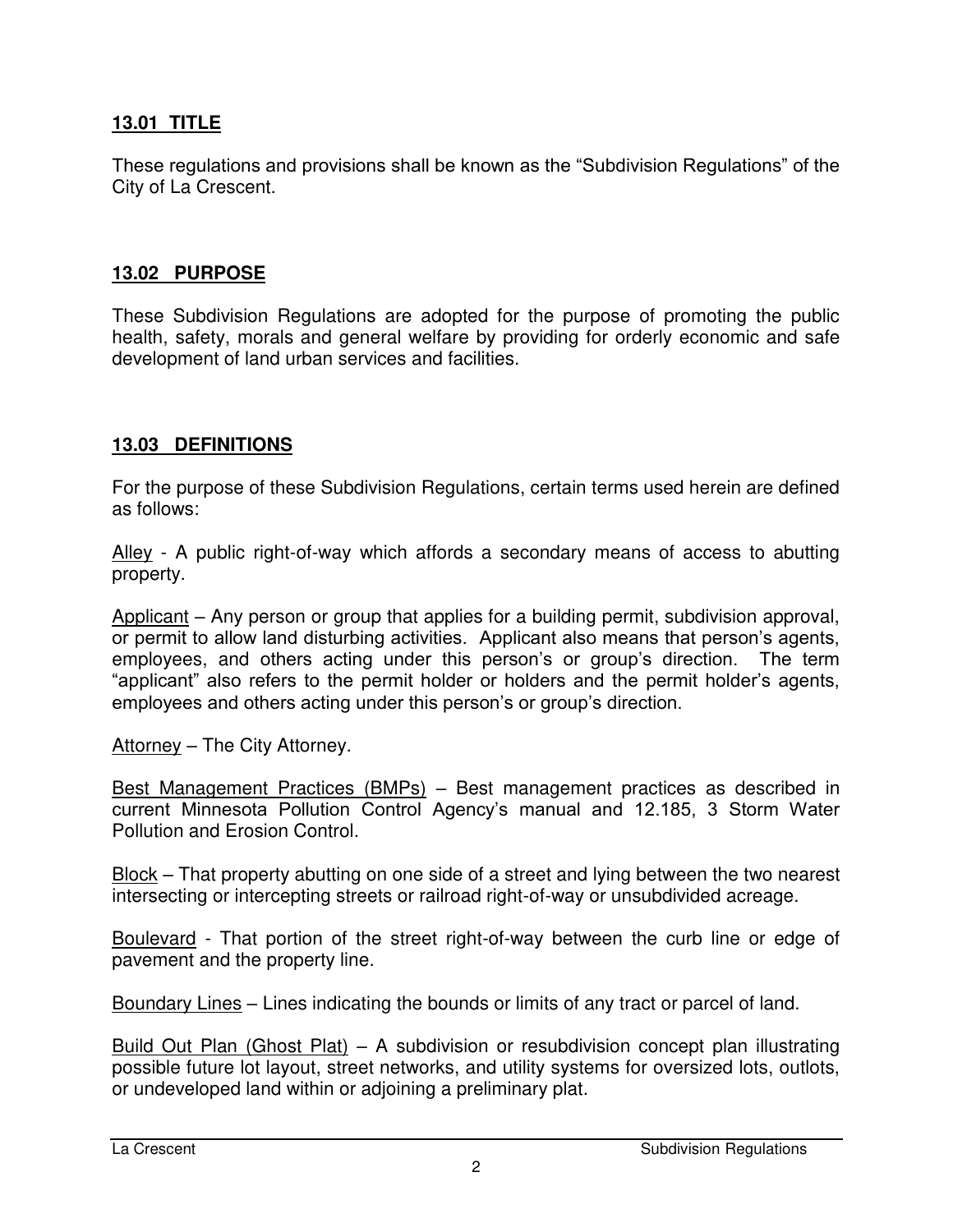## 13.01 TITLE

These regulations and provisions shall be known as the “Subdivision Regulations” of the City of La Crescent.

## 13.02 PURPOSE

These Subdivision Regulations are adopted for the purpose of promoting the public health, safety, morals and general welfare by providing for orderly economic and safe development of land urban services and facilities.

## 13.03 DEFINITIONS

For the purpose of these Subdivision Regulations, certain terms used herein are defined as follows:

Alley - A public right-of-way which affords a secondary means of access to abutting property.

Applicant – Any person or group that applies for a building permit, subdivision approval, or permit to allow land disturbing activities. Applicant also means that person’s agents, employees, and others acting under this person’s or group’s direction. The term “applicant” also refers to the permit holder or holders and the permit holder’s agents, employees and others acting under this person’s or group’s direction.

Attorney – The City Attorney.

Best Management Practices (BMPs) – Best management practices as described in current Minnesota Pollution Control Agency’s manual and 12.185, 3 Storm Water Pollution and Erosion Control.

Block – That property abutting on one side of a street and lying between the two nearest intersecting or intercepting streets or railroad right-of-way or unsubdivided acreage.

Boulevard - That portion of the street right-of-way between the curb line or edge of pavement and the property line.

Boundary Lines – Lines indicating the bounds or limits of any tract or parcel of land.

Build Out Plan (Ghost Plat) – A subdivision or resubdivision concept plan illustrating possible future lot layout, street networks, and utility systems for oversized lots, outlots, or undeveloped land within or adjoining a preliminary plat.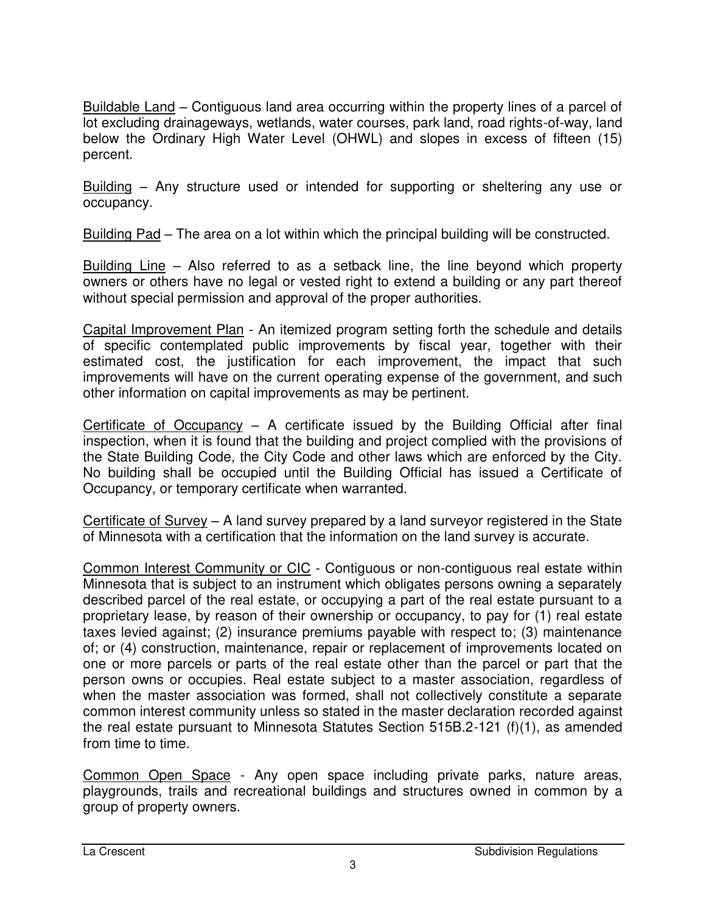Buildable Land – Contiguous land area occurring within the property lines of a parcel of lot excluding drainageways, wetlands, water courses, park land, road rights-of-way, land below the Ordinary High Water Level (OHWL) and slopes in excess of fifteen (15) percent.

Building – Any structure used or intended for supporting or sheltering any use or occupancy.

Building Pad – The area on a lot within which the principal building will be constructed.

Building Line – Also referred to as a setback line, the line beyond which property owners or others have no legal or vested right to extend a building or any part thereof without special permission and approval of the proper authorities.

Capital Improvement Plan - An itemized program setting forth the schedule and details of specific contemplated public improvements by fiscal year, together with their estimated cost, the justification for each improvement, the impact that such improvements will have on the current operating expense of the government, and such other information on capital improvements as may be pertinent.

Certificate of Occupancy – A certificate issued by the Building Official after final inspection, when it is found that the building and project complied with the provisions of the State Building Code, the City Code and other laws which are enforced by the City. No building shall be occupied until the Building Official has issued a Certificate of Occupancy, or temporary certificate when warranted.

Certificate of Survey – A land survey prepared by a land surveyor registered in the State of Minnesota with a certification that the information on the land survey is accurate.

Common Interest Community or CIC - Contiguous or non-contiguous real estate within Minnesota that is subject to an instrument which obligates persons owning a separately described parcel of the real estate, or occupying a part of the real estate pursuant to a proprietary lease, by reason of their ownership or occupancy, to pay for (1) real estate taxes levied against; (2) insurance premiums payable with respect to; (3) maintenance of; or (4) construction, maintenance, repair or replacement of improvements located on one or more parcels or parts of the real estate other than the parcel or part that the person owns or occupies. Real estate subject to a master association, regardless of when the master association was formed, shall not collectively constitute a separate common interest community unless so stated in the master declaration recorded against the real estate pursuant to Minnesota Statutes Section 515B.2-121 (f)(1), as amended from time to time.

Common Open Space - Any open space including private parks, nature areas, playgrounds, trails and recreational buildings and structures owned in common by a group of property owners.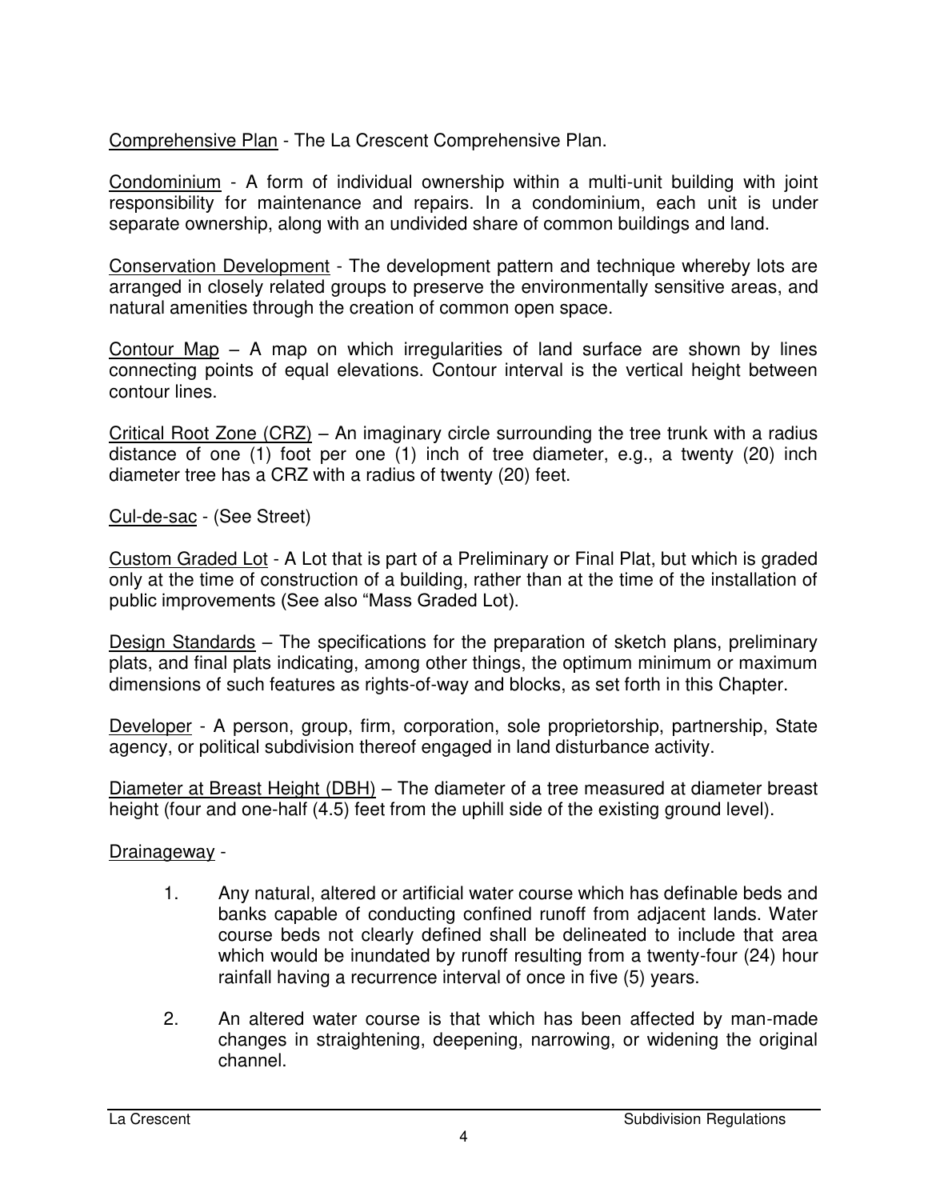<u>Comprehensive Plan</u> - The La Crescent Comprehensive Plan.

<u>Condominium</u> - A form of individual ownership within a multi-unit building with joint responsibility for maintenance and repairs. In a condominium, each unit is under separate ownership, along with an undivided share of common buildings and land.

<u>Conservation Development</u> - The development pattern and technique whereby lots are arranged in closely related groups to preserve the environmentally sensitive areas, and natural amenities through the creation of common open space.

<u>Contour Map</u> – A map on which irregularities of land surface are shown by lines connecting points of equal elevations. Contour interval is the vertical height between contour lines.

<u>Critical Root Zone (CRZ)</u> – An imaginary circle surrounding the tree trunk with a radius distance of one (1) foot per one (1) inch of tree diameter, e.g., a twenty (20) inch diameter tree has a CRZ with a radius of twenty (20) feet.

<u>Cul-de-sac</u> - (See Street)

<u>Custom Graded Lot</u> - A Lot that is part of a Preliminary or Final Plat, but which is graded only at the time of construction of a building, rather than at the time of the installation of public improvements (See also "Mass Graded Lot).

<u>Design Standards</u> – The specifications for the preparation of sketch plans, preliminary plats, and final plats indicating, among other things, the optimum minimum or maximum dimensions of such features as rights-of-way and blocks, as set forth in this Chapter.

<u>Developer</u> - A person, group, firm, corporation, sole proprietorship, partnership, State agency, or political subdivision thereof engaged in land disturbance activity.

<u>Diameter at Breast Height (DBH)</u> – The diameter of a tree measured at diameter breast height (four and one-half (4.5) feet from the uphill side of the existing ground level).

<u>Drainageway</u> -

1. Any natural, altered or artificial water course which has definable beds and banks capable of conducting confined runoff from adjacent lands. Water course beds not clearly defined shall be delineated to include that area which would be inundated by runoff resulting from a twenty-four (24) hour rainfall having a recurrence interval of once in five (5) years.

2. An altered water course is that which has been affected by man-made changes in straightening, deepening, narrowing, or widening the original channel.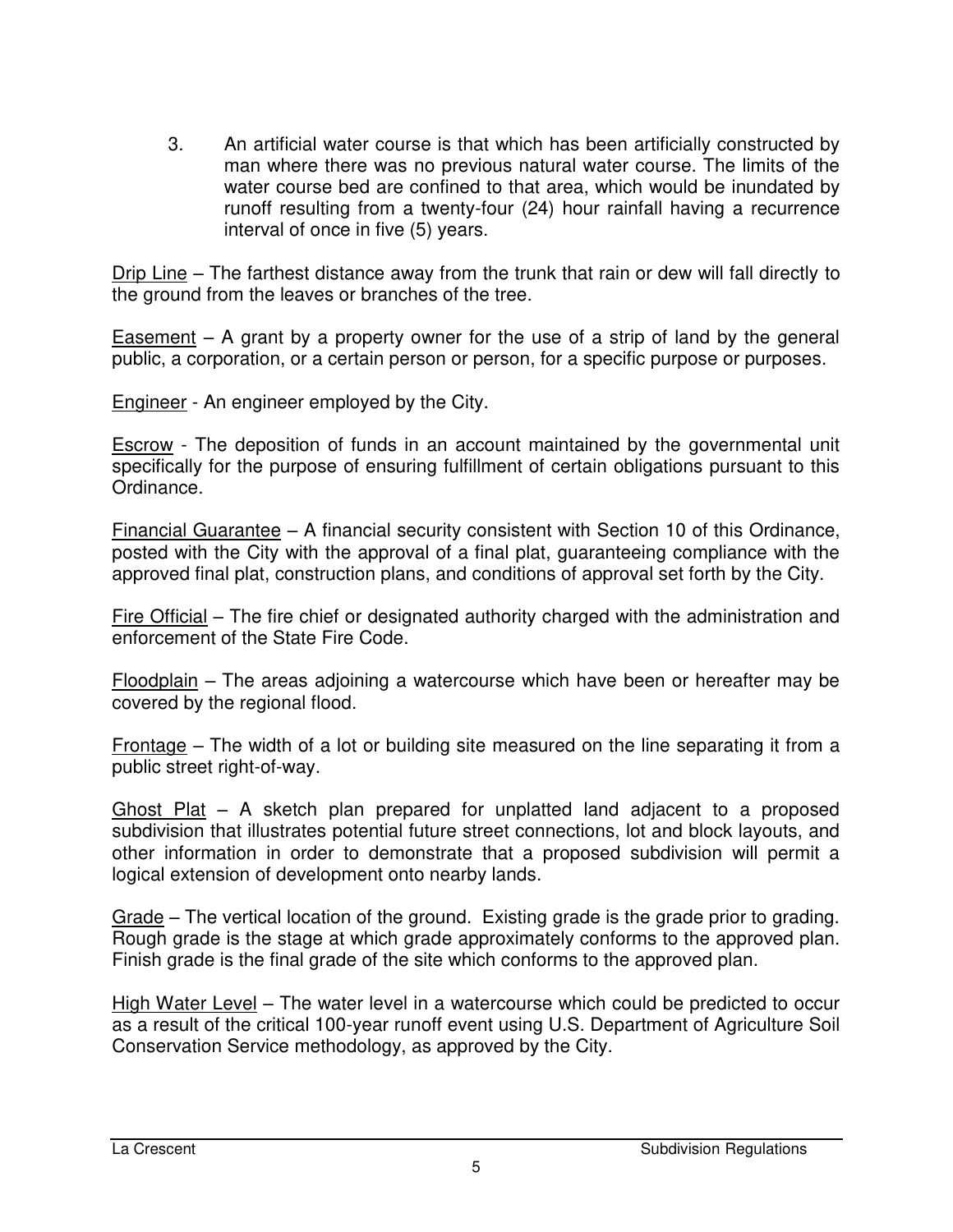3. An artificial water course is that which has been artificially constructed by man where there was no previous natural water course. The limits of the water course bed are confined to that area, which would be inundated by runoff resulting from a twenty-four (24) hour rainfall having a recurrence interval of once in five (5) years.

<u>Drip Line</u> – The farthest distance away from the trunk that rain or dew will fall directly to the ground from the leaves or branches of the tree.

<u>Easement</u> – A grant by a property owner for the use of a strip of land by the general public, a corporation, or a certain person or person, for a specific purpose or purposes.

<u>Engineer</u> - An engineer employed by the City.

<u>Escrow</u> - The deposition of funds in an account maintained by the governmental unit specifically for the purpose of ensuring fulfillment of certain obligations pursuant to this Ordinance.

<u>Financial Guarantee</u> – A financial security consistent with Section 10 of this Ordinance, posted with the City with the approval of a final plat, guaranteeing compliance with the approved final plat, construction plans, and conditions of approval set forth by the City.

<u>Fire Official</u> – The fire chief or designated authority charged with the administration and enforcement of the State Fire Code.

<u>Floodplain</u> – The areas adjoining a watercourse which have been or hereafter may be covered by the regional flood.

<u>Frontage</u> – The width of a lot or building site measured on the line separating it from a public street right-of-way.

<u>Ghost Plat</u> – A sketch plan prepared for unplatted land adjacent to a proposed subdivision that illustrates potential future street connections, lot and block layouts, and other information in order to demonstrate that a proposed subdivision will permit a logical extension of development onto nearby lands.

<u>Grade</u> – The vertical location of the ground. Existing grade is the grade prior to grading. Rough grade is the stage at which grade approximately conforms to the approved plan. Finish grade is the final grade of the site which conforms to the approved plan.

<u>High Water Level</u> – The water level in a watercourse which could be predicted to occur as a result of the critical 100-year runoff event using U.S. Department of Agriculture Soil Conservation Service methodology, as approved by the City.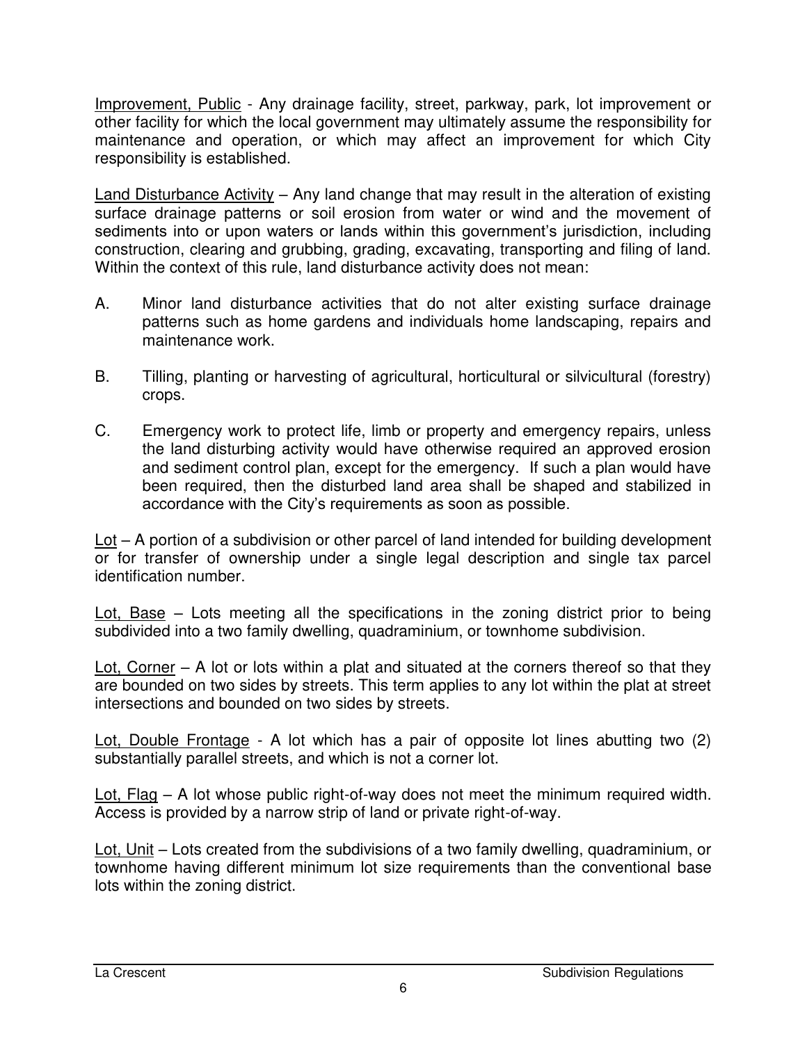<u>Improvement, Public</u> - Any drainage facility, street, parkway, park, lot improvement or other facility for which the local government may ultimately assume the responsibility for maintenance and operation, or which may affect an improvement for which City responsibility is established.

<u>Land Disturbance Activity</u> – Any land change that may result in the alteration of existing surface drainage patterns or soil erosion from water or wind and the movement of sediments into or upon waters or lands within this government's jurisdiction, including construction, clearing and grubbing, grading, excavating, transporting and filing of land. Within the context of this rule, land disturbance activity does not mean:

A. Minor land disturbance activities that do not alter existing surface drainage patterns such as home gardens and individuals home landscaping, repairs and maintenance work.

B. Tilling, planting or harvesting of agricultural, horticultural or silvicultural (forestry) crops.

C. Emergency work to protect life, limb or property and emergency repairs, unless the land disturbing activity would have otherwise required an approved erosion and sediment control plan, except for the emergency. If such a plan would have been required, then the disturbed land area shall be shaped and stabilized in accordance with the City's requirements as soon as possible.

<u>Lot</u> – A portion of a subdivision or other parcel of land intended for building development or for transfer of ownership under a single legal description and single tax parcel identification number.

<u>Lot, Base</u> – Lots meeting all the specifications in the zoning district prior to being subdivided into a two family dwelling, quadraminium, or townhome subdivision.

<u>Lot, Corner</u> – A lot or lots within a plat and situated at the corners thereof so that they are bounded on two sides by streets. This term applies to any lot within the plat at street intersections and bounded on two sides by streets.

<u>Lot, Double Frontage</u> - A lot which has a pair of opposite lot lines abutting two (2) substantially parallel streets, and which is not a corner lot.

<u>Lot, Flag</u> – A lot whose public right-of-way does not meet the minimum required width. Access is provided by a narrow strip of land or private right-of-way.

<u>Lot, Unit</u> – Lots created from the subdivisions of a two family dwelling, quadraminium, or townhome having different minimum lot size requirements than the conventional base lots within the zoning district.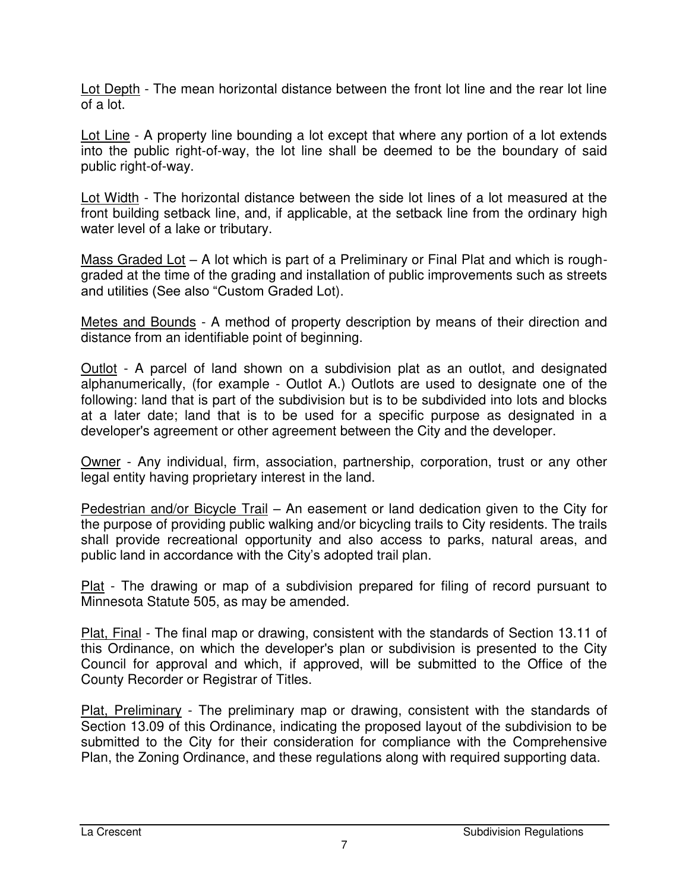Lot Depth - The mean horizontal distance between the front lot line and the rear lot line of a lot.

Lot Line - A property line bounding a lot except that where any portion of a lot extends into the public right-of-way, the lot line shall be deemed to be the boundary of said public right-of-way.

Lot Width - The horizontal distance between the side lot lines of a lot measured at the front building setback line, and, if applicable, at the setback line from the ordinary high water level of a lake or tributary.

Mass Graded Lot – A lot which is part of a Preliminary or Final Plat and which is rough-graded at the time of the grading and installation of public improvements such as streets and utilities (See also "Custom Graded Lot).

Metes and Bounds - A method of property description by means of their direction and distance from an identifiable point of beginning.

Outlot - A parcel of land shown on a subdivision plat as an outlot, and designated alphanumerically, (for example - Outlot A.) Outlots are used to designate one of the following: land that is part of the subdivision but is to be subdivided into lots and blocks at a later date; land that is to be used for a specific purpose as designated in a developer's agreement or other agreement between the City and the developer.

Owner - Any individual, firm, association, partnership, corporation, trust or any other legal entity having proprietary interest in the land.

Pedestrian and/or Bicycle Trail – An easement or land dedication given to the City for the purpose of providing public walking and/or bicycling trails to City residents. The trails shall provide recreational opportunity and also access to parks, natural areas, and public land in accordance with the City's adopted trail plan.

Plat - The drawing or map of a subdivision prepared for filing of record pursuant to Minnesota Statute 505, as may be amended.

Plat, Final - The final map or drawing, consistent with the standards of Section 13.11 of this Ordinance, on which the developer's plan or subdivision is presented to the City Council for approval and which, if approved, will be submitted to the Office of the County Recorder or Registrar of Titles.

Plat, Preliminary - The preliminary map or drawing, consistent with the standards of Section 13.09 of this Ordinance, indicating the proposed layout of the subdivision to be submitted to the City for their consideration for compliance with the Comprehensive Plan, the Zoning Ordinance, and these regulations along with required supporting data.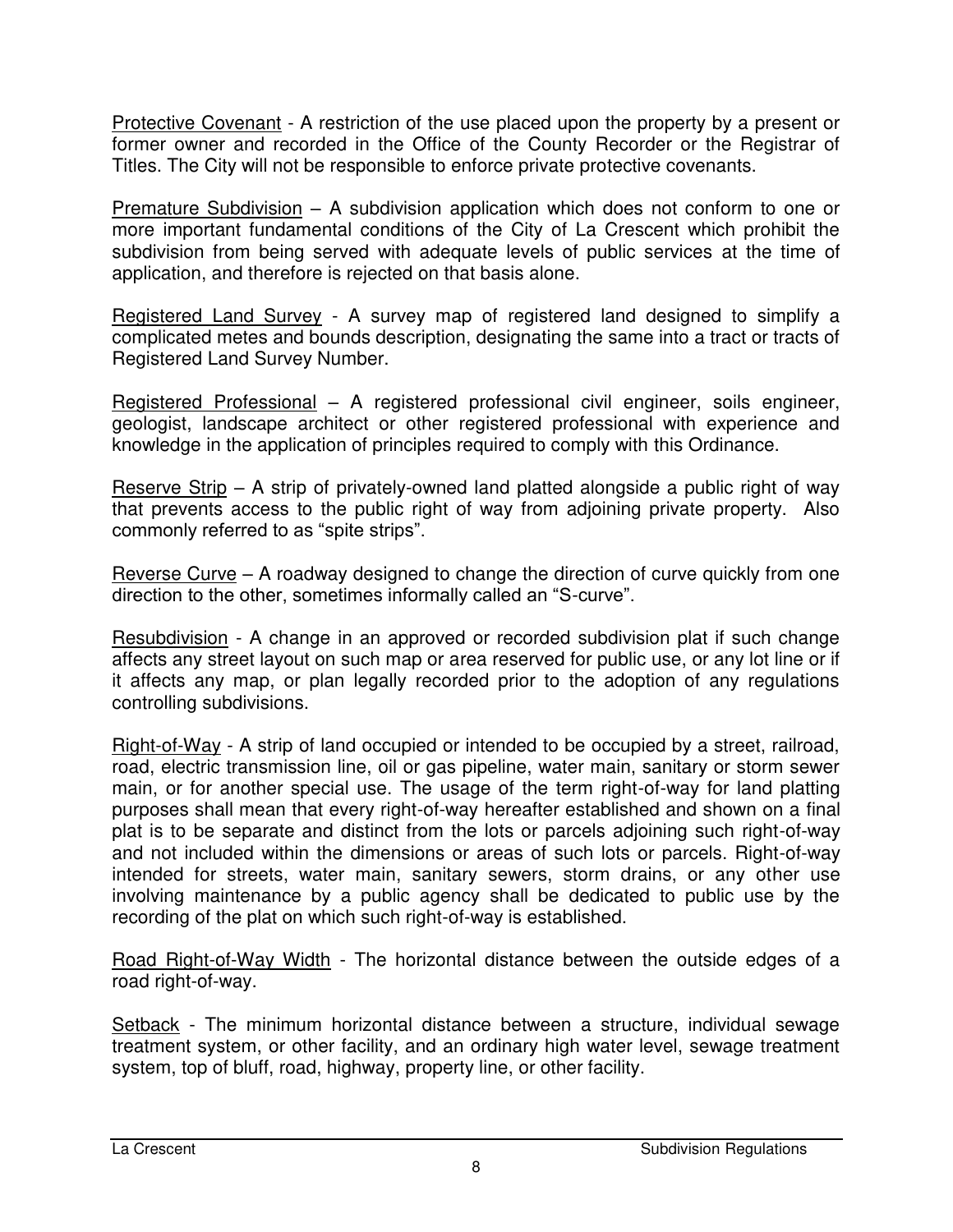Protective Covenant - A restriction of the use placed upon the property by a present or former owner and recorded in the Office of the County Recorder or the Registrar of Titles. The City will not be responsible to enforce private protective covenants.

Premature Subdivision – A subdivision application which does not conform to one or more important fundamental conditions of the City of La Crescent which prohibit the subdivision from being served with adequate levels of public services at the time of application, and therefore is rejected on that basis alone.

Registered Land Survey - A survey map of registered land designed to simplify a complicated metes and bounds description, designating the same into a tract or tracts of Registered Land Survey Number.

Registered Professional – A registered professional civil engineer, soils engineer, geologist, landscape architect or other registered professional with experience and knowledge in the application of principles required to comply with this Ordinance.

Reserve Strip – A strip of privately-owned land platted alongside a public right of way that prevents access to the public right of way from adjoining private property. Also commonly referred to as "spite strips".

Reverse Curve – A roadway designed to change the direction of curve quickly from one direction to the other, sometimes informally called an "S-curve".

Resubdivision - A change in an approved or recorded subdivision plat if such change affects any street layout on such map or area reserved for public use, or any lot line or if it affects any map, or plan legally recorded prior to the adoption of any regulations controlling subdivisions.

Right-of-Way - A strip of land occupied or intended to be occupied by a street, railroad, road, electric transmission line, oil or gas pipeline, water main, sanitary or storm sewer main, or for another special use. The usage of the term right-of-way for land platting purposes shall mean that every right-of-way hereafter established and shown on a final plat is to be separate and distinct from the lots or parcels adjoining such right-of-way and not included within the dimensions or areas of such lots or parcels. Right-of-way intended for streets, water main, sanitary sewers, storm drains, or any other use involving maintenance by a public agency shall be dedicated to public use by the recording of the plat on which such right-of-way is established.

Road Right-of-Way Width - The horizontal distance between the outside edges of a road right-of-way.

Setback - The minimum horizontal distance between a structure, individual sewage treatment system, or other facility, and an ordinary high water level, sewage treatment system, top of bluff, road, highway, property line, or other facility.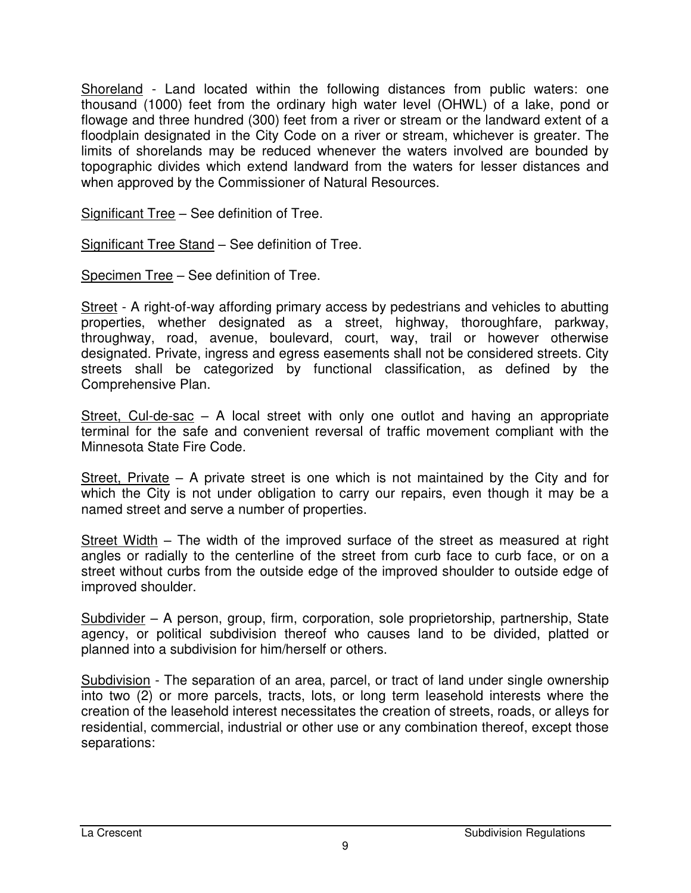Shoreland - Land located within the following distances from public waters: one thousand (1000) feet from the ordinary high water level (OHWL) of a lake, pond or flowage and three hundred (300) feet from a river or stream or the landward extent of a floodplain designated in the City Code on a river or stream, whichever is greater. The limits of shorelands may be reduced whenever the waters involved are bounded by topographic divides which extend landward from the waters for lesser distances and when approved by the Commissioner of Natural Resources.

Significant Tree – See definition of Tree.

Significant Tree Stand – See definition of Tree.

Specimen Tree – See definition of Tree.

Street - A right-of-way affording primary access by pedestrians and vehicles to abutting properties, whether designated as a street, highway, thoroughfare, parkway, throughway, road, avenue, boulevard, court, way, trail or however otherwise designated. Private, ingress and egress easements shall not be considered streets. City streets shall be categorized by functional classification, as defined by the Comprehensive Plan.

Street, Cul-de-sac – A local street with only one outlot and having an appropriate terminal for the safe and convenient reversal of traffic movement compliant with the Minnesota State Fire Code.

Street, Private – A private street is one which is not maintained by the City and for which the City is not under obligation to carry our repairs, even though it may be a named street and serve a number of properties.

Street Width – The width of the improved surface of the street as measured at right angles or radially to the centerline of the street from curb face to curb face, or on a street without curbs from the outside edge of the improved shoulder to outside edge of improved shoulder.

Subdivider – A person, group, firm, corporation, sole proprietorship, partnership, State agency, or political subdivision thereof who causes land to be divided, platted or planned into a subdivision for him/herself or others.

Subdivision - The separation of an area, parcel, or tract of land under single ownership into two (2) or more parcels, tracts, lots, or long term leasehold interests where the creation of the leasehold interest necessitates the creation of streets, roads, or alleys for residential, commercial, industrial or other use or any combination thereof, except those separations: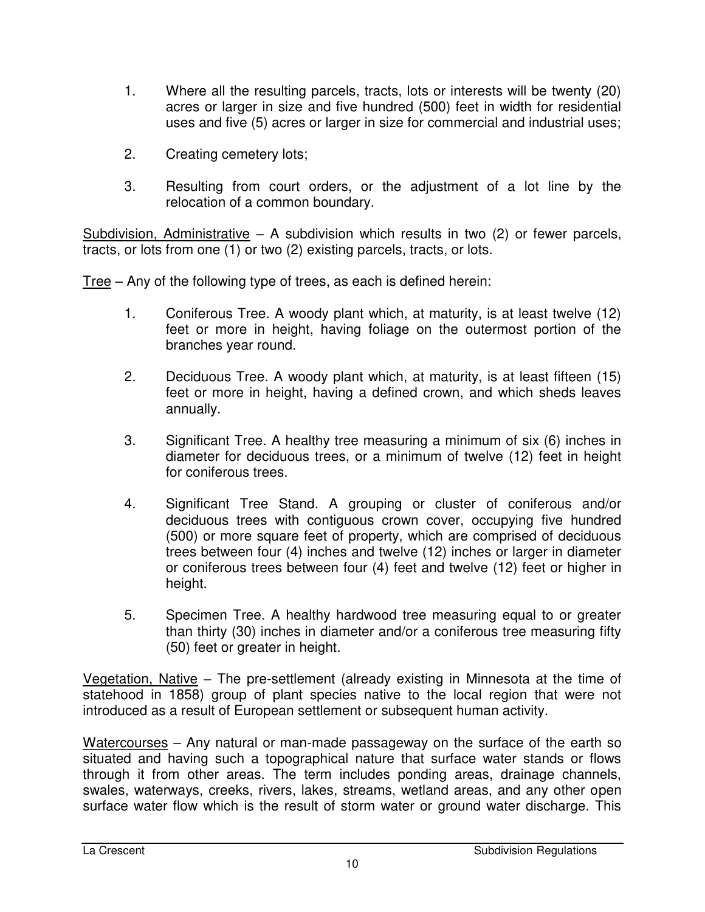1. Where all the resulting parcels, tracts, lots or interests will be twenty (20) acres or larger in size and five hundred (500) feet in width for residential uses and five (5) acres or larger in size for commercial and industrial uses;

2. Creating cemetery lots;

3. Resulting from court orders, or the adjustment of a lot line by the relocation of a common boundary.

<u>Subdivision, Administrative</u> – A subdivision which results in two (2) or fewer parcels, tracts, or lots from one (1) or two (2) existing parcels, tracts, or lots.

<u>Tree</u> – Any of the following type of trees, as each is defined herein:

1. Coniferous Tree. A woody plant which, at maturity, is at least twelve (12) feet or more in height, having foliage on the outermost portion of the branches year round.

2. Deciduous Tree. A woody plant which, at maturity, is at least fifteen (15) feet or more in height, having a defined crown, and which sheds leaves annually.

3. Significant Tree. A healthy tree measuring a minimum of six (6) inches in diameter for deciduous trees, or a minimum of twelve (12) feet in height for coniferous trees.

4. Significant Tree Stand. A grouping or cluster of coniferous and/or deciduous trees with contiguous crown cover, occupying five hundred (500) or more square feet of property, which are comprised of deciduous trees between four (4) inches and twelve (12) inches or larger in diameter or coniferous trees between four (4) feet and twelve (12) feet or higher in height.

5. Specimen Tree. A healthy hardwood tree measuring equal to or greater than thirty (30) inches in diameter and/or a coniferous tree measuring fifty (50) feet or greater in height.

<u>Vegetation, Native</u> – The pre-settlement (already existing in Minnesota at the time of statehood in 1858) group of plant species native to the local region that were not introduced as a result of European settlement or subsequent human activity.

<u>Watercourses</u> – Any natural or man-made passageway on the surface of the earth so situated and having such a topographical nature that surface water stands or flows through it from other areas. The term includes ponding areas, drainage channels, swales, waterways, creeks, rivers, lakes, streams, wetland areas, and any other open surface water flow which is the result of storm water or ground water discharge. This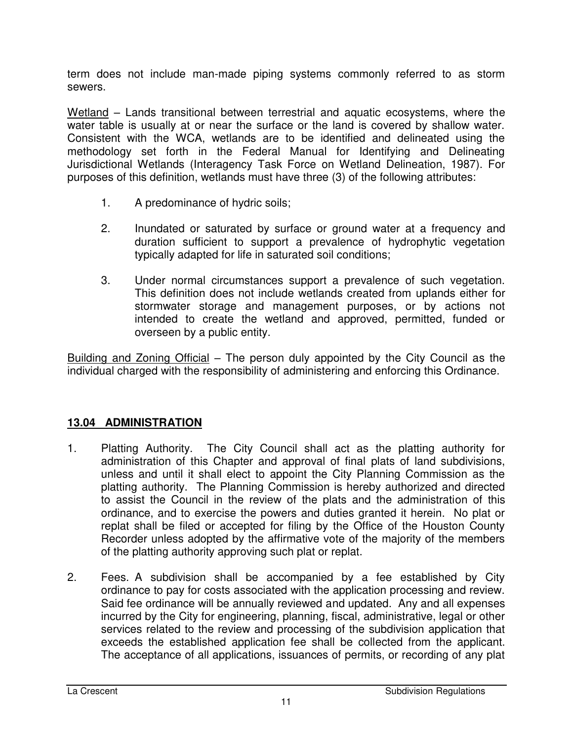term does not include man-made piping systems commonly referred to as storm sewers.

<u>Wetland</u> – Lands transitional between terrestrial and aquatic ecosystems, where the water table is usually at or near the surface or the land is covered by shallow water. Consistent with the WCA, wetlands are to be identified and delineated using the methodology set forth in the Federal Manual for Identifying and Delineating Jurisdictional Wetlands (Interagency Task Force on Wetland Delineation, 1987). For purposes of this definition, wetlands must have three (3) of the following attributes:

1. A predominance of hydric soils;

2. Inundated or saturated by surface or ground water at a frequency and duration sufficient to support a prevalence of hydrophytic vegetation typically adapted for life in saturated soil conditions;

3. Under normal circumstances support a prevalence of such vegetation. This definition does not include wetlands created from uplands either for stormwater storage and management purposes, or by actions not intended to create the wetland and approved, permitted, funded or overseen by a public entity.

<u>Building and Zoning Official</u> – The person duly appointed by the City Council as the individual charged with the responsibility of administering and enforcing this Ordinance.

## 13.04 ADMINISTRATION

1. Platting Authority. The City Council shall act as the platting authority for administration of this Chapter and approval of final plats of land subdivisions, unless and until it shall elect to appoint the City Planning Commission as the platting authority. The Planning Commission is hereby authorized and directed to assist the Council in the review of the plats and the administration of this ordinance, and to exercise the powers and duties granted it herein. No plat or replat shall be filed or accepted for filing by the Office of the Houston County Recorder unless adopted by the affirmative vote of the majority of the members of the platting authority approving such plat or replat.

2. Fees. A subdivision shall be accompanied by a fee established by City ordinance to pay for costs associated with the application processing and review. Said fee ordinance will be annually reviewed and updated. Any and all expenses incurred by the City for engineering, planning, fiscal, administrative, legal or other services related to the review and processing of the subdivision application that exceeds the established application fee shall be collected from the applicant. The acceptance of all applications, issuances of permits, or recording of any plat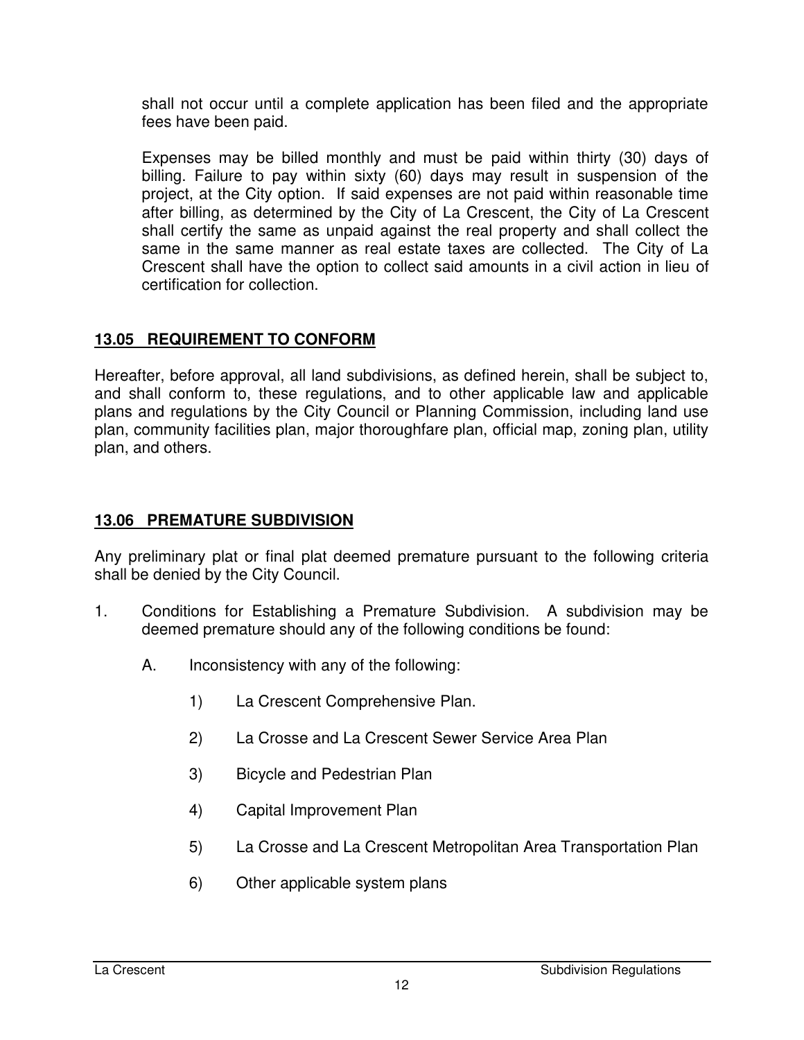shall not occur until a complete application has been filed and the appropriate fees have been paid.

Expenses may be billed monthly and must be paid within thirty (30) days of billing. Failure to pay within sixty (60) days may result in suspension of the project, at the City option. If said expenses are not paid within reasonable time after billing, as determined by the City of La Crescent, the City of La Crescent shall certify the same as unpaid against the real property and shall collect the same in the same manner as real estate taxes are collected. The City of La Crescent shall have the option to collect said amounts in a civil action in lieu of certification for collection.

## 13.05 REQUIREMENT TO CONFORM

Hereafter, before approval, all land subdivisions, as defined herein, shall be subject to, and shall conform to, these regulations, and to other applicable law and applicable plans and regulations by the City Council or Planning Commission, including land use plan, community facilities plan, major thoroughfare plan, official map, zoning plan, utility plan, and others.

## 13.06 PREMATURE SUBDIVISION

Any preliminary plat or final plat deemed premature pursuant to the following criteria shall be denied by the City Council.

1. Conditions for Establishing a Premature Subdivision. A subdivision may be deemed premature should any of the following conditions be found:

   A. Inconsistency with any of the following:

      1) La Crescent Comprehensive Plan.

      2) La Crosse and La Crescent Sewer Service Area Plan

      3) Bicycle and Pedestrian Plan

      4) Capital Improvement Plan

      5) La Crosse and La Crescent Metropolitan Area Transportation Plan

      6) Other applicable system plans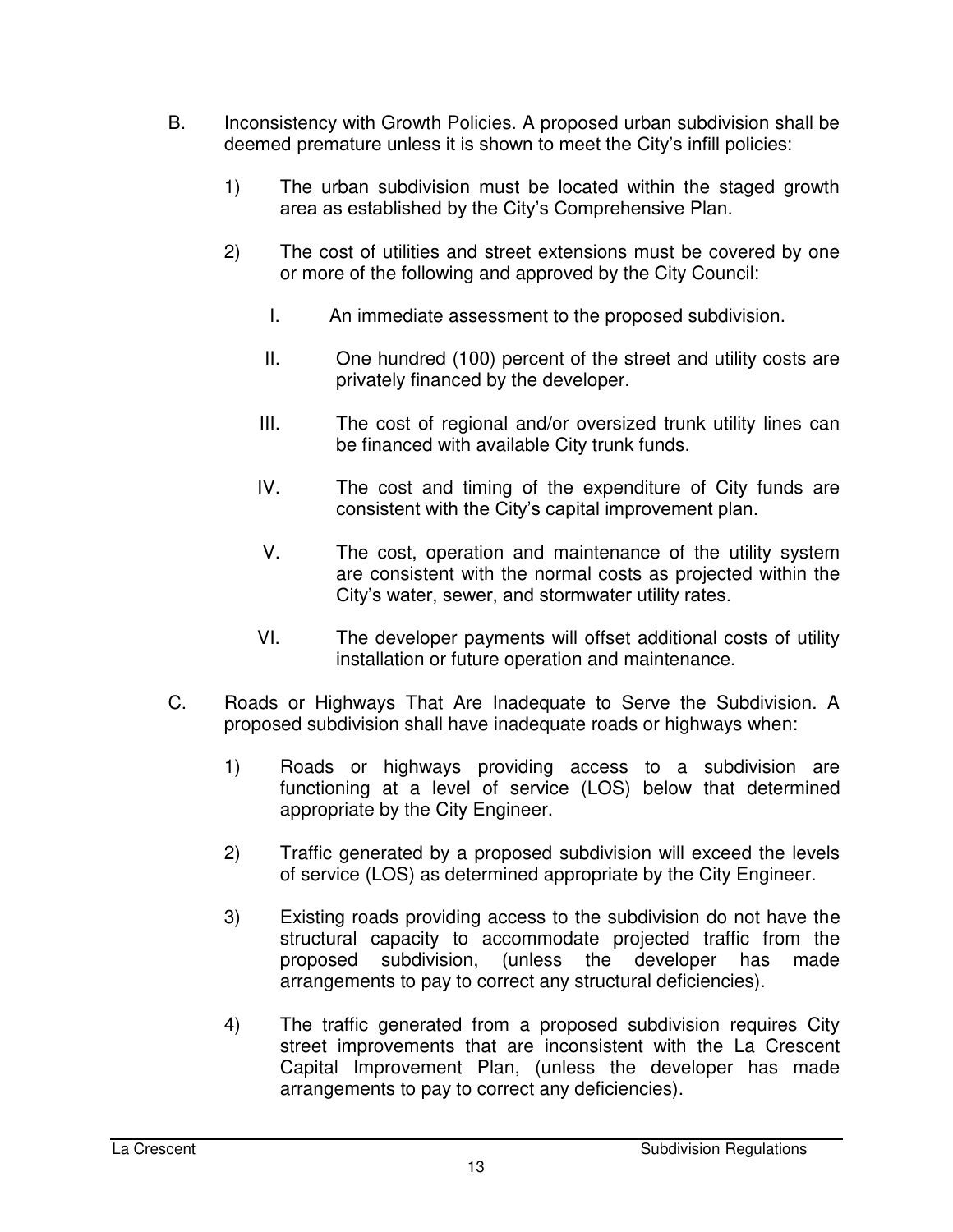B. Inconsistency with Growth Policies. A proposed urban subdivision shall be deemed premature unless it is shown to meet the City's infill policies:

   1) The urban subdivision must be located within the staged growth area as established by the City's Comprehensive Plan.

   2) The cost of utilities and street extensions must be covered by one or more of the following and approved by the City Council:

      I. An immediate assessment to the proposed subdivision.

      II. One hundred (100) percent of the street and utility costs are privately financed by the developer.

      III. The cost of regional and/or oversized trunk utility lines can be financed with available City trunk funds.

      IV. The cost and timing of the expenditure of City funds are consistent with the City's capital improvement plan.

      V. The cost, operation and maintenance of the utility system are consistent with the normal costs as projected within the City's water, sewer, and stormwater utility rates.

      VI. The developer payments will offset additional costs of utility installation or future operation and maintenance.

C. Roads or Highways That Are Inadequate to Serve the Subdivision. A proposed subdivision shall have inadequate roads or highways when:

   1) Roads or highways providing access to a subdivision are functioning at a level of service (LOS) below that determined appropriate by the City Engineer.

   2) Traffic generated by a proposed subdivision will exceed the levels of service (LOS) as determined appropriate by the City Engineer.

   3) Existing roads providing access to the subdivision do not have the structural capacity to accommodate projected traffic from the proposed subdivision, (unless the developer has made arrangements to pay to correct any structural deficiencies).

   4) The traffic generated from a proposed subdivision requires City street improvements that are inconsistent with the La Crescent Capital Improvement Plan, (unless the developer has made arrangements to pay to correct any deficiencies).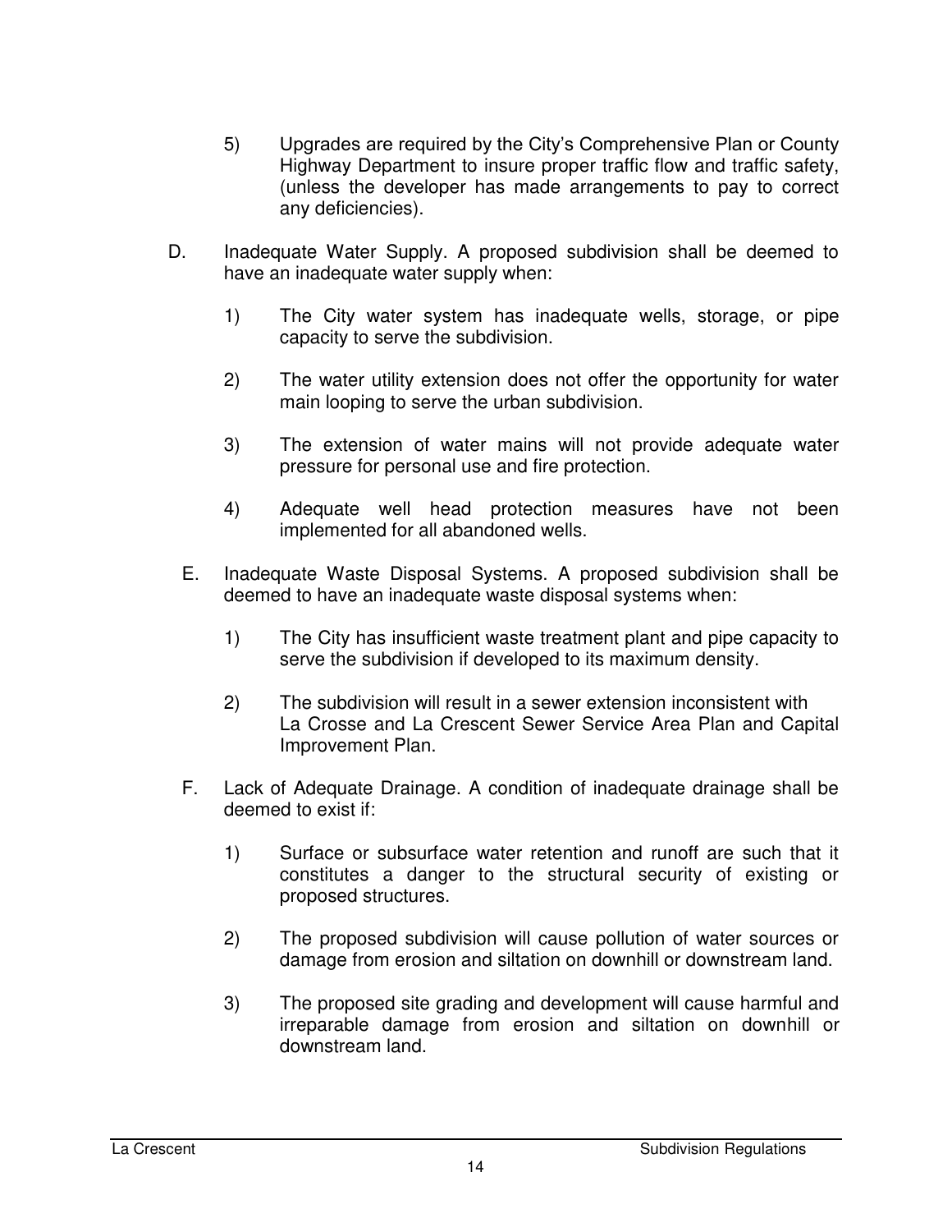5) Upgrades are required by the City's Comprehensive Plan or County Highway Department to insure proper traffic flow and traffic safety, (unless the developer has made arrangements to pay to correct any deficiencies).

D. Inadequate Water Supply. A proposed subdivision shall be deemed to have an inadequate water supply when:

   1) The City water system has inadequate wells, storage, or pipe capacity to serve the subdivision.

   2) The water utility extension does not offer the opportunity for water main looping to serve the urban subdivision.

   3) The extension of water mains will not provide adequate water pressure for personal use and fire protection.

   4) Adequate well head protection measures have not been implemented for all abandoned wells.

E. Inadequate Waste Disposal Systems. A proposed subdivision shall be deemed to have an inadequate waste disposal systems when:

   1) The City has insufficient waste treatment plant and pipe capacity to serve the subdivision if developed to its maximum density.

   2) The subdivision will result in a sewer extension inconsistent with La Crosse and La Crescent Sewer Service Area Plan and Capital Improvement Plan.

F. Lack of Adequate Drainage. A condition of inadequate drainage shall be deemed to exist if:

   1) Surface or subsurface water retention and runoff are such that it constitutes a danger to the structural security of existing or proposed structures.

   2) The proposed subdivision will cause pollution of water sources or damage from erosion and siltation on downhill or downstream land.

   3) The proposed site grading and development will cause harmful and irreparable damage from erosion and siltation on downhill or downstream land.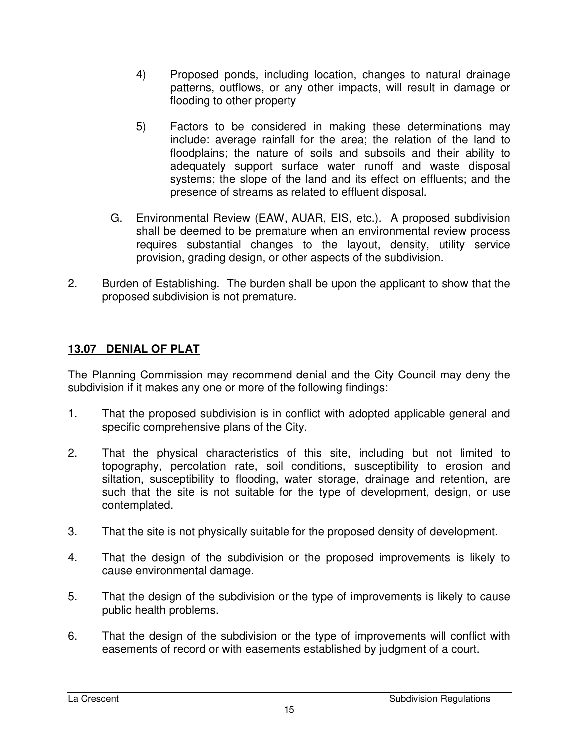4) Proposed ponds, including location, changes to natural drainage patterns, outflows, or any other impacts, will result in damage or flooding to other property

5) Factors to be considered in making these determinations may include: average rainfall for the area; the relation of the land to floodplains; the nature of soils and subsoils and their ability to adequately support surface water runoff and waste disposal systems; the slope of the land and its effect on effluents; and the presence of streams as related to effluent disposal.

G. Environmental Review (EAW, AUAR, EIS, etc.). A proposed subdivision shall be deemed to be premature when an environmental review process requires substantial changes to the layout, density, utility service provision, grading design, or other aspects of the subdivision.

2. Burden of Establishing. The burden shall be upon the applicant to show that the proposed subdivision is not premature.

## 13.07 DENIAL OF PLAT

The Planning Commission may recommend denial and the City Council may deny the subdivision if it makes any one or more of the following findings:

1. That the proposed subdivision is in conflict with adopted applicable general and specific comprehensive plans of the City.

2. That the physical characteristics of this site, including but not limited to topography, percolation rate, soil conditions, susceptibility to erosion and siltation, susceptibility to flooding, water storage, drainage and retention, are such that the site is not suitable for the type of development, design, or use contemplated.

3. That the site is not physically suitable for the proposed density of development.

4. That the design of the subdivision or the proposed improvements is likely to cause environmental damage.

5. That the design of the subdivision or the type of improvements is likely to cause public health problems.

6. That the design of the subdivision or the type of improvements will conflict with easements of record or with easements established by judgment of a court.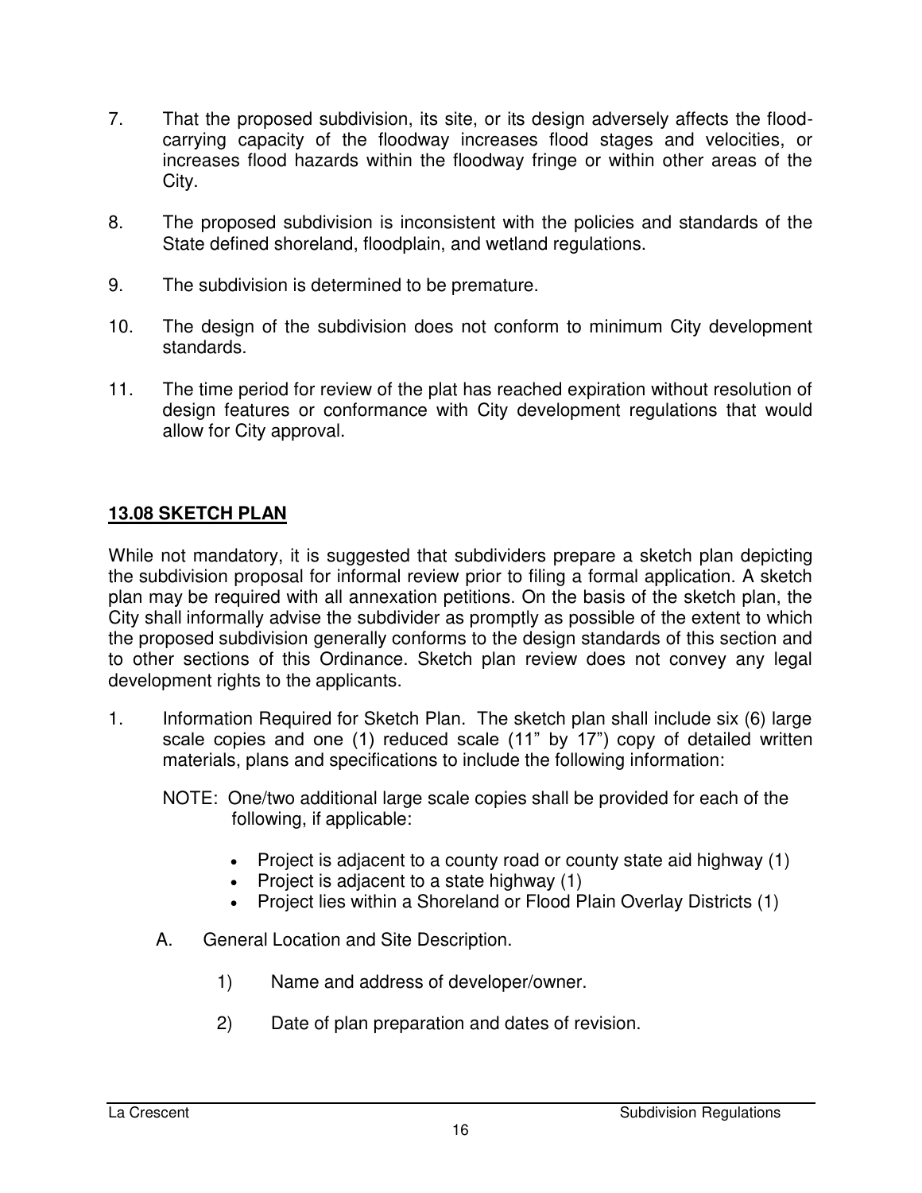7. That the proposed subdivision, its site, or its design adversely affects the flood-carrying capacity of the floodway increases flood stages and velocities, or increases flood hazards within the floodway fringe or within other areas of the City.

8. The proposed subdivision is inconsistent with the policies and standards of the State defined shoreland, floodplain, and wetland regulations.

9. The subdivision is determined to be premature.

10. The design of the subdivision does not conform to minimum City development standards.

11. The time period for review of the plat has reached expiration without resolution of design features or conformance with City development regulations that would allow for City approval.

## 13.08 SKETCH PLAN

While not mandatory, it is suggested that subdividers prepare a sketch plan depicting the subdivision proposal for informal review prior to filing a formal application. A sketch plan may be required with all annexation petitions. On the basis of the sketch plan, the City shall informally advise the subdivider as promptly as possible of the extent to which the proposed subdivision generally conforms to the design standards of this section and to other sections of this Ordinance. Sketch plan review does not convey any legal development rights to the applicants.

1. Information Required for Sketch Plan. The sketch plan shall include six (6) large scale copies and one (1) reduced scale (11" by 17") copy of detailed written materials, plans and specifications to include the following information:

   NOTE: One/two additional large scale copies shall be provided for each of the following, if applicable:

   - Project is adjacent to a county road or county state aid highway (1)
   - Project is adjacent to a state highway (1)
   - Project lies within a Shoreland or Flood Plain Overlay Districts (1)

   A. General Location and Site Description.

      1) Name and address of developer/owner.

      2) Date of plan preparation and dates of revision.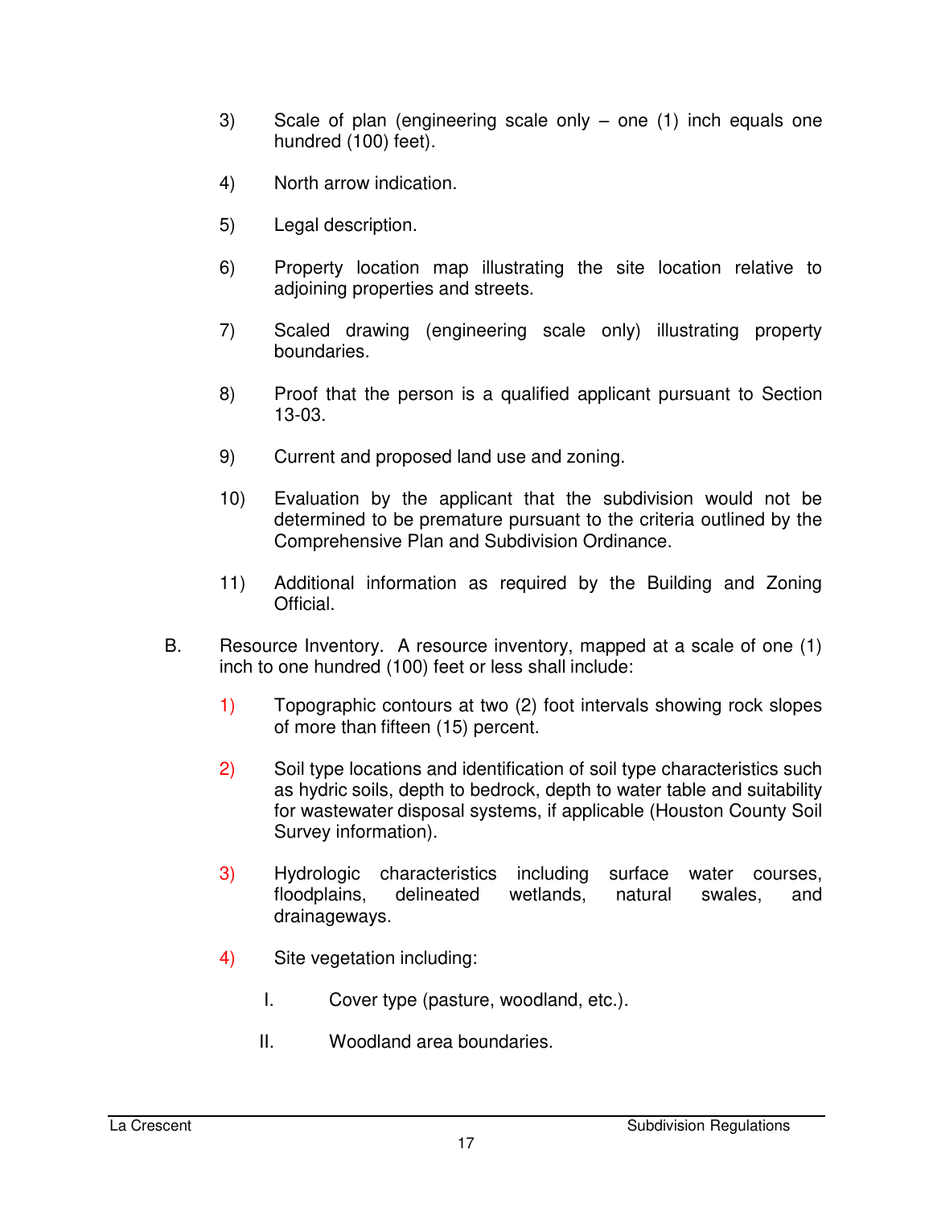3) Scale of plan (engineering scale only – one (1) inch equals one hundred (100) feet).

4) North arrow indication.

5) Legal description.

6) Property location map illustrating the site location relative to adjoining properties and streets.

7) Scaled drawing (engineering scale only) illustrating property boundaries.

8) Proof that the person is a qualified applicant pursuant to Section 13-03.

9) Current and proposed land use and zoning.

10) Evaluation by the applicant that the subdivision would not be determined to be premature pursuant to the criteria outlined by the Comprehensive Plan and Subdivision Ordinance.

11) Additional information as required by the Building and Zoning Official.

B. Resource Inventory. A resource inventory, mapped at a scale of one (1) inch to one hundred (100) feet or less shall include:

1) Topographic contours at two (2) foot intervals showing rock slopes of more than fifteen (15) percent.

2) Soil type locations and identification of soil type characteristics such as hydric soils, depth to bedrock, depth to water table and suitability for wastewater disposal systems, if applicable (Houston County Soil Survey information).

3) Hydrologic characteristics including surface water courses, floodplains, delineated wetlands, natural swales, and drainageways.

4) Site vegetation including:

   I. Cover type (pasture, woodland, etc.).

   II. Woodland area boundaries.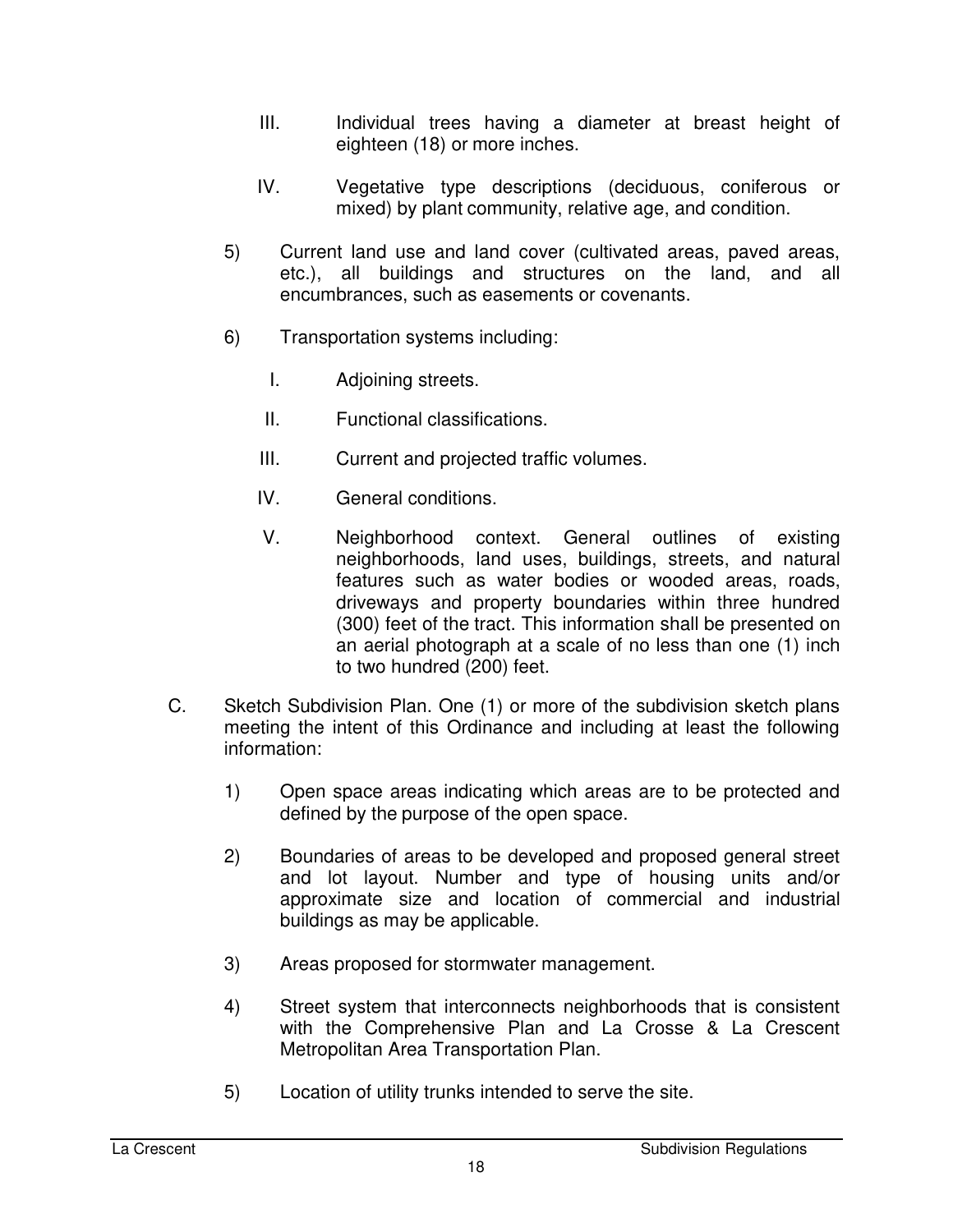III. Individual trees having a diameter at breast height of eighteen (18) or more inches.

IV. Vegetative type descriptions (deciduous, coniferous or mixed) by plant community, relative age, and condition.

5) Current land use and land cover (cultivated areas, paved areas, etc.), all buildings and structures on the land, and all encumbrances, such as easements or covenants.

6) Transportation systems including:

I. Adjoining streets.

II. Functional classifications.

III. Current and projected traffic volumes.

IV. General conditions.

V. Neighborhood context. General outlines of existing neighborhoods, land uses, buildings, streets, and natural features such as water bodies or wooded areas, roads, driveways and property boundaries within three hundred (300) feet of the tract. This information shall be presented on an aerial photograph at a scale of no less than one (1) inch to two hundred (200) feet.

C. Sketch Subdivision Plan. One (1) or more of the subdivision sketch plans meeting the intent of this Ordinance and including at least the following information:

1) Open space areas indicating which areas are to be protected and defined by the purpose of the open space.

2) Boundaries of areas to be developed and proposed general street and lot layout. Number and type of housing units and/or approximate size and location of commercial and industrial buildings as may be applicable.

3) Areas proposed for stormwater management.

4) Street system that interconnects neighborhoods that is consistent with the Comprehensive Plan and La Crosse & La Crescent Metropolitan Area Transportation Plan.

5) Location of utility trunks intended to serve the site.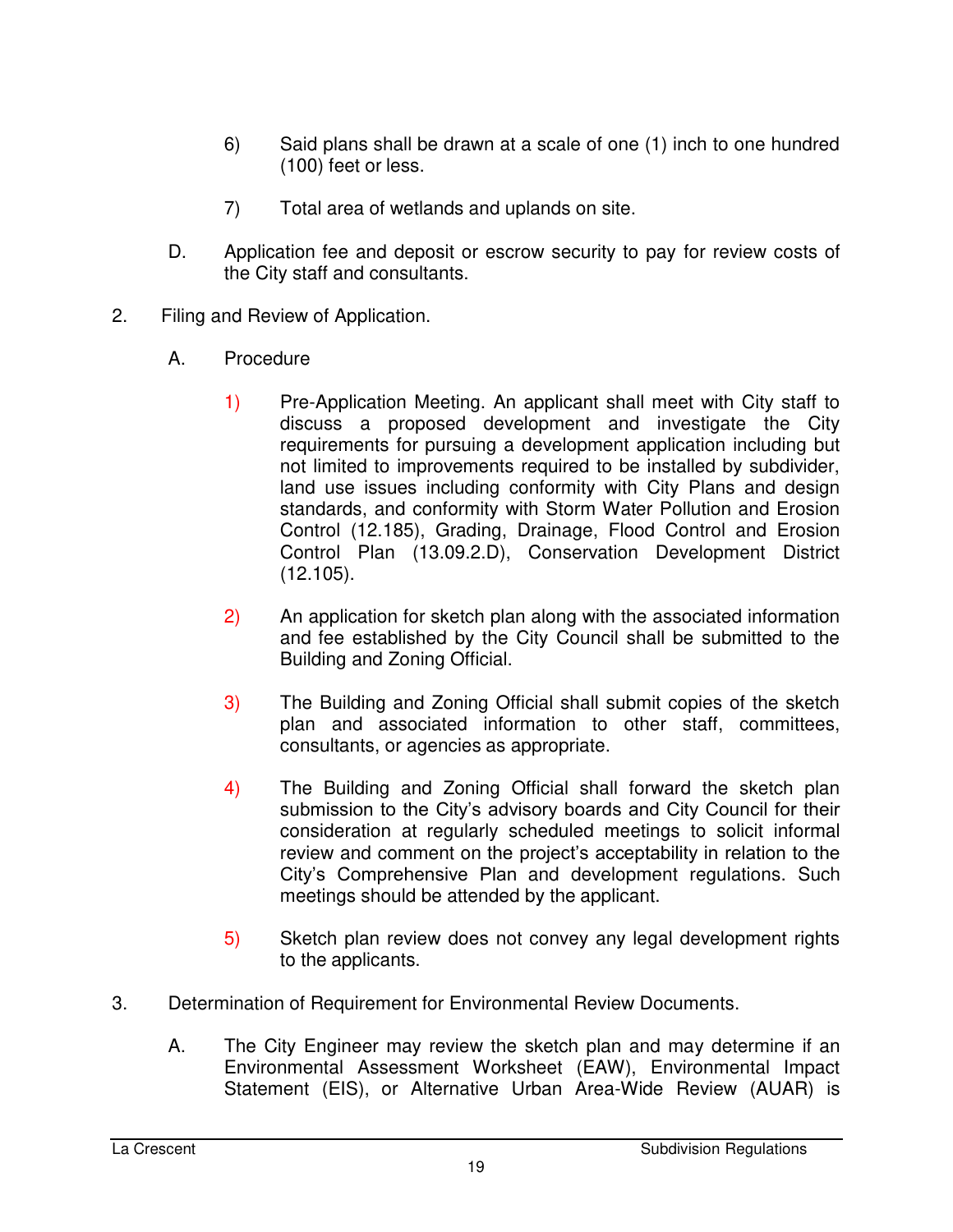6) Said plans shall be drawn at a scale of one (1) inch to one hundred (100) feet or less.

7) Total area of wetlands and uplands on site.

D. Application fee and deposit or escrow security to pay for review costs of the City staff and consultants.

2. Filing and Review of Application.

A. Procedure

1) Pre-Application Meeting. An applicant shall meet with City staff to discuss a proposed development and investigate the City requirements for pursuing a development application including but not limited to improvements required to be installed by subdivider, land use issues including conformity with City Plans and design standards, and conformity with Storm Water Pollution and Erosion Control (12.185), Grading, Drainage, Flood Control and Erosion Control Plan (13.09.2.D), Conservation Development District (12.105).

2) An application for sketch plan along with the associated information and fee established by the City Council shall be submitted to the Building and Zoning Official.

3) The Building and Zoning Official shall submit copies of the sketch plan and associated information to other staff, committees, consultants, or agencies as appropriate.

4) The Building and Zoning Official shall forward the sketch plan submission to the City's advisory boards and City Council for their consideration at regularly scheduled meetings to solicit informal review and comment on the project's acceptability in relation to the City's Comprehensive Plan and development regulations. Such meetings should be attended by the applicant.

5) Sketch plan review does not convey any legal development rights to the applicants.

3. Determination of Requirement for Environmental Review Documents.

A. The City Engineer may review the sketch plan and may determine if an Environmental Assessment Worksheet (EAW), Environmental Impact Statement (EIS), or Alternative Urban Area-Wide Review (AUAR) is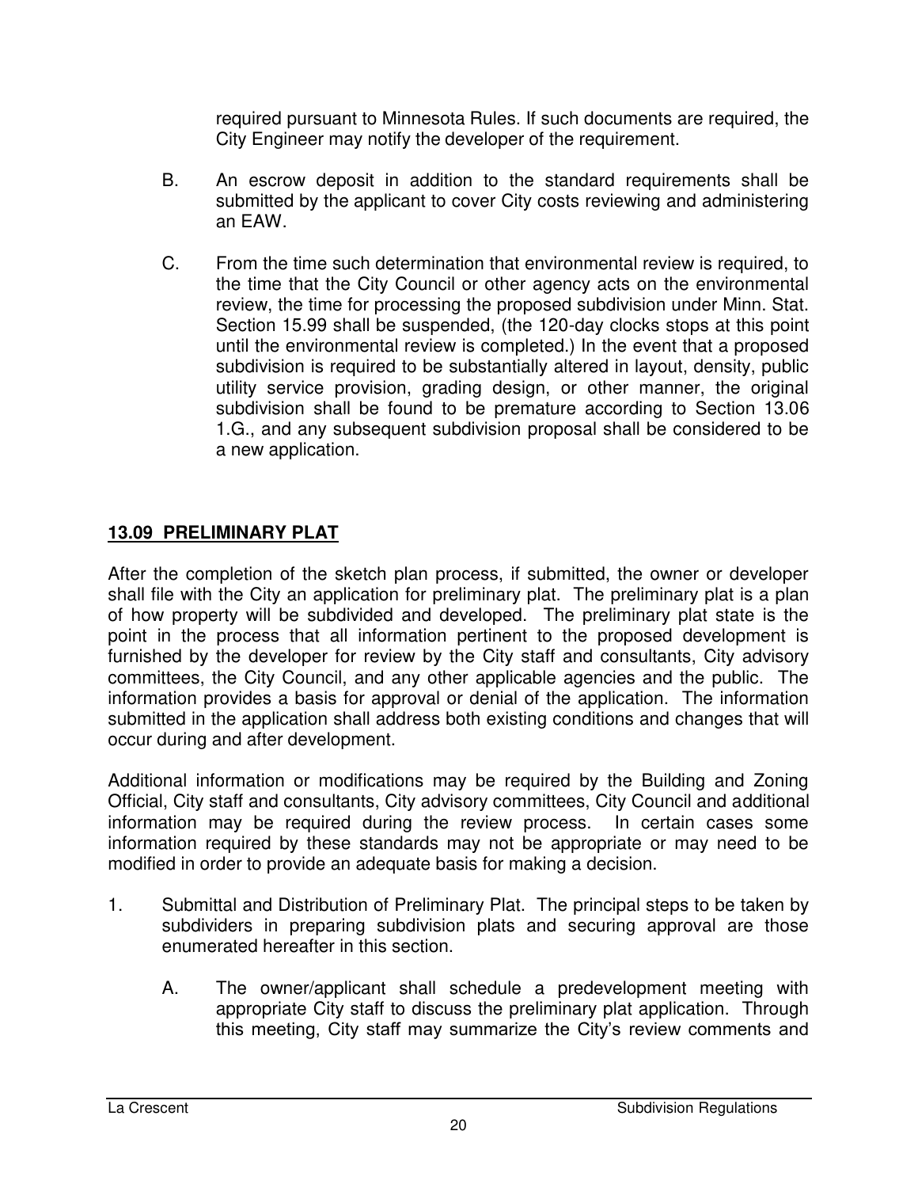required pursuant to Minnesota Rules. If such documents are required, the City Engineer may notify the developer of the requirement.

B. An escrow deposit in addition to the standard requirements shall be submitted by the applicant to cover City costs reviewing and administering an EAW.

C. From the time such determination that environmental review is required, to the time that the City Council or other agency acts on the environmental review, the time for processing the proposed subdivision under Minn. Stat. Section 15.99 shall be suspended, (the 120-day clocks stops at this point until the environmental review is completed.) In the event that a proposed subdivision is required to be substantially altered in layout, density, public utility service provision, grading design, or other manner, the original subdivision shall be found to be premature according to Section 13.06 1.G., and any subsequent subdivision proposal shall be considered to be a new application.

## 13.09 PRELIMINARY PLAT

After the completion of the sketch plan process, if submitted, the owner or developer shall file with the City an application for preliminary plat. The preliminary plat is a plan of how property will be subdivided and developed. The preliminary plat state is the point in the process that all information pertinent to the proposed development is furnished by the developer for review by the City staff and consultants, City advisory committees, the City Council, and any other applicable agencies and the public. The information provides a basis for approval or denial of the application. The information submitted in the application shall address both existing conditions and changes that will occur during and after development.

Additional information or modifications may be required by the Building and Zoning Official, City staff and consultants, City advisory committees, City Council and additional information may be required during the review process. In certain cases some information required by these standards may not be appropriate or may need to be modified in order to provide an adequate basis for making a decision.

1. Submittal and Distribution of Preliminary Plat. The principal steps to be taken by subdividers in preparing subdivision plats and securing approval are those enumerated hereafter in this section.

   A. The owner/applicant shall schedule a predevelopment meeting with appropriate City staff to discuss the preliminary plat application. Through this meeting, City staff may summarize the City's review comments and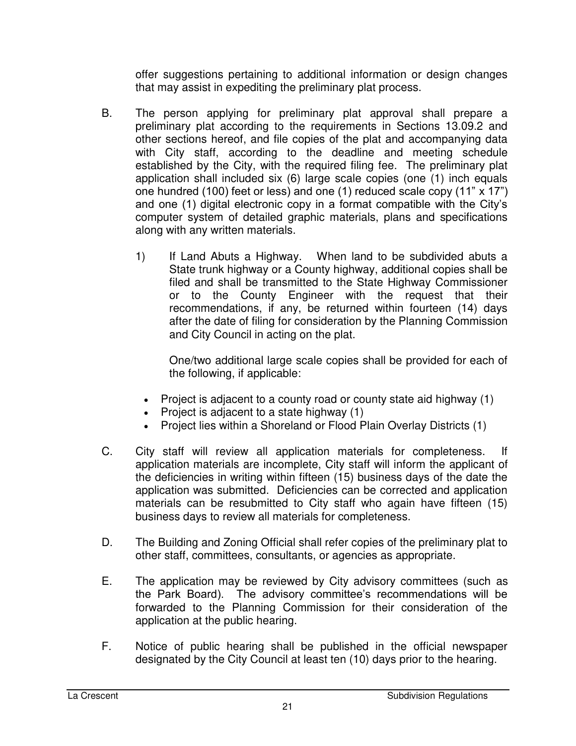offer suggestions pertaining to additional information or design changes that may assist in expediting the preliminary plat process.

B. The person applying for preliminary plat approval shall prepare a preliminary plat according to the requirements in Sections 13.09.2 and other sections hereof, and file copies of the plat and accompanying data with City staff, according to the deadline and meeting schedule established by the City, with the required filing fee. The preliminary plat application shall included six (6) large scale copies (one (1) inch equals one hundred (100) feet or less) and one (1) reduced scale copy (11" x 17") and one (1) digital electronic copy in a format compatible with the City's computer system of detailed graphic materials, plans and specifications along with any written materials.

   1) If Land Abuts a Highway. When land to be subdivided abuts a State trunk highway or a County highway, additional copies shall be filed and shall be transmitted to the State Highway Commissioner or to the County Engineer with the request that their recommendations, if any, be returned within fourteen (14) days after the date of filing for consideration by the Planning Commission and City Council in acting on the plat.

      One/two additional large scale copies shall be provided for each of the following, if applicable:

      - Project is adjacent to a county road or county state aid highway (1)
      - Project is adjacent to a state highway (1)
      - Project lies within a Shoreland or Flood Plain Overlay Districts (1)

C. City staff will review all application materials for completeness. If application materials are incomplete, City staff will inform the applicant of the deficiencies in writing within fifteen (15) business days of the date the application was submitted. Deficiencies can be corrected and application materials can be resubmitted to City staff who again have fifteen (15) business days to review all materials for completeness.

D. The Building and Zoning Official shall refer copies of the preliminary plat to other staff, committees, consultants, or agencies as appropriate.

E. The application may be reviewed by City advisory committees (such as the Park Board). The advisory committee's recommendations will be forwarded to the Planning Commission for their consideration of the application at the public hearing.

F. Notice of public hearing shall be published in the official newspaper designated by the City Council at least ten (10) days prior to the hearing.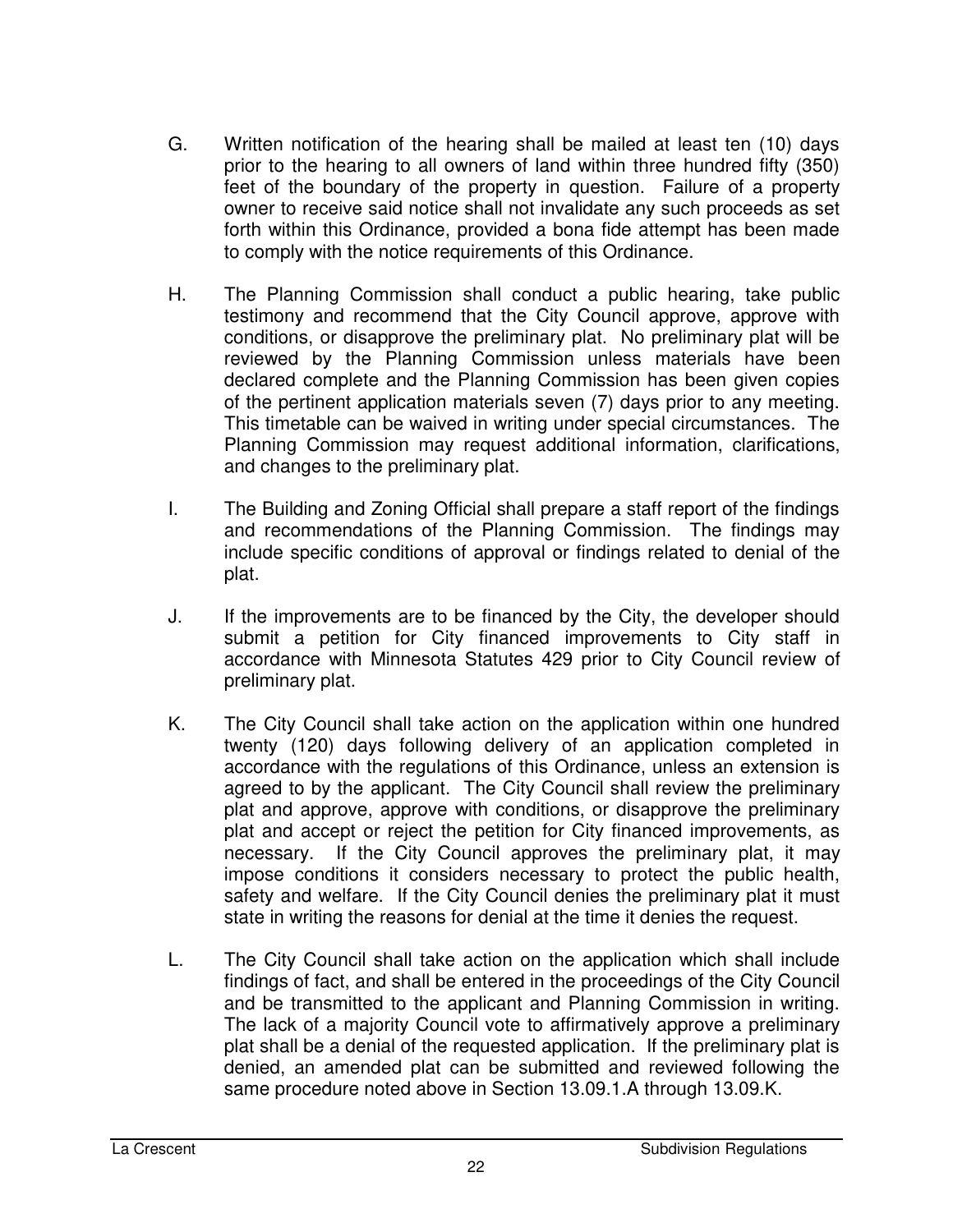G. Written notification of the hearing shall be mailed at least ten (10) days prior to the hearing to all owners of land within three hundred fifty (350) feet of the boundary of the property in question. Failure of a property owner to receive said notice shall not invalidate any such proceeds as set forth within this Ordinance, provided a bona fide attempt has been made to comply with the notice requirements of this Ordinance.

H. The Planning Commission shall conduct a public hearing, take public testimony and recommend that the City Council approve, approve with conditions, or disapprove the preliminary plat. No preliminary plat will be reviewed by the Planning Commission unless materials have been declared complete and the Planning Commission has been given copies of the pertinent application materials seven (7) days prior to any meeting. This timetable can be waived in writing under special circumstances. The Planning Commission may request additional information, clarifications, and changes to the preliminary plat.

I. The Building and Zoning Official shall prepare a staff report of the findings and recommendations of the Planning Commission. The findings may include specific conditions of approval or findings related to denial of the plat.

J. If the improvements are to be financed by the City, the developer should submit a petition for City financed improvements to City staff in accordance with Minnesota Statutes 429 prior to City Council review of preliminary plat.

K. The City Council shall take action on the application within one hundred twenty (120) days following delivery of an application completed in accordance with the regulations of this Ordinance, unless an extension is agreed to by the applicant. The City Council shall review the preliminary plat and approve, approve with conditions, or disapprove the preliminary plat and accept or reject the petition for City financed improvements, as necessary. If the City Council approves the preliminary plat, it may impose conditions it considers necessary to protect the public health, safety and welfare. If the City Council denies the preliminary plat it must state in writing the reasons for denial at the time it denies the request.

L. The City Council shall take action on the application which shall include findings of fact, and shall be entered in the proceedings of the City Council and be transmitted to the applicant and Planning Commission in writing. The lack of a majority Council vote to affirmatively approve a preliminary plat shall be a denial of the requested application. If the preliminary plat is denied, an amended plat can be submitted and reviewed following the same procedure noted above in Section 13.09.1.A through 13.09.K.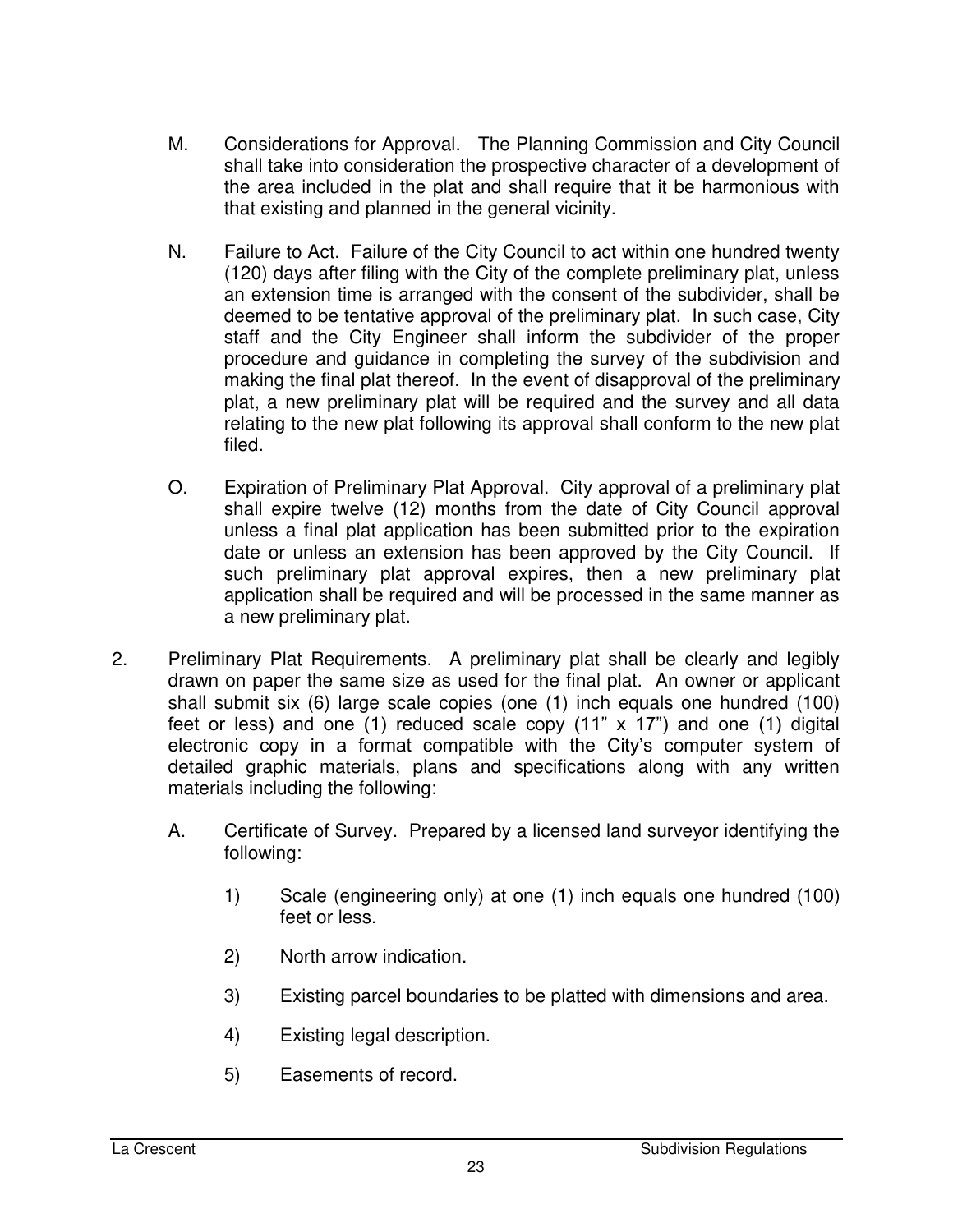M. Considerations for Approval. The Planning Commission and City Council shall take into consideration the prospective character of a development of the area included in the plat and shall require that it be harmonious with that existing and planned in the general vicinity.

N. Failure to Act. Failure of the City Council to act within one hundred twenty (120) days after filing with the City of the complete preliminary plat, unless an extension time is arranged with the consent of the subdivider, shall be deemed to be tentative approval of the preliminary plat. In such case, City staff and the City Engineer shall inform the subdivider of the proper procedure and guidance in completing the survey of the subdivision and making the final plat thereof. In the event of disapproval of the preliminary plat, a new preliminary plat will be required and the survey and all data relating to the new plat following its approval shall conform to the new plat filed.

O. Expiration of Preliminary Plat Approval. City approval of a preliminary plat shall expire twelve (12) months from the date of City Council approval unless a final plat application has been submitted prior to the expiration date or unless an extension has been approved by the City Council. If such preliminary plat approval expires, then a new preliminary plat application shall be required and will be processed in the same manner as a new preliminary plat.

2. Preliminary Plat Requirements. A preliminary plat shall be clearly and legibly drawn on paper the same size as used for the final plat. An owner or applicant shall submit six (6) large scale copies (one (1) inch equals one hundred (100) feet or less) and one (1) reduced scale copy (11" x 17") and one (1) digital electronic copy in a format compatible with the City's computer system of detailed graphic materials, plans and specifications along with any written materials including the following:

   A. Certificate of Survey. Prepared by a licensed land surveyor identifying the following:

      1) Scale (engineering only) at one (1) inch equals one hundred (100) feet or less.

      2) North arrow indication.

      3) Existing parcel boundaries to be platted with dimensions and area.

      4) Existing legal description.

      5) Easements of record.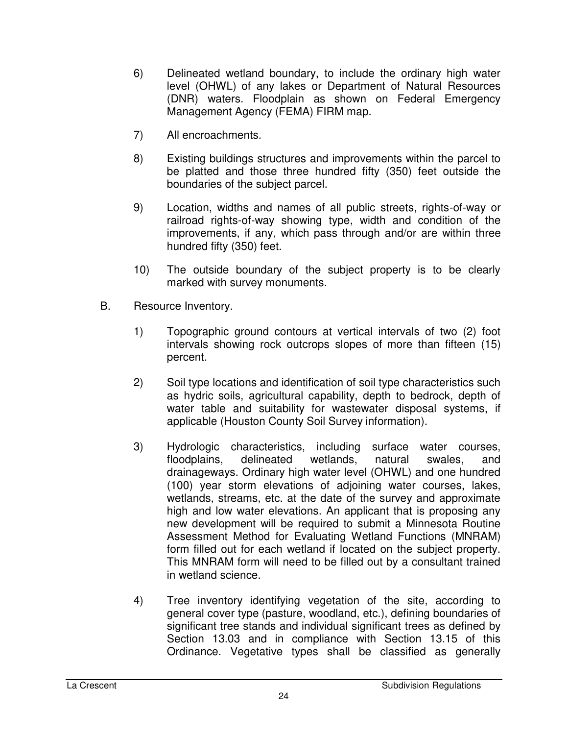6) Delineated wetland boundary, to include the ordinary high water level (OHWL) of any lakes or Department of Natural Resources (DNR) waters. Floodplain as shown on Federal Emergency Management Agency (FEMA) FIRM map.

7) All encroachments.

8) Existing buildings structures and improvements within the parcel to be platted and those three hundred fifty (350) feet outside the boundaries of the subject parcel.

9) Location, widths and names of all public streets, rights-of-way or railroad rights-of-way showing type, width and condition of the improvements, if any, which pass through and/or are within three hundred fifty (350) feet.

10) The outside boundary of the subject property is to be clearly marked with survey monuments.

B. Resource Inventory.

1) Topographic ground contours at vertical intervals of two (2) foot intervals showing rock outcrops slopes of more than fifteen (15) percent.

2) Soil type locations and identification of soil type characteristics such as hydric soils, agricultural capability, depth to bedrock, depth of water table and suitability for wastewater disposal systems, if applicable (Houston County Soil Survey information).

3) Hydrologic characteristics, including surface water courses, floodplains, delineated wetlands, natural swales, and drainageways. Ordinary high water level (OHWL) and one hundred (100) year storm elevations of adjoining water courses, lakes, wetlands, streams, etc. at the date of the survey and approximate high and low water elevations. An applicant that is proposing any new development will be required to submit a Minnesota Routine Assessment Method for Evaluating Wetland Functions (MNRAM) form filled out for each wetland if located on the subject property. This MNRAM form will need to be filled out by a consultant trained in wetland science.

4) Tree inventory identifying vegetation of the site, according to general cover type (pasture, woodland, etc.), defining boundaries of significant tree stands and individual significant trees as defined by Section 13.03 and in compliance with Section 13.15 of this Ordinance. Vegetative types shall be classified as generally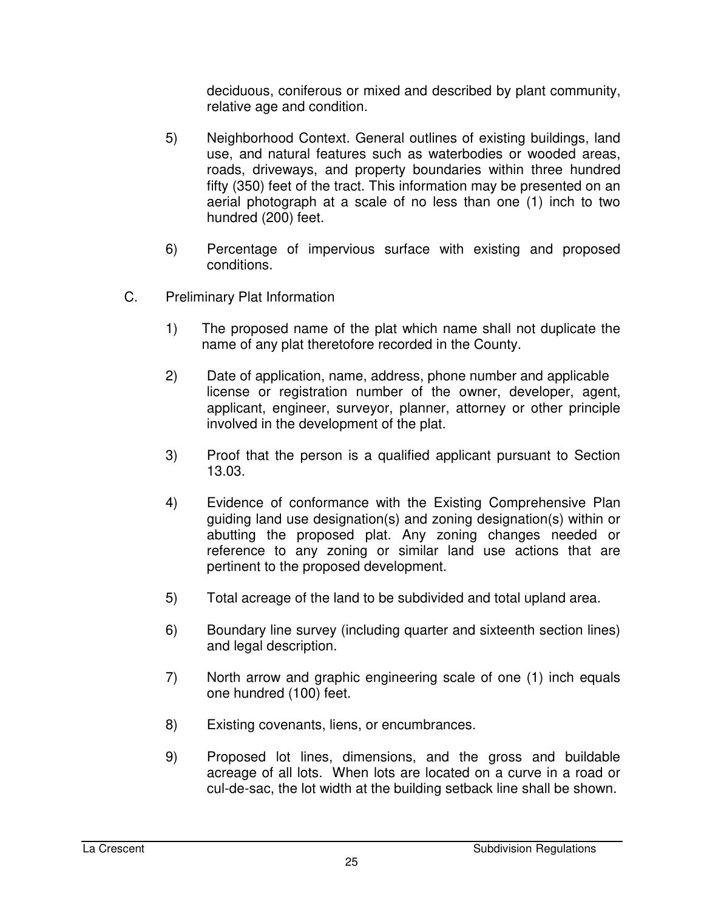deciduous, coniferous or mixed and described by plant community, relative age and condition.

5) Neighborhood Context. General outlines of existing buildings, land use, and natural features such as waterbodies or wooded areas, roads, driveways, and property boundaries within three hundred fifty (350) feet of the tract. This information may be presented on an aerial photograph at a scale of no less than one (1) inch to two hundred (200) feet.

6) Percentage of impervious surface with existing and proposed conditions.

C. Preliminary Plat Information

1) The proposed name of the plat which name shall not duplicate the name of any plat theretofore recorded in the County.

2) Date of application, name, address, phone number and applicable license or registration number of the owner, developer, agent, applicant, engineer, surveyor, planner, attorney or other principle involved in the development of the plat.

3) Proof that the person is a qualified applicant pursuant to Section 13.03.

4) Evidence of conformance with the Existing Comprehensive Plan guiding land use designation(s) and zoning designation(s) within or abutting the proposed plat. Any zoning changes needed or reference to any zoning or similar land use actions that are pertinent to the proposed development.

5) Total acreage of the land to be subdivided and total upland area.

6) Boundary line survey (including quarter and sixteenth section lines) and legal description.

7) North arrow and graphic engineering scale of one (1) inch equals one hundred (100) feet.

8) Existing covenants, liens, or encumbrances.

9) Proposed lot lines, dimensions, and the gross and buildable acreage of all lots. When lots are located on a curve in a road or cul-de-sac, the lot width at the building setback line shall be shown.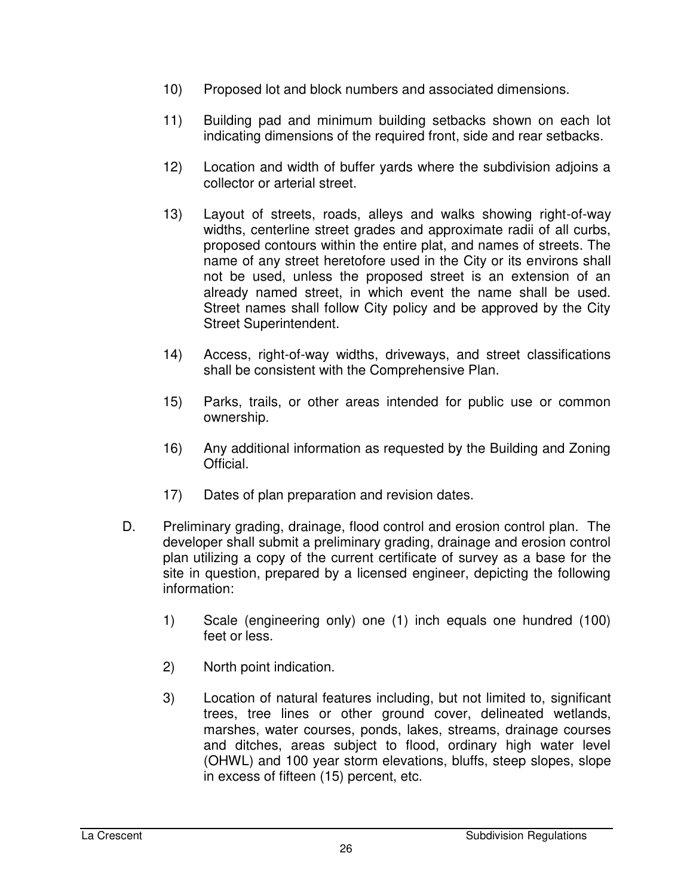10) Proposed lot and block numbers and associated dimensions.

11) Building pad and minimum building setbacks shown on each lot indicating dimensions of the required front, side and rear setbacks.

12) Location and width of buffer yards where the subdivision adjoins a collector or arterial street.

13) Layout of streets, roads, alleys and walks showing right-of-way widths, centerline street grades and approximate radii of all curbs, proposed contours within the entire plat, and names of streets. The name of any street heretofore used in the City or its environs shall not be used, unless the proposed street is an extension of an already named street, in which event the name shall be used. Street names shall follow City policy and be approved by the City Street Superintendent.

14) Access, right-of-way widths, driveways, and street classifications shall be consistent with the Comprehensive Plan.

15) Parks, trails, or other areas intended for public use or common ownership.

16) Any additional information as requested by the Building and Zoning Official.

17) Dates of plan preparation and revision dates.

D. Preliminary grading, drainage, flood control and erosion control plan. The developer shall submit a preliminary grading, drainage and erosion control plan utilizing a copy of the current certificate of survey as a base for the site in question, prepared by a licensed engineer, depicting the following information:

1) Scale (engineering only) one (1) inch equals one hundred (100) feet or less.

2) North point indication.

3) Location of natural features including, but not limited to, significant trees, tree lines or other ground cover, delineated wetlands, marshes, water courses, ponds, lakes, streams, drainage courses and ditches, areas subject to flood, ordinary high water level (OHWL) and 100 year storm elevations, bluffs, steep slopes, slope in excess of fifteen (15) percent, etc.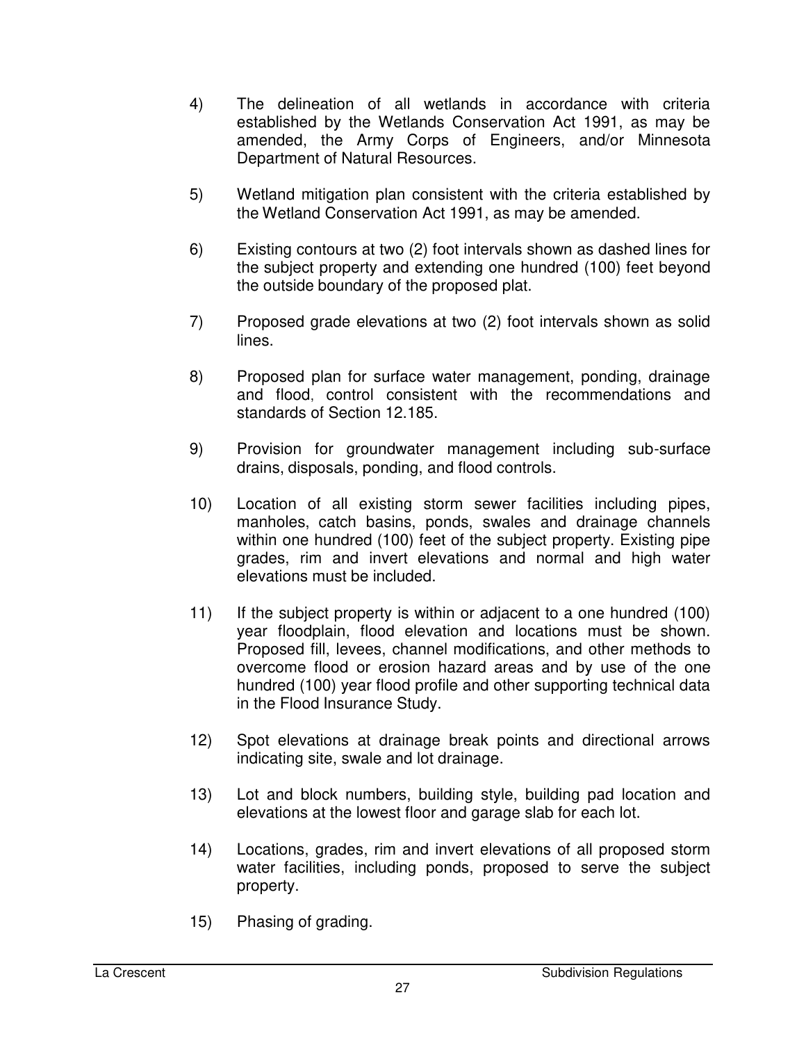4) The delineation of all wetlands in accordance with criteria established by the Wetlands Conservation Act 1991, as may be amended, the Army Corps of Engineers, and/or Minnesota Department of Natural Resources.

5) Wetland mitigation plan consistent with the criteria established by the Wetland Conservation Act 1991, as may be amended.

6) Existing contours at two (2) foot intervals shown as dashed lines for the subject property and extending one hundred (100) feet beyond the outside boundary of the proposed plat.

7) Proposed grade elevations at two (2) foot intervals shown as solid lines.

8) Proposed plan for surface water management, ponding, drainage and flood, control consistent with the recommendations and standards of Section 12.185.

9) Provision for groundwater management including sub-surface drains, disposals, ponding, and flood controls.

10) Location of all existing storm sewer facilities including pipes, manholes, catch basins, ponds, swales and drainage channels within one hundred (100) feet of the subject property. Existing pipe grades, rim and invert elevations and normal and high water elevations must be included.

11) If the subject property is within or adjacent to a one hundred (100) year floodplain, flood elevation and locations must be shown. Proposed fill, levees, channel modifications, and other methods to overcome flood or erosion hazard areas and by use of the one hundred (100) year flood profile and other supporting technical data in the Flood Insurance Study.

12) Spot elevations at drainage break points and directional arrows indicating site, swale and lot drainage.

13) Lot and block numbers, building style, building pad location and elevations at the lowest floor and garage slab for each lot.

14) Locations, grades, rim and invert elevations of all proposed storm water facilities, including ponds, proposed to serve the subject property.

15) Phasing of grading.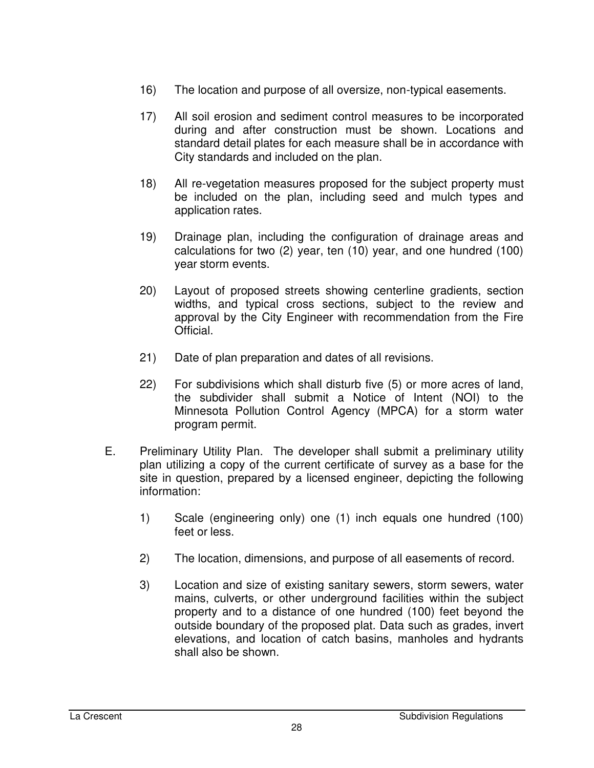16) The location and purpose of all oversize, non-typical easements.

17) All soil erosion and sediment control measures to be incorporated during and after construction must be shown. Locations and standard detail plates for each measure shall be in accordance with City standards and included on the plan.

18) All re-vegetation measures proposed for the subject property must be included on the plan, including seed and mulch types and application rates.

19) Drainage plan, including the configuration of drainage areas and calculations for two (2) year, ten (10) year, and one hundred (100) year storm events.

20) Layout of proposed streets showing centerline gradients, section widths, and typical cross sections, subject to the review and approval by the City Engineer with recommendation from the Fire Official.

21) Date of plan preparation and dates of all revisions.

22) For subdivisions which shall disturb five (5) or more acres of land, the subdivider shall submit a Notice of Intent (NOI) to the Minnesota Pollution Control Agency (MPCA) for a storm water program permit.

E. Preliminary Utility Plan. The developer shall submit a preliminary utility plan utilizing a copy of the current certificate of survey as a base for the site in question, prepared by a licensed engineer, depicting the following information:

1) Scale (engineering only) one (1) inch equals one hundred (100) feet or less.

2) The location, dimensions, and purpose of all easements of record.

3) Location and size of existing sanitary sewers, storm sewers, water mains, culverts, or other underground facilities within the subject property and to a distance of one hundred (100) feet beyond the outside boundary of the proposed plat. Data such as grades, invert elevations, and location of catch basins, manholes and hydrants shall also be shown.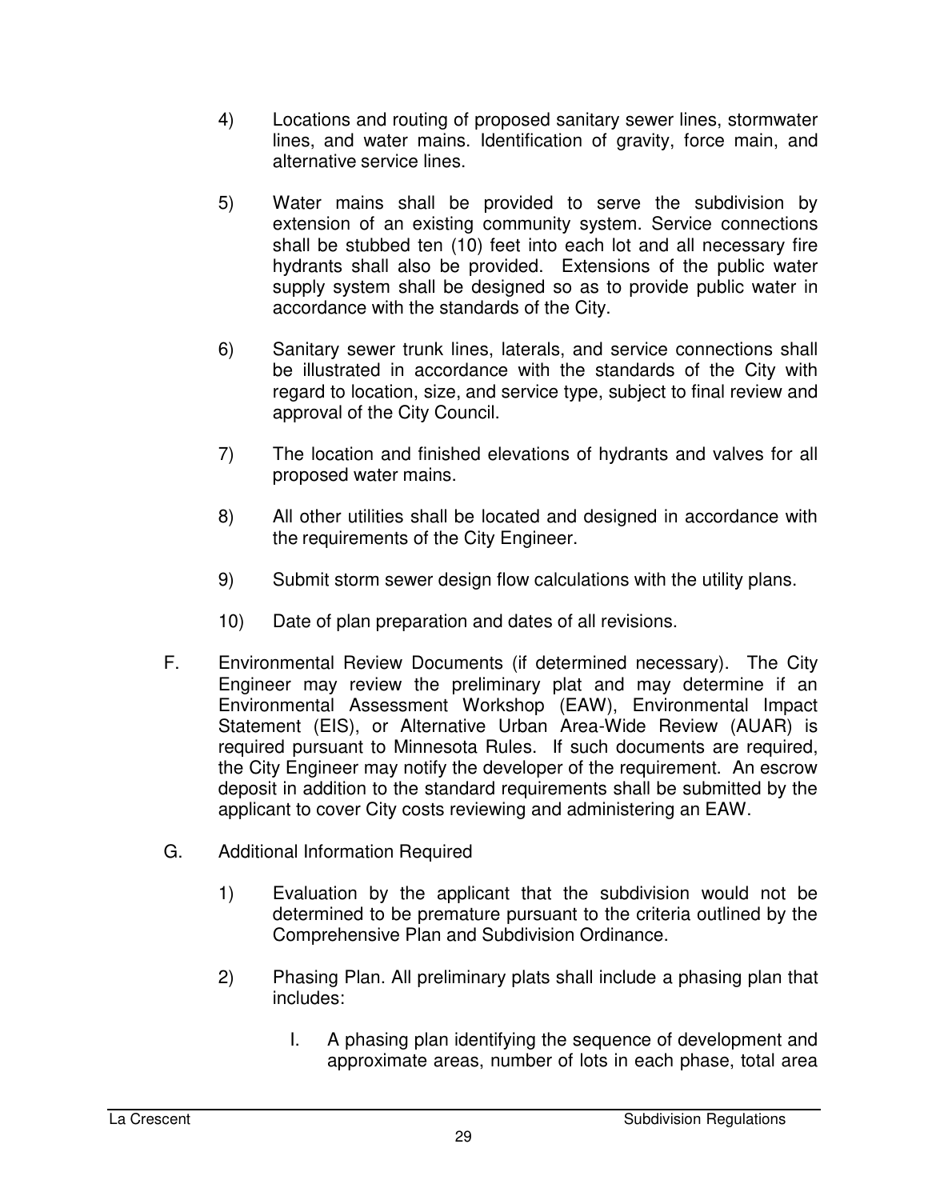4) Locations and routing of proposed sanitary sewer lines, stormwater lines, and water mains. Identification of gravity, force main, and alternative service lines.

5) Water mains shall be provided to serve the subdivision by extension of an existing community system. Service connections shall be stubbed ten (10) feet into each lot and all necessary fire hydrants shall also be provided. Extensions of the public water supply system shall be designed so as to provide public water in accordance with the standards of the City.

6) Sanitary sewer trunk lines, laterals, and service connections shall be illustrated in accordance with the standards of the City with regard to location, size, and service type, subject to final review and approval of the City Council.

7) The location and finished elevations of hydrants and valves for all proposed water mains.

8) All other utilities shall be located and designed in accordance with the requirements of the City Engineer.

9) Submit storm sewer design flow calculations with the utility plans.

10) Date of plan preparation and dates of all revisions.

F. Environmental Review Documents (if determined necessary). The City Engineer may review the preliminary plat and may determine if an Environmental Assessment Workshop (EAW), Environmental Impact Statement (EIS), or Alternative Urban Area-Wide Review (AUAR) is required pursuant to Minnesota Rules. If such documents are required, the City Engineer may notify the developer of the requirement. An escrow deposit in addition to the standard requirements shall be submitted by the applicant to cover City costs reviewing and administering an EAW.

G. Additional Information Required

1) Evaluation by the applicant that the subdivision would not be determined to be premature pursuant to the criteria outlined by the Comprehensive Plan and Subdivision Ordinance.

2) Phasing Plan. All preliminary plats shall include a phasing plan that includes:

I. A phasing plan identifying the sequence of development and approximate areas, number of lots in each phase, total area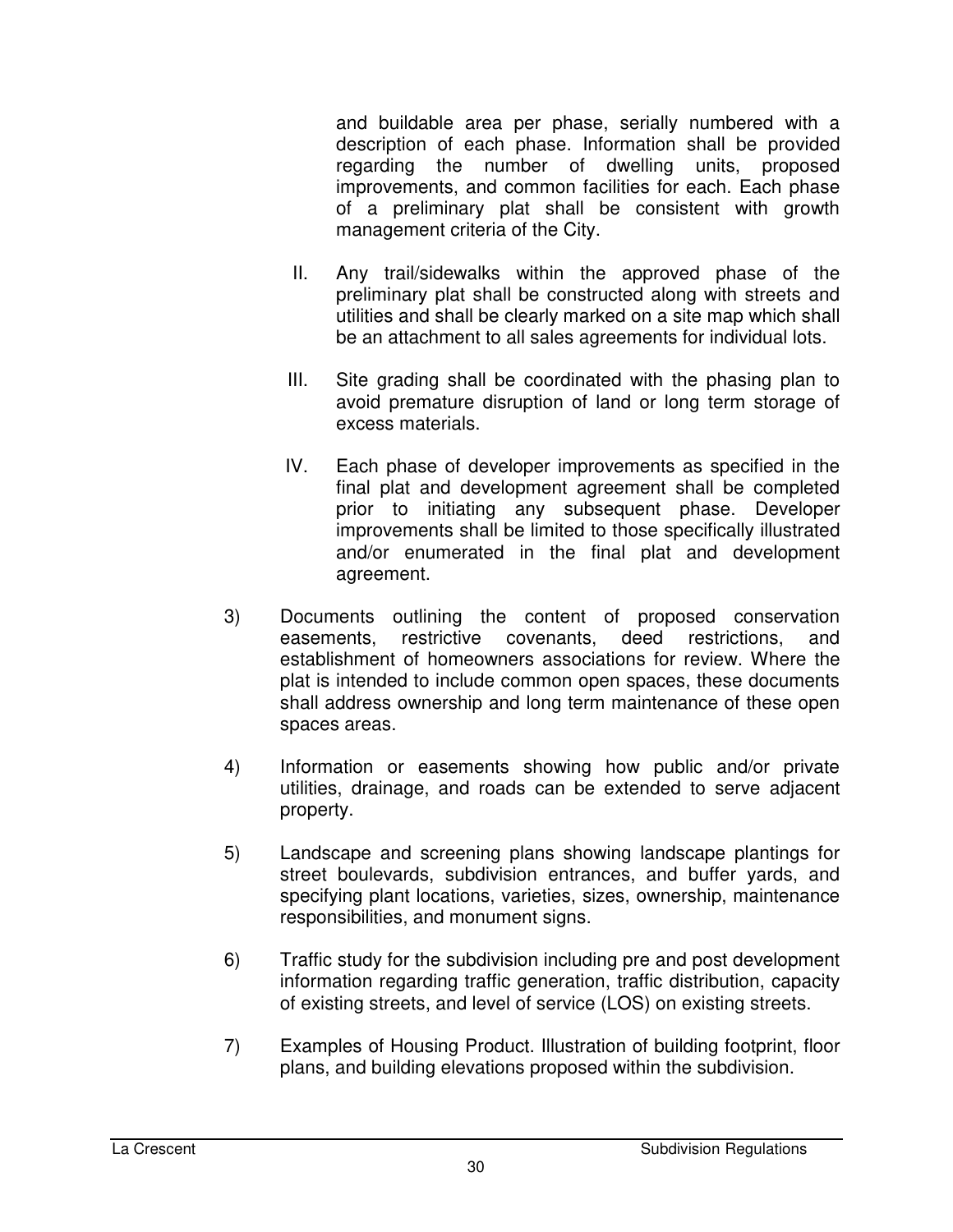and buildable area per phase, serially numbered with a description of each phase. Information shall be provided regarding the number of dwelling units, proposed improvements, and common facilities for each. Each phase of a preliminary plat shall be consistent with growth management criteria of the City.

II. Any trail/sidewalks within the approved phase of the preliminary plat shall be constructed along with streets and utilities and shall be clearly marked on a site map which shall be an attachment to all sales agreements for individual lots.

III. Site grading shall be coordinated with the phasing plan to avoid premature disruption of land or long term storage of excess materials.

IV. Each phase of developer improvements as specified in the final plat and development agreement shall be completed prior to initiating any subsequent phase. Developer improvements shall be limited to those specifically illustrated and/or enumerated in the final plat and development agreement.

3) Documents outlining the content of proposed conservation easements, restrictive covenants, deed restrictions, and establishment of homeowners associations for review. Where the plat is intended to include common open spaces, these documents shall address ownership and long term maintenance of these open spaces areas.

4) Information or easements showing how public and/or private utilities, drainage, and roads can be extended to serve adjacent property.

5) Landscape and screening plans showing landscape plantings for street boulevards, subdivision entrances, and buffer yards, and specifying plant locations, varieties, sizes, ownership, maintenance responsibilities, and monument signs.

6) Traffic study for the subdivision including pre and post development information regarding traffic generation, traffic distribution, capacity of existing streets, and level of service (LOS) on existing streets.

7) Examples of Housing Product. Illustration of building footprint, floor plans, and building elevations proposed within the subdivision.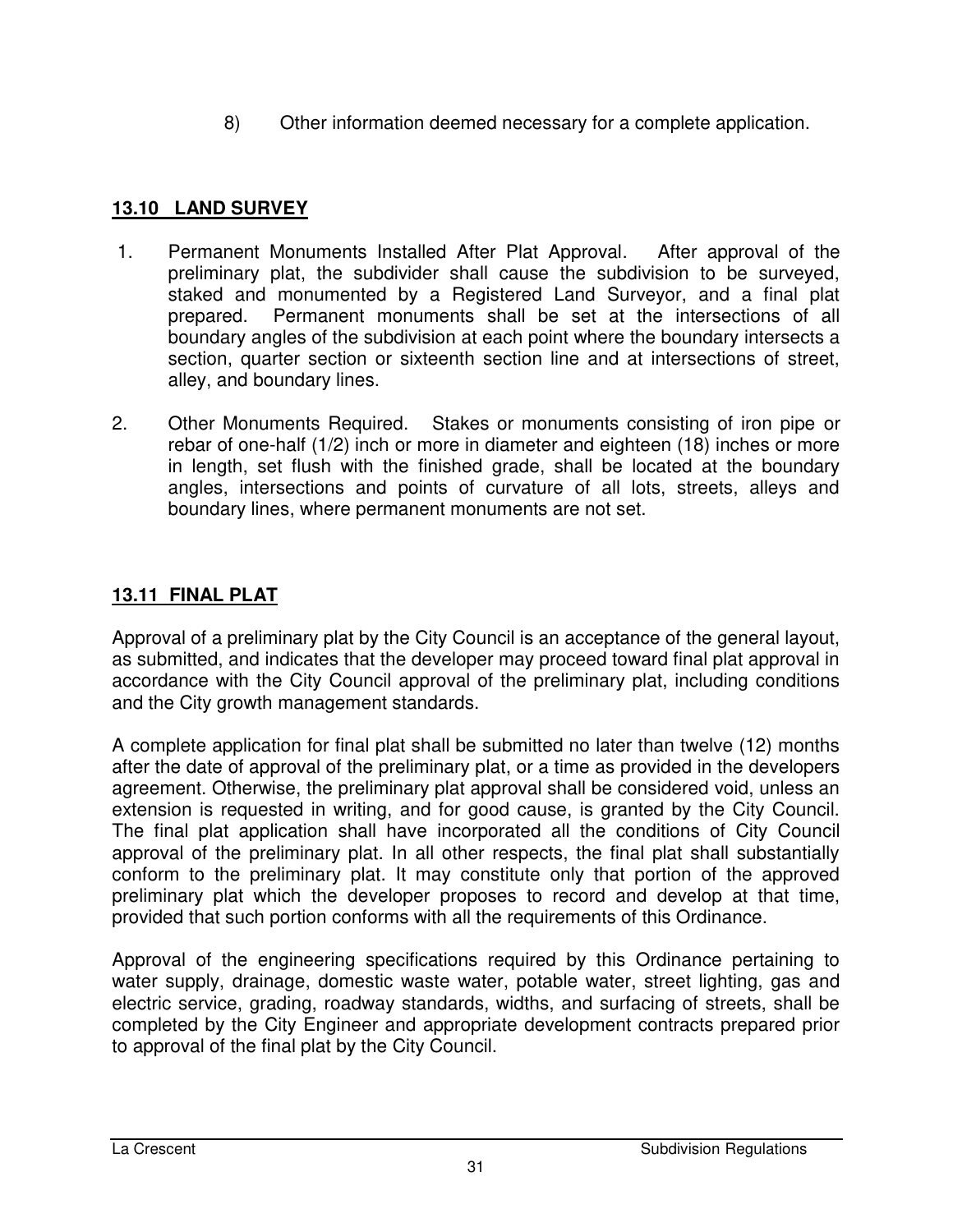8) Other information deemed necessary for a complete application.

## **13.10 LAND SURVEY**

1. Permanent Monuments Installed After Plat Approval. After approval of the preliminary plat, the subdivider shall cause the subdivision to be surveyed, staked and monumented by a Registered Land Surveyor, and a final plat prepared. Permanent monuments shall be set at the intersections of all boundary angles of the subdivision at each point where the boundary intersects a section, quarter section or sixteenth section line and at intersections of street, alley, and boundary lines.

2. Other Monuments Required. Stakes or monuments consisting of iron pipe or rebar of one-half (1/2) inch or more in diameter and eighteen (18) inches or more in length, set flush with the finished grade, shall be located at the boundary angles, intersections and points of curvature of all lots, streets, alleys and boundary lines, where permanent monuments are not set.

## **13.11 FINAL PLAT**

Approval of a preliminary plat by the City Council is an acceptance of the general layout, as submitted, and indicates that the developer may proceed toward final plat approval in accordance with the City Council approval of the preliminary plat, including conditions and the City growth management standards.

A complete application for final plat shall be submitted no later than twelve (12) months after the date of approval of the preliminary plat, or a time as provided in the developers agreement. Otherwise, the preliminary plat approval shall be considered void, unless an extension is requested in writing, and for good cause, is granted by the City Council. The final plat application shall have incorporated all the conditions of City Council approval of the preliminary plat. In all other respects, the final plat shall substantially conform to the preliminary plat. It may constitute only that portion of the approved preliminary plat which the developer proposes to record and develop at that time, provided that such portion conforms with all the requirements of this Ordinance.

Approval of the engineering specifications required by this Ordinance pertaining to water supply, drainage, domestic waste water, potable water, street lighting, gas and electric service, grading, roadway standards, widths, and surfacing of streets, shall be completed by the City Engineer and appropriate development contracts prepared prior to approval of the final plat by the City Council.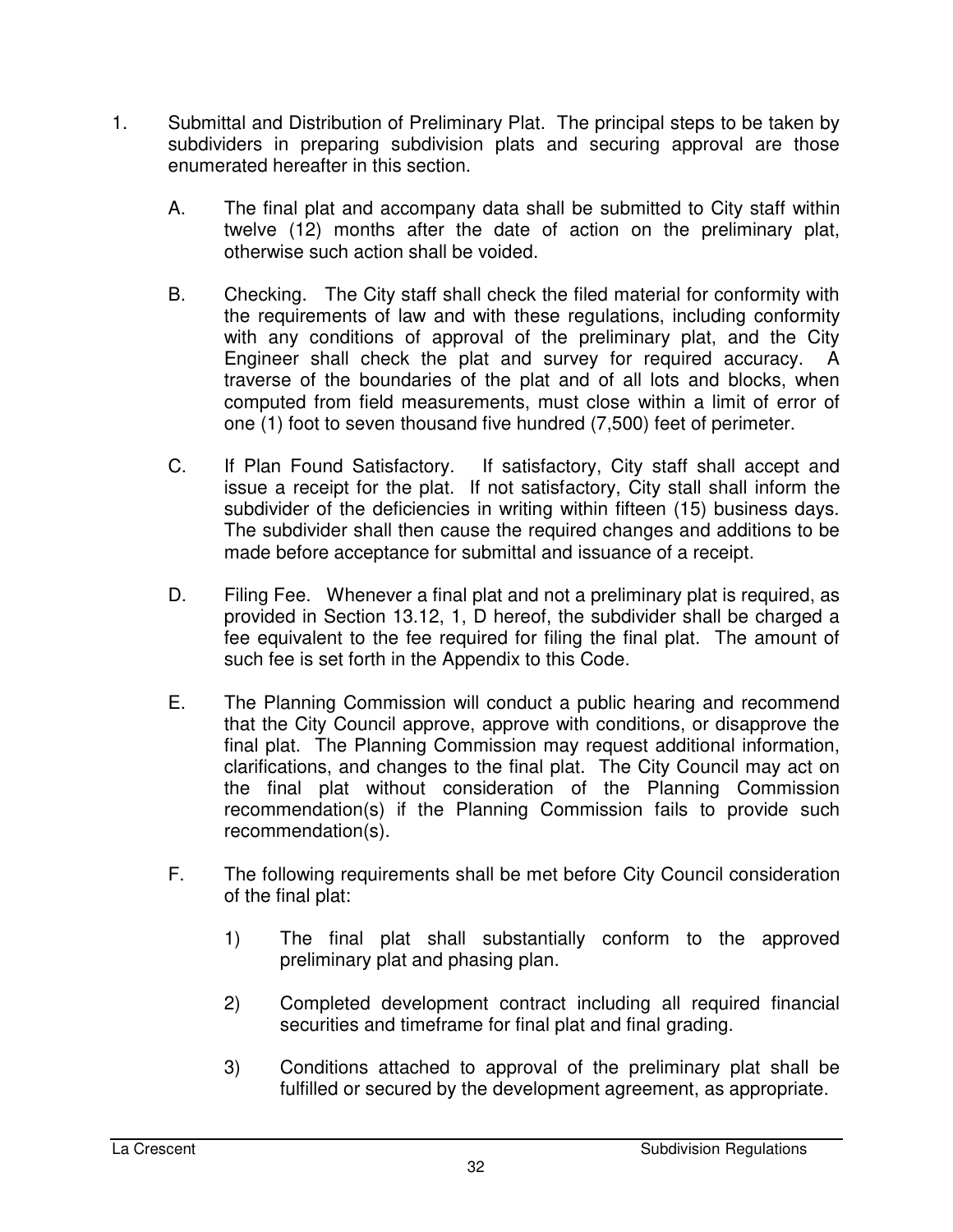1. Submittal and Distribution of Preliminary Plat. The principal steps to be taken by subdividers in preparing subdivision plats and securing approval are those enumerated hereafter in this section.

   A. The final plat and accompany data shall be submitted to City staff within twelve (12) months after the date of action on the preliminary plat, otherwise such action shall be voided.

   B. Checking. The City staff shall check the filed material for conformity with the requirements of law and with these regulations, including conformity with any conditions of approval of the preliminary plat, and the City Engineer shall check the plat and survey for required accuracy. A traverse of the boundaries of the plat and of all lots and blocks, when computed from field measurements, must close within a limit of error of one (1) foot to seven thousand five hundred (7,500) feet of perimeter.

   C. If Plan Found Satisfactory. If satisfactory, City staff shall accept and issue a receipt for the plat. If not satisfactory, City stall shall inform the subdivider of the deficiencies in writing within fifteen (15) business days. The subdivider shall then cause the required changes and additions to be made before acceptance for submittal and issuance of a receipt.

   D. Filing Fee. Whenever a final plat and not a preliminary plat is required, as provided in Section 13.12, 1, D hereof, the subdivider shall be charged a fee equivalent to the fee required for filing the final plat. The amount of such fee is set forth in the Appendix to this Code.

   E. The Planning Commission will conduct a public hearing and recommend that the City Council approve, approve with conditions, or disapprove the final plat. The Planning Commission may request additional information, clarifications, and changes to the final plat. The City Council may act on the final plat without consideration of the Planning Commission recommendation(s) if the Planning Commission fails to provide such recommendation(s).

   F. The following requirements shall be met before City Council consideration of the final plat:

      1) The final plat shall substantially conform to the approved preliminary plat and phasing plan.

      2) Completed development contract including all required financial securities and timeframe for final plat and final grading.

      3) Conditions attached to approval of the preliminary plat shall be fulfilled or secured by the development agreement, as appropriate.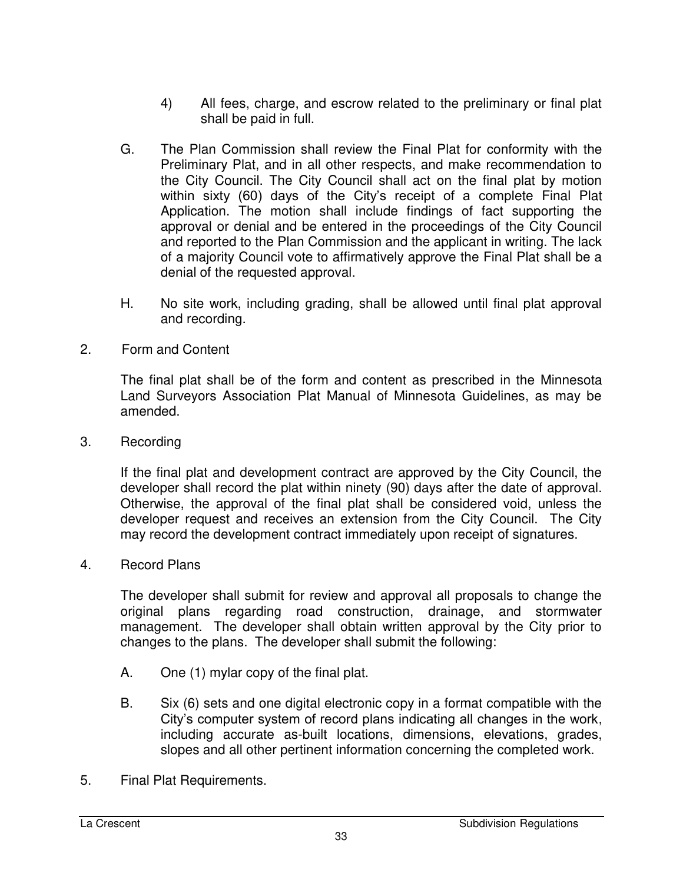4) All fees, charge, and escrow related to the preliminary or final plat shall be paid in full.

G. The Plan Commission shall review the Final Plat for conformity with the Preliminary Plat, and in all other respects, and make recommendation to the City Council. The City Council shall act on the final plat by motion within sixty (60) days of the City's receipt of a complete Final Plat Application. The motion shall include findings of fact supporting the approval or denial and be entered in the proceedings of the City Council and reported to the Plan Commission and the applicant in writing. The lack of a majority Council vote to affirmatively approve the Final Plat shall be a denial of the requested approval.

H. No site work, including grading, shall be allowed until final plat approval and recording.

2. Form and Content

The final plat shall be of the form and content as prescribed in the Minnesota Land Surveyors Association Plat Manual of Minnesota Guidelines, as may be amended.

3. Recording

If the final plat and development contract are approved by the City Council, the developer shall record the plat within ninety (90) days after the date of approval. Otherwise, the approval of the final plat shall be considered void, unless the developer request and receives an extension from the City Council. The City may record the development contract immediately upon receipt of signatures.

4. Record Plans

The developer shall submit for review and approval all proposals to change the original plans regarding road construction, drainage, and stormwater management. The developer shall obtain written approval by the City prior to changes to the plans. The developer shall submit the following:

A. One (1) mylar copy of the final plat.

B. Six (6) sets and one digital electronic copy in a format compatible with the City's computer system of record plans indicating all changes in the work, including accurate as-built locations, dimensions, elevations, grades, slopes and all other pertinent information concerning the completed work.

5. Final Plat Requirements.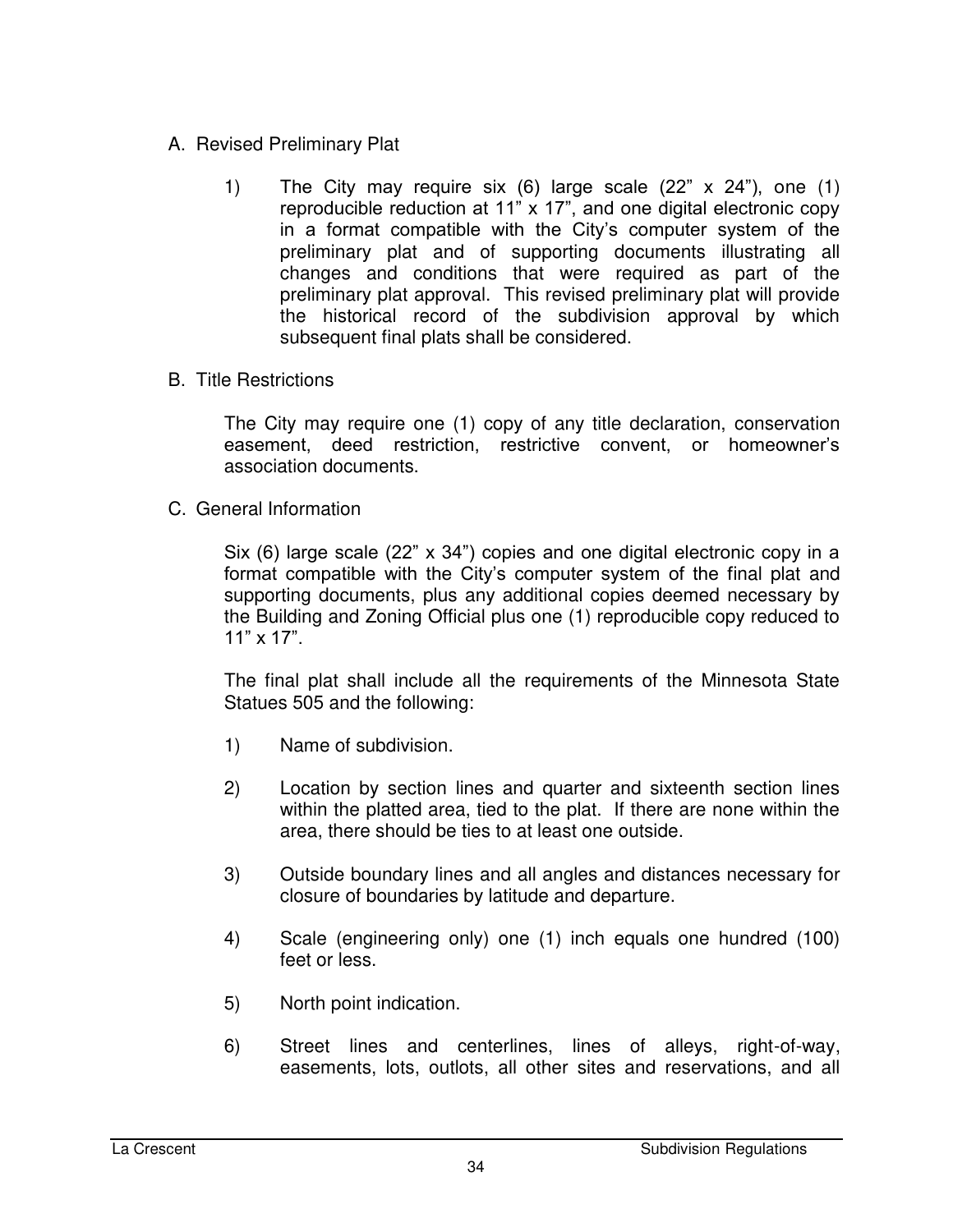A. Revised Preliminary Plat

1) The City may require six (6) large scale (22" x 24"), one (1) reproducible reduction at 11" x 17", and one digital electronic copy in a format compatible with the City's computer system of the preliminary plat and of supporting documents illustrating all changes and conditions that were required as part of the preliminary plat approval. This revised preliminary plat will provide the historical record of the subdivision approval by which subsequent final plats shall be considered.

B. Title Restrictions

The City may require one (1) copy of any title declaration, conservation easement, deed restriction, restrictive convent, or homeowner's association documents.

C. General Information

Six (6) large scale (22" x 34") copies and one digital electronic copy in a format compatible with the City's computer system of the final plat and supporting documents, plus any additional copies deemed necessary by the Building and Zoning Official plus one (1) reproducible copy reduced to 11" x 17".

The final plat shall include all the requirements of the Minnesota State Statues 505 and the following:

1) Name of subdivision.

2) Location by section lines and quarter and sixteenth section lines within the platted area, tied to the plat. If there are none within the area, there should be ties to at least one outside.

3) Outside boundary lines and all angles and distances necessary for closure of boundaries by latitude and departure.

4) Scale (engineering only) one (1) inch equals one hundred (100) feet or less.

5) North point indication.

6) Street lines and centerlines, lines of alleys, right-of-way, easements, lots, outlots, all other sites and reservations, and all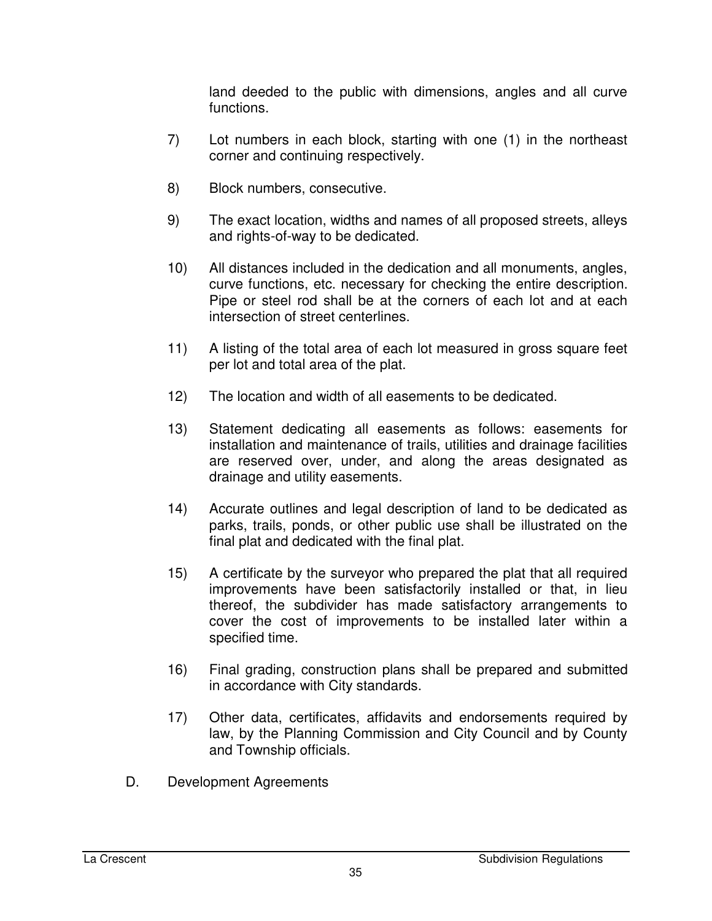land deeded to the public with dimensions, angles and all curve functions.

7) Lot numbers in each block, starting with one (1) in the northeast corner and continuing respectively.

8) Block numbers, consecutive.

9) The exact location, widths and names of all proposed streets, alleys and rights-of-way to be dedicated.

10) All distances included in the dedication and all monuments, angles, curve functions, etc. necessary for checking the entire description. Pipe or steel rod shall be at the corners of each lot and at each intersection of street centerlines.

11) A listing of the total area of each lot measured in gross square feet per lot and total area of the plat.

12) The location and width of all easements to be dedicated.

13) Statement dedicating all easements as follows: easements for installation and maintenance of trails, utilities and drainage facilities are reserved over, under, and along the areas designated as drainage and utility easements.

14) Accurate outlines and legal description of land to be dedicated as parks, trails, ponds, or other public use shall be illustrated on the final plat and dedicated with the final plat.

15) A certificate by the surveyor who prepared the plat that all required improvements have been satisfactorily installed or that, in lieu thereof, the subdivider has made satisfactory arrangements to cover the cost of improvements to be installed later within a specified time.

16) Final grading, construction plans shall be prepared and submitted in accordance with City standards.

17) Other data, certificates, affidavits and endorsements required by law, by the Planning Commission and City Council and by County and Township officials.

D. Development Agreements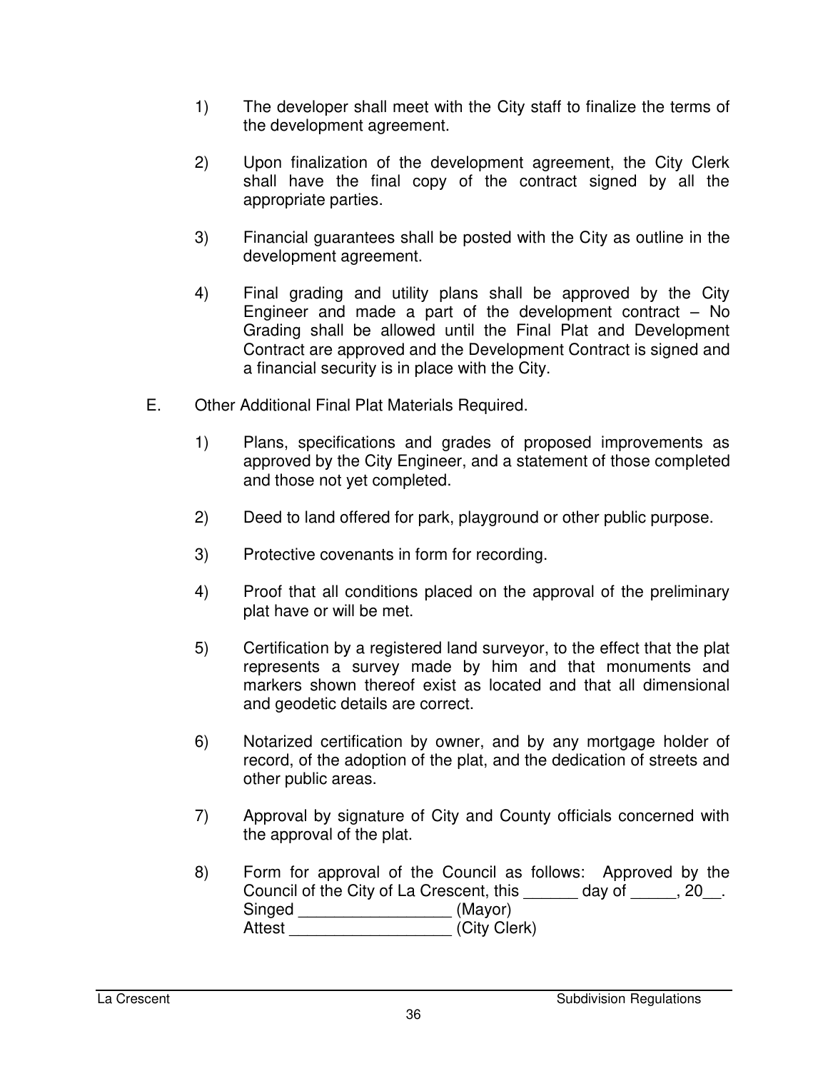1) The developer shall meet with the City staff to finalize the terms of the development agreement.

2) Upon finalization of the development agreement, the City Clerk shall have the final copy of the contract signed by all the appropriate parties.

3) Financial guarantees shall be posted with the City as outline in the development agreement.

4) Final grading and utility plans shall be approved by the City Engineer and made a part of the development contract – No Grading shall be allowed until the Final Plat and Development Contract are approved and the Development Contract is signed and a financial security is in place with the City.

E. Other Additional Final Plat Materials Required.

1) Plans, specifications and grades of proposed improvements as approved by the City Engineer, and a statement of those completed and those not yet completed.

2) Deed to land offered for park, playground or other public purpose.

3) Protective covenants in form for recording.

4) Proof that all conditions placed on the approval of the preliminary plat have or will be met.

5) Certification by a registered land surveyor, to the effect that the plat represents a survey made by him and that monuments and markers shown thereof exist as located and that all dimensional and geodetic details are correct.

6) Notarized certification by owner, and by any mortgage holder of record, of the adoption of the plat, and the dedication of streets and other public areas.

7) Approval by signature of City and County officials concerned with the approval of the plat.

8) Form for approval of the Council as follows: Approved by the Council of the City of La Crescent, this ______ day of _____, 20__.
Singed _________________ (Mayor)
Attest __________________ (City Clerk)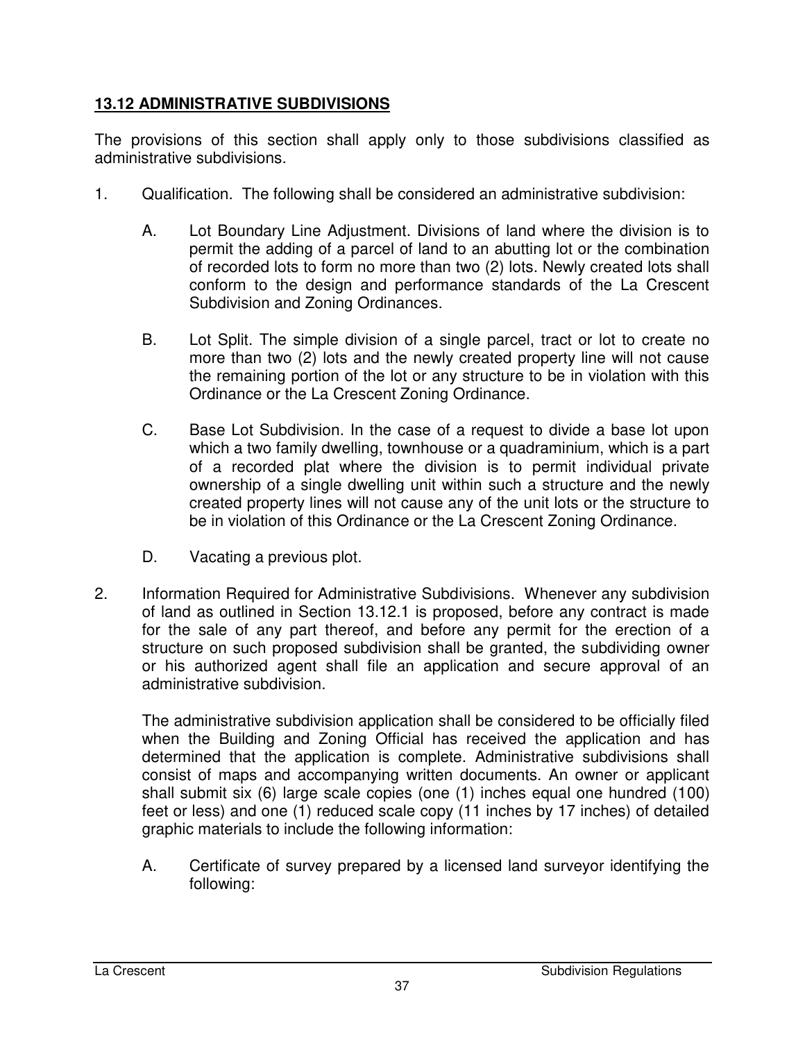## **13.12 ADMINISTRATIVE SUBDIVISIONS**

The provisions of this section shall apply only to those subdivisions classified as administrative subdivisions.

1. Qualification. The following shall be considered an administrative subdivision:

   A. Lot Boundary Line Adjustment. Divisions of land where the division is to permit the adding of a parcel of land to an abutting lot or the combination of recorded lots to form no more than two (2) lots. Newly created lots shall conform to the design and performance standards of the La Crescent Subdivision and Zoning Ordinances.

   B. Lot Split. The simple division of a single parcel, tract or lot to create no more than two (2) lots and the newly created property line will not cause the remaining portion of the lot or any structure to be in violation with this Ordinance or the La Crescent Zoning Ordinance.

   C. Base Lot Subdivision. In the case of a request to divide a base lot upon which a two family dwelling, townhouse or a quadraminium, which is a part of a recorded plat where the division is to permit individual private ownership of a single dwelling unit within such a structure and the newly created property lines will not cause any of the unit lots or the structure to be in violation of this Ordinance or the La Crescent Zoning Ordinance.

   D. Vacating a previous plot.

2. Information Required for Administrative Subdivisions. Whenever any subdivision of land as outlined in Section 13.12.1 is proposed, before any contract is made for the sale of any part thereof, and before any permit for the erection of a structure on such proposed subdivision shall be granted, the subdividing owner or his authorized agent shall file an application and secure approval of an administrative subdivision.

   The administrative subdivision application shall be considered to be officially filed when the Building and Zoning Official has received the application and has determined that the application is complete. Administrative subdivisions shall consist of maps and accompanying written documents. An owner or applicant shall submit six (6) large scale copies (one (1) inches equal one hundred (100) feet or less) and one (1) reduced scale copy (11 inches by 17 inches) of detailed graphic materials to include the following information:

   A. Certificate of survey prepared by a licensed land surveyor identifying the following: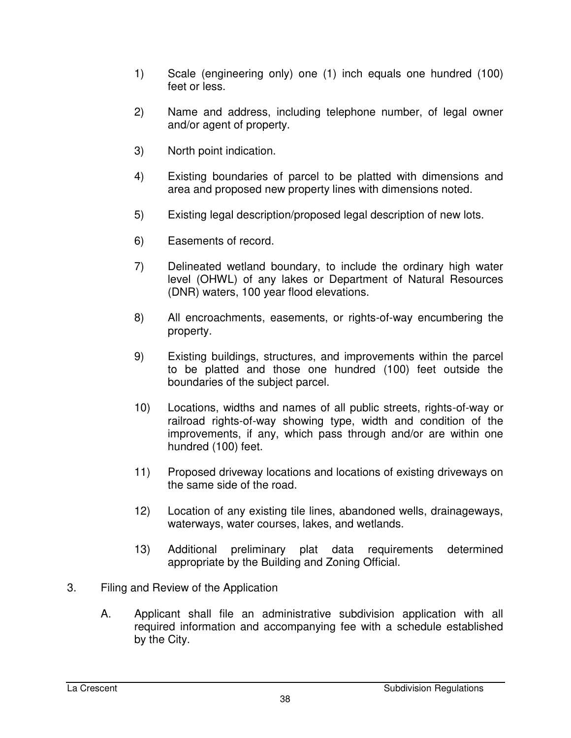1) Scale (engineering only) one (1) inch equals one hundred (100) feet or less.

2) Name and address, including telephone number, of legal owner and/or agent of property.

3) North point indication.

4) Existing boundaries of parcel to be platted with dimensions and area and proposed new property lines with dimensions noted.

5) Existing legal description/proposed legal description of new lots.

6) Easements of record.

7) Delineated wetland boundary, to include the ordinary high water level (OHWL) of any lakes or Department of Natural Resources (DNR) waters, 100 year flood elevations.

8) All encroachments, easements, or rights-of-way encumbering the property.

9) Existing buildings, structures, and improvements within the parcel to be platted and those one hundred (100) feet outside the boundaries of the subject parcel.

10) Locations, widths and names of all public streets, rights-of-way or railroad rights-of-way showing type, width and condition of the improvements, if any, which pass through and/or are within one hundred (100) feet.

11) Proposed driveway locations and locations of existing driveways on the same side of the road.

12) Location of any existing tile lines, abandoned wells, drainageways, waterways, water courses, lakes, and wetlands.

13) Additional preliminary plat data requirements determined appropriate by the Building and Zoning Official.

3. Filing and Review of the Application

   A. Applicant shall file an administrative subdivision application with all required information and accompanying fee with a schedule established by the City.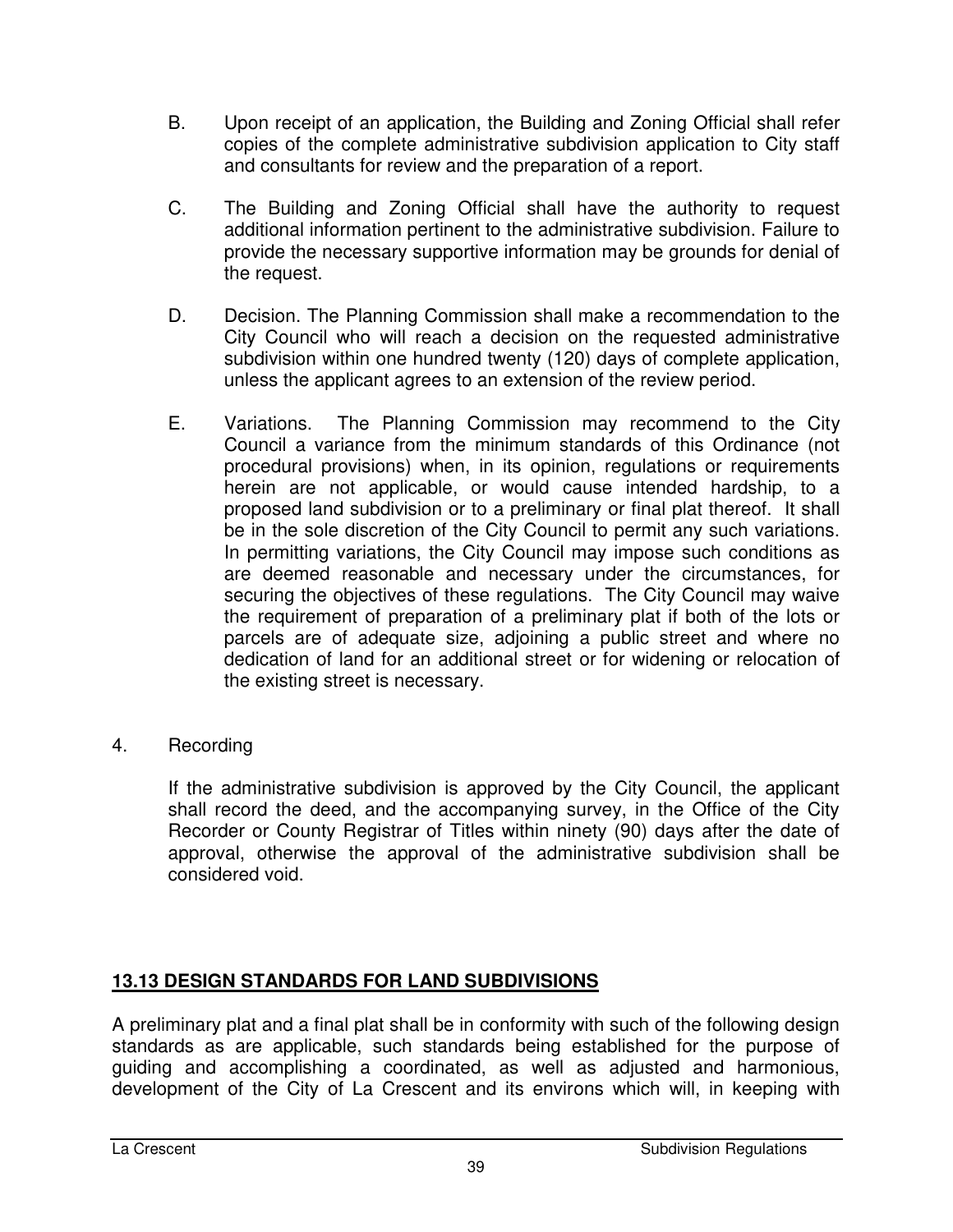B. Upon receipt of an application, the Building and Zoning Official shall refer copies of the complete administrative subdivision application to City staff and consultants for review and the preparation of a report.

C. The Building and Zoning Official shall have the authority to request additional information pertinent to the administrative subdivision. Failure to provide the necessary supportive information may be grounds for denial of the request.

D. Decision. The Planning Commission shall make a recommendation to the City Council who will reach a decision on the requested administrative subdivision within one hundred twenty (120) days of complete application, unless the applicant agrees to an extension of the review period.

E. Variations. The Planning Commission may recommend to the City Council a variance from the minimum standards of this Ordinance (not procedural provisions) when, in its opinion, regulations or requirements herein are not applicable, or would cause intended hardship, to a proposed land subdivision or to a preliminary or final plat thereof. It shall be in the sole discretion of the City Council to permit any such variations. In permitting variations, the City Council may impose such conditions as are deemed reasonable and necessary under the circumstances, for securing the objectives of these regulations. The City Council may waive the requirement of preparation of a preliminary plat if both of the lots or parcels are of adequate size, adjoining a public street and where no dedication of land for an additional street or for widening or relocation of the existing street is necessary.

4. Recording

If the administrative subdivision is approved by the City Council, the applicant shall record the deed, and the accompanying survey, in the Office of the City Recorder or County Registrar of Titles within ninety (90) days after the date of approval, otherwise the approval of the administrative subdivision shall be considered void.

## 13.13 DESIGN STANDARDS FOR LAND SUBDIVISIONS

A preliminary plat and a final plat shall be in conformity with such of the following design standards as are applicable, such standards being established for the purpose of guiding and accomplishing a coordinated, as well as adjusted and harmonious, development of the City of La Crescent and its environs which will, in keeping with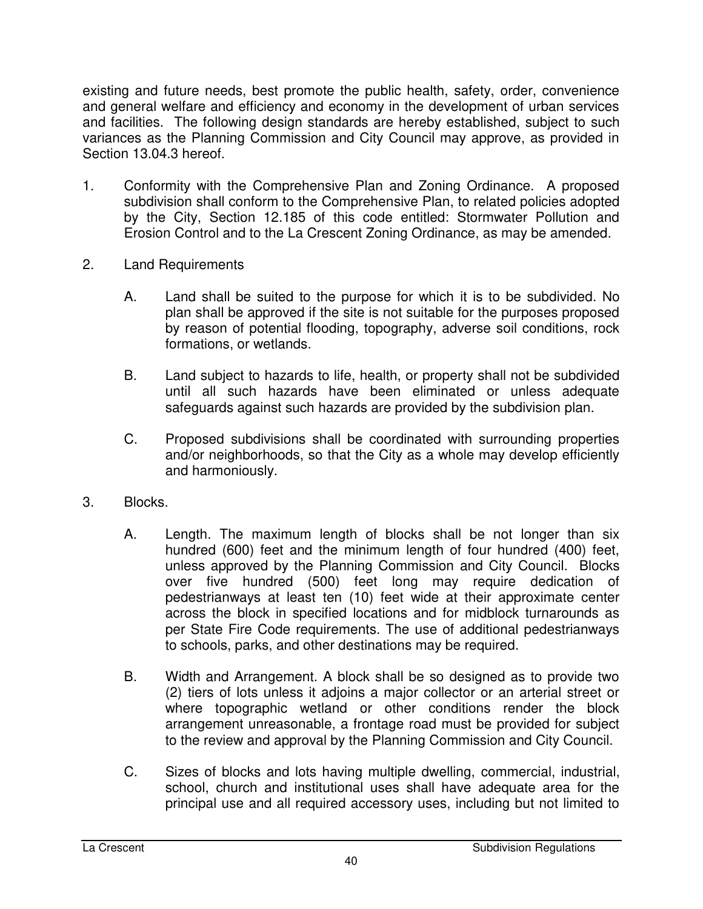existing and future needs, best promote the public health, safety, order, convenience and general welfare and efficiency and economy in the development of urban services and facilities. The following design standards are hereby established, subject to such variances as the Planning Commission and City Council may approve, as provided in Section 13.04.3 hereof.

1. Conformity with the Comprehensive Plan and Zoning Ordinance. A proposed subdivision shall conform to the Comprehensive Plan, to related policies adopted by the City, Section 12.185 of this code entitled: Stormwater Pollution and Erosion Control and to the La Crescent Zoning Ordinance, as may be amended.

2. Land Requirements

   A. Land shall be suited to the purpose for which it is to be subdivided. No plan shall be approved if the site is not suitable for the purposes proposed by reason of potential flooding, topography, adverse soil conditions, rock formations, or wetlands.

   B. Land subject to hazards to life, health, or property shall not be subdivided until all such hazards have been eliminated or unless adequate safeguards against such hazards are provided by the subdivision plan.

   C. Proposed subdivisions shall be coordinated with surrounding properties and/or neighborhoods, so that the City as a whole may develop efficiently and harmoniously.

3. Blocks.

   A. Length. The maximum length of blocks shall be not longer than six hundred (600) feet and the minimum length of four hundred (400) feet, unless approved by the Planning Commission and City Council. Blocks over five hundred (500) feet long may require dedication of pedestrianways at least ten (10) feet wide at their approximate center across the block in specified locations and for midblock turnarounds as per State Fire Code requirements. The use of additional pedestrianways to schools, parks, and other destinations may be required.

   B. Width and Arrangement. A block shall be so designed as to provide two (2) tiers of lots unless it adjoins a major collector or an arterial street or where topographic wetland or other conditions render the block arrangement unreasonable, a frontage road must be provided for subject to the review and approval by the Planning Commission and City Council.

   C. Sizes of blocks and lots having multiple dwelling, commercial, industrial, school, church and institutional uses shall have adequate area for the principal use and all required accessory uses, including but not limited to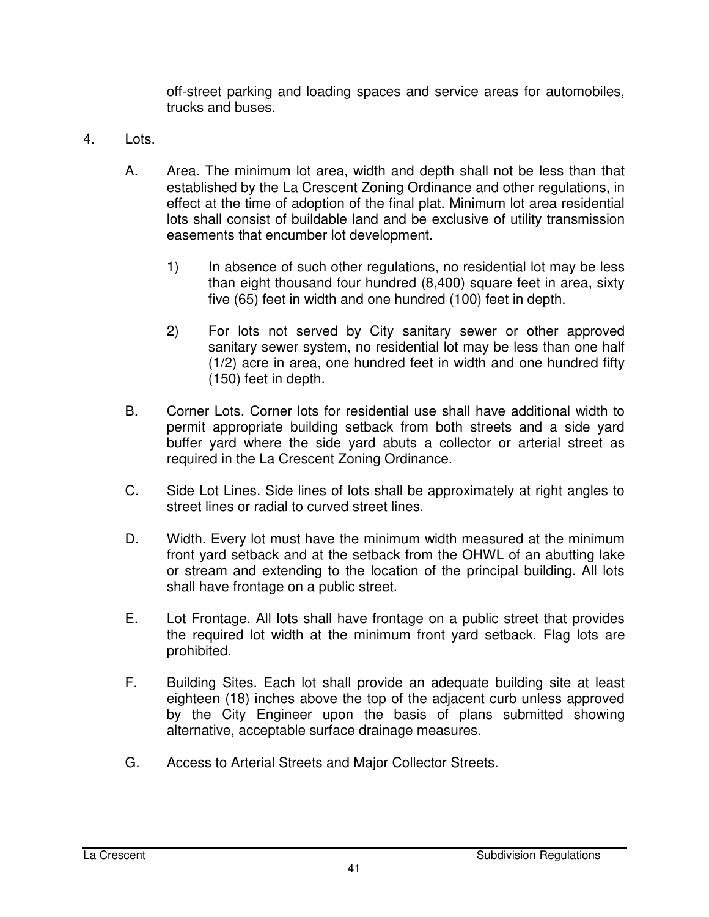off-street parking and loading spaces and service areas for automobiles, trucks and buses.

4. Lots.

   A. Area. The minimum lot area, width and depth shall not be less than that established by the La Crescent Zoning Ordinance and other regulations, in effect at the time of adoption of the final plat. Minimum lot area residential lots shall consist of buildable land and be exclusive of utility transmission easements that encumber lot development.

      1) In absence of such other regulations, no residential lot may be less than eight thousand four hundred (8,400) square feet in area, sixty five (65) feet in width and one hundred (100) feet in depth.

      2) For lots not served by City sanitary sewer or other approved sanitary sewer system, no residential lot may be less than one half (1/2) acre in area, one hundred feet in width and one hundred fifty (150) feet in depth.

   B. Corner Lots. Corner lots for residential use shall have additional width to permit appropriate building setback from both streets and a side yard buffer yard where the side yard abuts a collector or arterial street as required in the La Crescent Zoning Ordinance.

   C. Side Lot Lines. Side lines of lots shall be approximately at right angles to street lines or radial to curved street lines.

   D. Width. Every lot must have the minimum width measured at the minimum front yard setback and at the setback from the OHWL of an abutting lake or stream and extending to the location of the principal building. All lots shall have frontage on a public street.

   E. Lot Frontage. All lots shall have frontage on a public street that provides the required lot width at the minimum front yard setback. Flag lots are prohibited.

   F. Building Sites. Each lot shall provide an adequate building site at least eighteen (18) inches above the top of the adjacent curb unless approved by the City Engineer upon the basis of plans submitted showing alternative, acceptable surface drainage measures.

   G. Access to Arterial Streets and Major Collector Streets.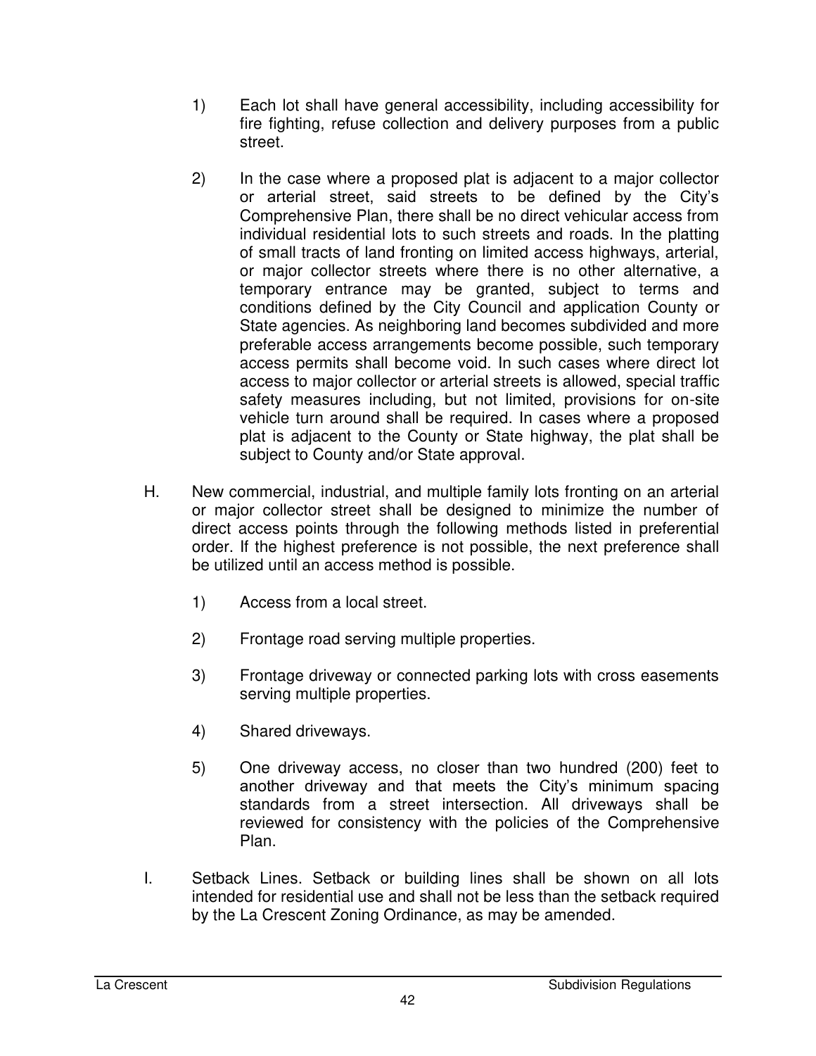1) Each lot shall have general accessibility, including accessibility for fire fighting, refuse collection and delivery purposes from a public street.

2) In the case where a proposed plat is adjacent to a major collector or arterial street, said streets to be defined by the City's Comprehensive Plan, there shall be no direct vehicular access from individual residential lots to such streets and roads. In the platting of small tracts of land fronting on limited access highways, arterial, or major collector streets where there is no other alternative, a temporary entrance may be granted, subject to terms and conditions defined by the City Council and application County or State agencies. As neighboring land becomes subdivided and more preferable access arrangements become possible, such temporary access permits shall become void. In such cases where direct lot access to major collector or arterial streets is allowed, special traffic safety measures including, but not limited, provisions for on-site vehicle turn around shall be required. In cases where a proposed plat is adjacent to the County or State highway, the plat shall be subject to County and/or State approval.

H. New commercial, industrial, and multiple family lots fronting on an arterial or major collector street shall be designed to minimize the number of direct access points through the following methods listed in preferential order. If the highest preference is not possible, the next preference shall be utilized until an access method is possible.

1) Access from a local street.

2) Frontage road serving multiple properties.

3) Frontage driveway or connected parking lots with cross easements serving multiple properties.

4) Shared driveways.

5) One driveway access, no closer than two hundred (200) feet to another driveway and that meets the City's minimum spacing standards from a street intersection. All driveways shall be reviewed for consistency with the policies of the Comprehensive Plan.

I. Setback Lines. Setback or building lines shall be shown on all lots intended for residential use and shall not be less than the setback required by the La Crescent Zoning Ordinance, as may be amended.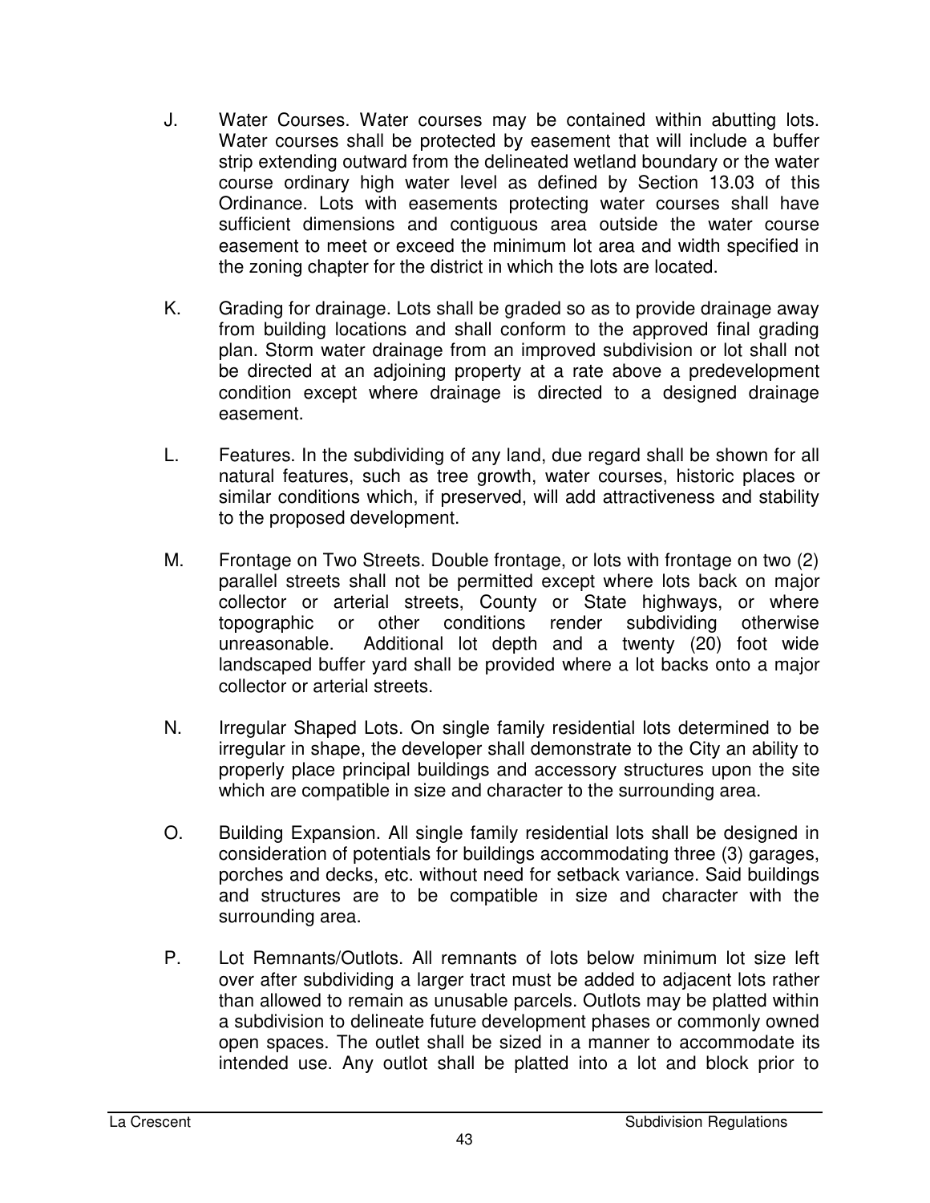J. Water Courses. Water courses may be contained within abutting lots. Water courses shall be protected by easement that will include a buffer strip extending outward from the delineated wetland boundary or the water course ordinary high water level as defined by Section 13.03 of this Ordinance. Lots with easements protecting water courses shall have sufficient dimensions and contiguous area outside the water course easement to meet or exceed the minimum lot area and width specified in the zoning chapter for the district in which the lots are located.

K. Grading for drainage. Lots shall be graded so as to provide drainage away from building locations and shall conform to the approved final grading plan. Storm water drainage from an improved subdivision or lot shall not be directed at an adjoining property at a rate above a predevelopment condition except where drainage is directed to a designed drainage easement.

L. Features. In the subdividing of any land, due regard shall be shown for all natural features, such as tree growth, water courses, historic places or similar conditions which, if preserved, will add attractiveness and stability to the proposed development.

M. Frontage on Two Streets. Double frontage, or lots with frontage on two (2) parallel streets shall not be permitted except where lots back on major collector or arterial streets, County or State highways, or where topographic or other conditions render subdividing otherwise unreasonable. Additional lot depth and a twenty (20) foot wide landscaped buffer yard shall be provided where a lot backs onto a major collector or arterial streets.

N. Irregular Shaped Lots. On single family residential lots determined to be irregular in shape, the developer shall demonstrate to the City an ability to properly place principal buildings and accessory structures upon the site which are compatible in size and character to the surrounding area.

O. Building Expansion. All single family residential lots shall be designed in consideration of potentials for buildings accommodating three (3) garages, porches and decks, etc. without need for setback variance. Said buildings and structures are to be compatible in size and character with the surrounding area.

P. Lot Remnants/Outlots. All remnants of lots below minimum lot size left over after subdividing a larger tract must be added to adjacent lots rather than allowed to remain as unusable parcels. Outlots may be platted within a subdivision to delineate future development phases or commonly owned open spaces. The outlet shall be sized in a manner to accommodate its intended use. Any outlot shall be platted into a lot and block prior to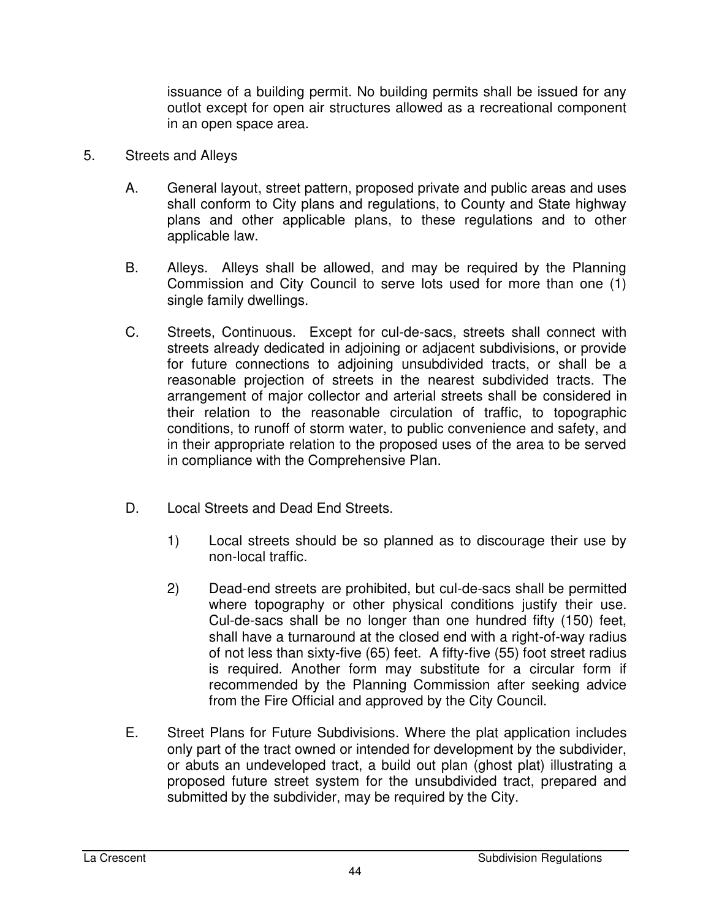issuance of a building permit. No building permits shall be issued for any outlot except for open air structures allowed as a recreational component in an open space area.

5. Streets and Alleys

   A. General layout, street pattern, proposed private and public areas and uses shall conform to City plans and regulations, to County and State highway plans and other applicable plans, to these regulations and to other applicable law.

   B. Alleys. Alleys shall be allowed, and may be required by the Planning Commission and City Council to serve lots used for more than one (1) single family dwellings.

   C. Streets, Continuous. Except for cul-de-sacs, streets shall connect with streets already dedicated in adjoining or adjacent subdivisions, or provide for future connections to adjoining unsubdivided tracts, or shall be a reasonable projection of streets in the nearest subdivided tracts. The arrangement of major collector and arterial streets shall be considered in their relation to the reasonable circulation of traffic, to topographic conditions, to runoff of storm water, to public convenience and safety, and in their appropriate relation to the proposed uses of the area to be served in compliance with the Comprehensive Plan.

   D. Local Streets and Dead End Streets.

      1) Local streets should be so planned as to discourage their use by non-local traffic.

      2) Dead-end streets are prohibited, but cul-de-sacs shall be permitted where topography or other physical conditions justify their use. Cul-de-sacs shall be no longer than one hundred fifty (150) feet, shall have a turnaround at the closed end with a right-of-way radius of not less than sixty-five (65) feet. A fifty-five (55) foot street radius is required. Another form may substitute for a circular form if recommended by the Planning Commission after seeking advice from the Fire Official and approved by the City Council.

   E. Street Plans for Future Subdivisions. Where the plat application includes only part of the tract owned or intended for development by the subdivider, or abuts an undeveloped tract, a build out plan (ghost plat) illustrating a proposed future street system for the unsubdivided tract, prepared and submitted by the subdivider, may be required by the City.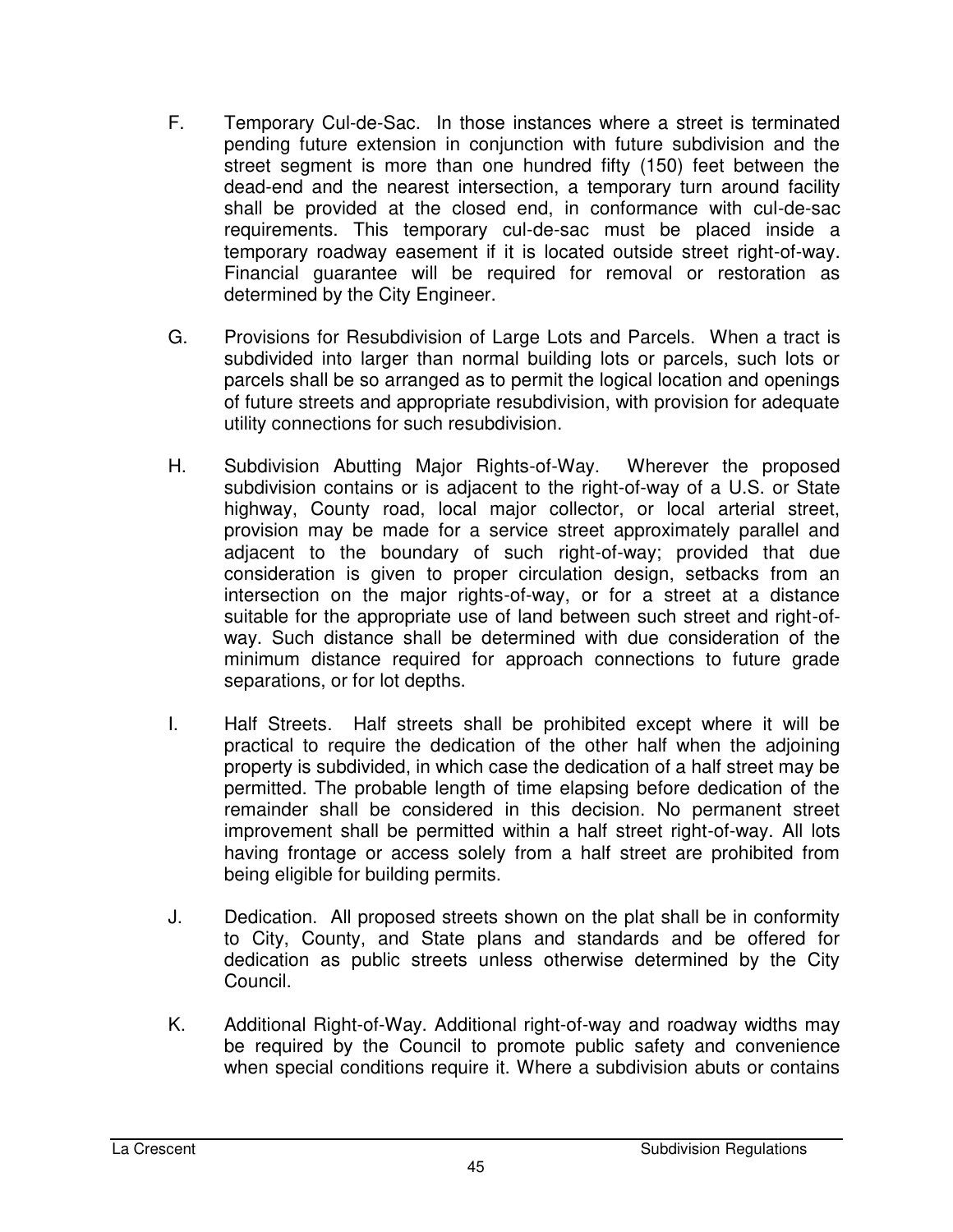F. Temporary Cul-de-Sac. In those instances where a street is terminated pending future extension in conjunction with future subdivision and the street segment is more than one hundred fifty (150) feet between the dead-end and the nearest intersection, a temporary turn around facility shall be provided at the closed end, in conformance with cul-de-sac requirements. This temporary cul-de-sac must be placed inside a temporary roadway easement if it is located outside street right-of-way. Financial guarantee will be required for removal or restoration as determined by the City Engineer.

G. Provisions for Resubdivision of Large Lots and Parcels. When a tract is subdivided into larger than normal building lots or parcels, such lots or parcels shall be so arranged as to permit the logical location and openings of future streets and appropriate resubdivision, with provision for adequate utility connections for such resubdivision.

H. Subdivision Abutting Major Rights-of-Way. Wherever the proposed subdivision contains or is adjacent to the right-of-way of a U.S. or State highway, County road, local major collector, or local arterial street, provision may be made for a service street approximately parallel and adjacent to the boundary of such right-of-way; provided that due consideration is given to proper circulation design, setbacks from an intersection on the major rights-of-way, or for a street at a distance suitable for the appropriate use of land between such street and right-of-way. Such distance shall be determined with due consideration of the minimum distance required for approach connections to future grade separations, or for lot depths.

I. Half Streets. Half streets shall be prohibited except where it will be practical to require the dedication of the other half when the adjoining property is subdivided, in which case the dedication of a half street may be permitted. The probable length of time elapsing before dedication of the remainder shall be considered in this decision. No permanent street improvement shall be permitted within a half street right-of-way. All lots having frontage or access solely from a half street are prohibited from being eligible for building permits.

J. Dedication. All proposed streets shown on the plat shall be in conformity to City, County, and State plans and standards and be offered for dedication as public streets unless otherwise determined by the City Council.

K. Additional Right-of-Way. Additional right-of-way and roadway widths may be required by the Council to promote public safety and convenience when special conditions require it. Where a subdivision abuts or contains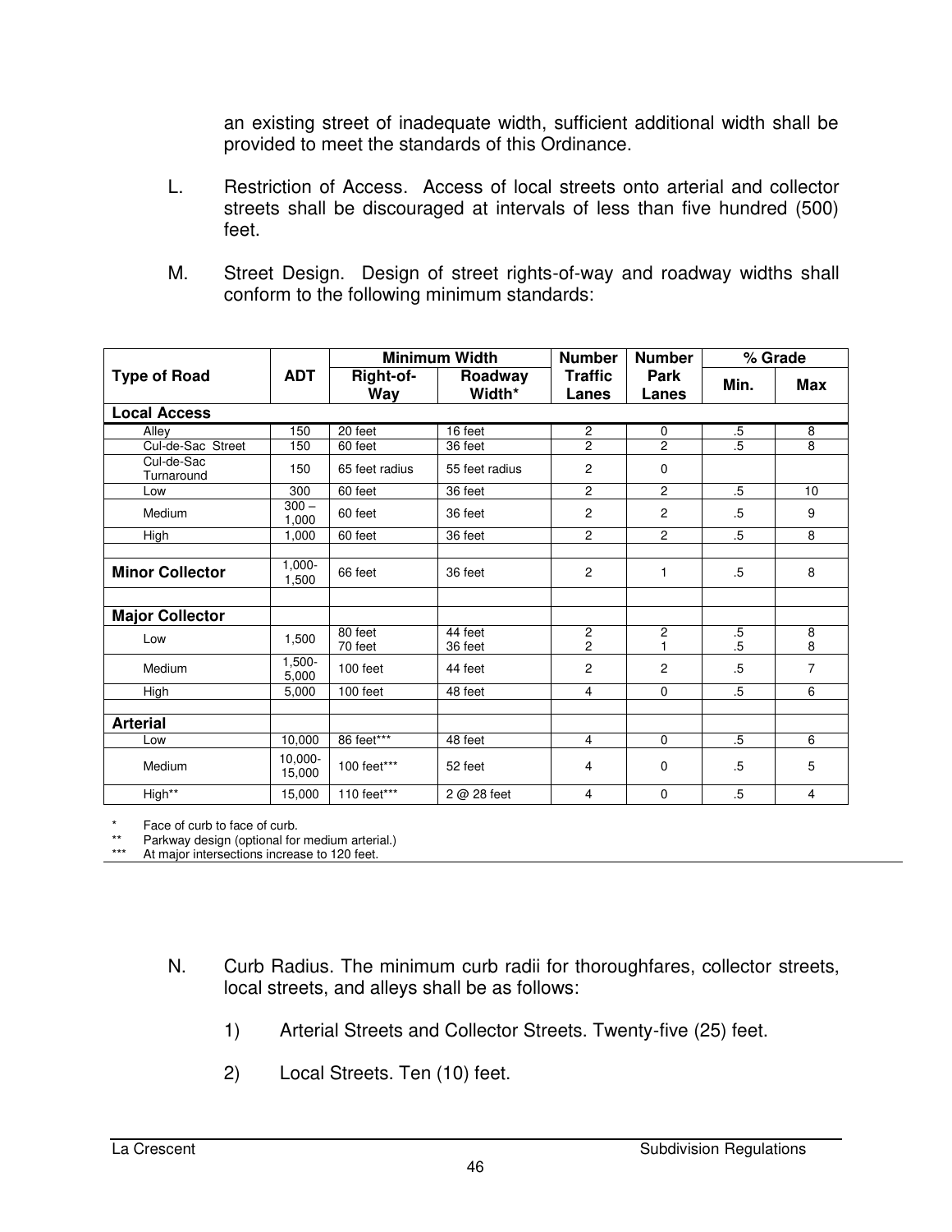an existing street of inadequate width, sufficient additional width shall be provided to meet the standards of this Ordinance.

L. Restriction of Access. Access of local streets onto arterial and collector streets shall be discouraged at intervals of less than five hundred (500) feet.

M. Street Design. Design of street rights-of-way and roadway widths shall conform to the following minimum standards:

| Type of Road | ADT | Minimum Width | | Number Traffic Lanes | Number Park Lanes | % Grade | |
|---|---|---|---|---|---|---|---|
| | | Right-of-Way | Roadway Width* | | | Min. | Max |
| **Local Access** | | | | | | | |
| Alley | 150 | 20 feet | 16 feet | 2 | 0 | .5 | 8 |
| Cul-de-Sac Street | 150 | 60 feet | 36 feet | 2 | 2 | .5 | 8 |
| Cul-de-Sac Turnaround | 150 | 65 feet radius | 55 feet radius | 2 | 0 | | |
| Low | 300 | 60 feet | 36 feet | 2 | 2 | .5 | 10 |
| Medium | 300 – 1,000 | 60 feet | 36 feet | 2 | 2 | .5 | 9 |
| High | 1,000 | 60 feet | 36 feet | 2 | 2 | .5 | 8 |
| | | | | | | | |
| **Minor Collector** | 1,000-1,500 | 66 feet | 36 feet | 2 | 1 | .5 | 8 |
| | | | | | | | |
| **Major Collector** | | | | | | | |
| Low | 1,500 | 80 feet<br>70 feet | 44 feet<br>36 feet | 2<br>2 | 2<br>1 | .5<br>.5 | 8<br>8 |
| Medium | 1,500-5,000 | 100 feet | 44 feet | 2 | 2 | .5 | 7 |
| High | 5,000 | 100 feet | 48 feet | 4 | 0 | .5 | 6 |
| | | | | | | | |
| **Arterial** | | | | | | | |
| Low | 10,000 | 86 feet*** | 48 feet | 4 | 0 | .5 | 6 |
| Medium | 10,000-15,000 | 100 feet*** | 52 feet | 4 | 0 | .5 | 5 |
| High** | 15,000 | 110 feet*** | 2 @ 28 feet | 4 | 0 | .5 | 4 |

\* Face of curb to face of curb.
\*\* Parkway design (optional for medium arterial.)
\*\*\* At major intersections increase to 120 feet.

N. Curb Radius. The minimum curb radii for thoroughfares, collector streets, local streets, and alleys shall be as follows:

1) Arterial Streets and Collector Streets. Twenty-five (25) feet.

2) Local Streets. Ten (10) feet.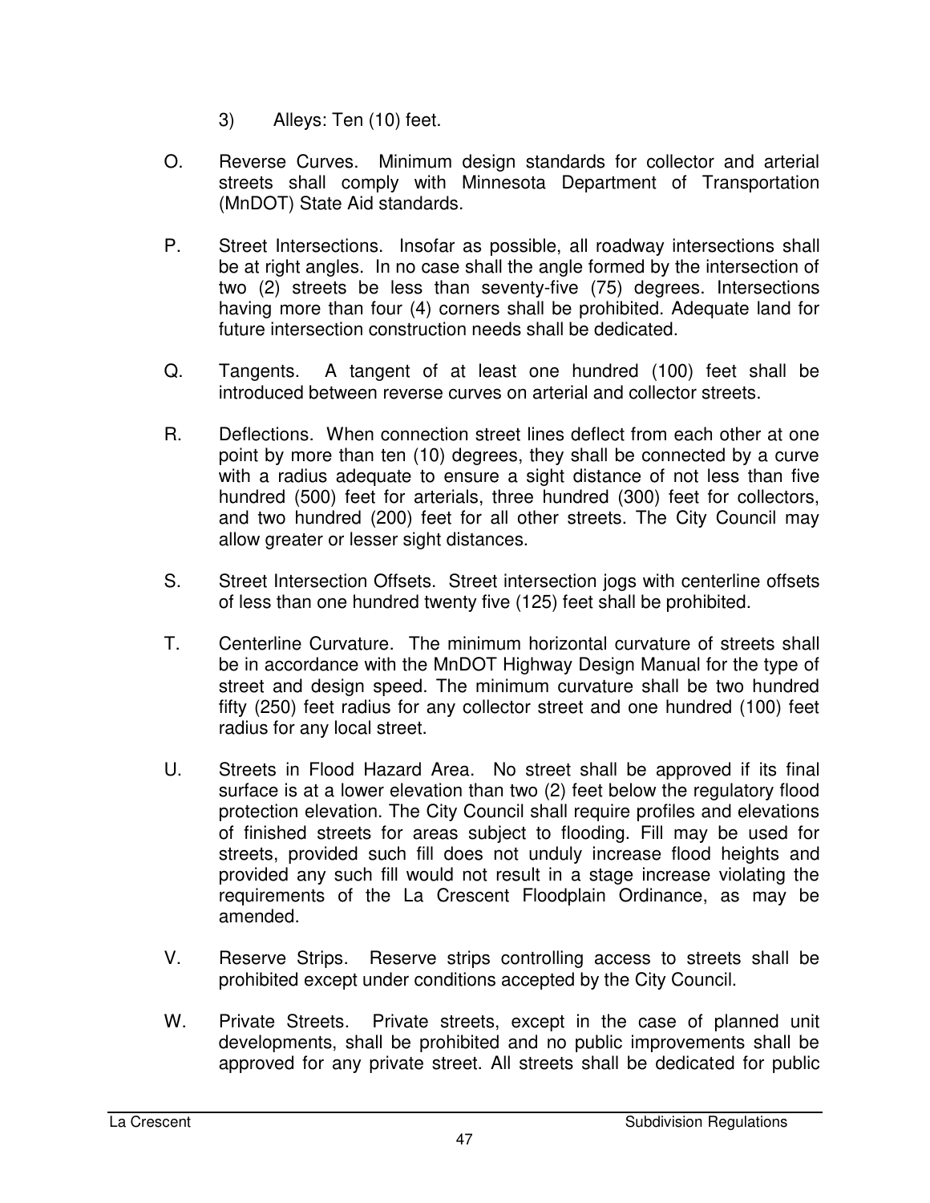3) Alleys: Ten (10) feet.

O. Reverse Curves. Minimum design standards for collector and arterial streets shall comply with Minnesota Department of Transportation (MnDOT) State Aid standards.

P. Street Intersections. Insofar as possible, all roadway intersections shall be at right angles. In no case shall the angle formed by the intersection of two (2) streets be less than seventy-five (75) degrees. Intersections having more than four (4) corners shall be prohibited. Adequate land for future intersection construction needs shall be dedicated.

Q. Tangents. A tangent of at least one hundred (100) feet shall be introduced between reverse curves on arterial and collector streets.

R. Deflections. When connection street lines deflect from each other at one point by more than ten (10) degrees, they shall be connected by a curve with a radius adequate to ensure a sight distance of not less than five hundred (500) feet for arterials, three hundred (300) feet for collectors, and two hundred (200) feet for all other streets. The City Council may allow greater or lesser sight distances.

S. Street Intersection Offsets. Street intersection jogs with centerline offsets of less than one hundred twenty five (125) feet shall be prohibited.

T. Centerline Curvature. The minimum horizontal curvature of streets shall be in accordance with the MnDOT Highway Design Manual for the type of street and design speed. The minimum curvature shall be two hundred fifty (250) feet radius for any collector street and one hundred (100) feet radius for any local street.

U. Streets in Flood Hazard Area. No street shall be approved if its final surface is at a lower elevation than two (2) feet below the regulatory flood protection elevation. The City Council shall require profiles and elevations of finished streets for areas subject to flooding. Fill may be used for streets, provided such fill does not unduly increase flood heights and provided any such fill would not result in a stage increase violating the requirements of the La Crescent Floodplain Ordinance, as may be amended.

V. Reserve Strips. Reserve strips controlling access to streets shall be prohibited except under conditions accepted by the City Council.

W. Private Streets. Private streets, except in the case of planned unit developments, shall be prohibited and no public improvements shall be approved for any private street. All streets shall be dedicated for public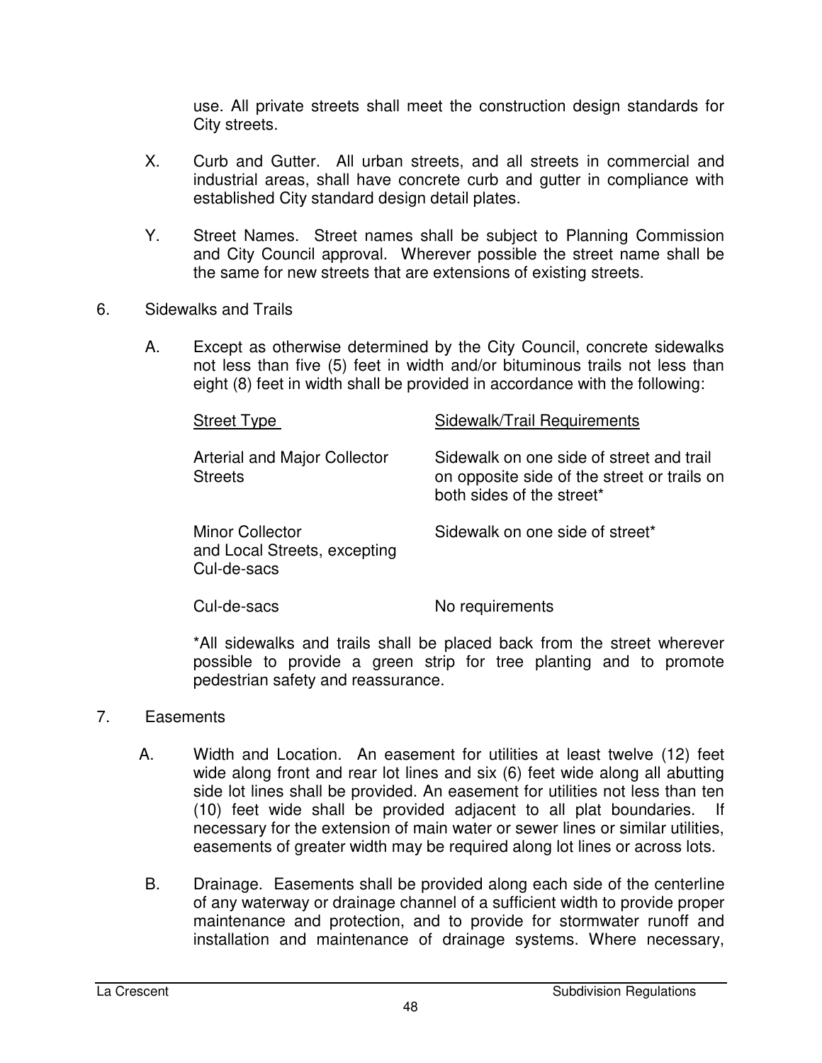use. All private streets shall meet the construction design standards for City streets.

X. Curb and Gutter. All urban streets, and all streets in commercial and industrial areas, shall have concrete curb and gutter in compliance with established City standard design detail plates.

Y. Street Names. Street names shall be subject to Planning Commission and City Council approval. Wherever possible the street name shall be the same for new streets that are extensions of existing streets.

6. Sidewalks and Trails

A. Except as otherwise determined by the City Council, concrete sidewalks not less than five (5) feet in width and/or bituminous trails not less than eight (8) feet in width shall be provided in accordance with the following:

| Street Type | Sidewalk/Trail Requirements |
|---|---|
| Arterial and Major Collector Streets | Sidewalk on one side of street and trail on opposite side of the street or trails on both sides of the street* |
| Minor Collector and Local Streets, excepting Cul-de-sacs | Sidewalk on one side of street* |
| Cul-de-sacs | No requirements |

*All sidewalks and trails shall be placed back from the street wherever possible to provide a green strip for tree planting and to promote pedestrian safety and reassurance.

7. Easements

A. Width and Location. An easement for utilities at least twelve (12) feet wide along front and rear lot lines and six (6) feet wide along all abutting side lot lines shall be provided. An easement for utilities not less than ten (10) feet wide shall be provided adjacent to all plat boundaries. If necessary for the extension of main water or sewer lines or similar utilities, easements of greater width may be required along lot lines or across lots.

B. Drainage. Easements shall be provided along each side of the centerline of any waterway or drainage channel of a sufficient width to provide proper maintenance and protection, and to provide for stormwater runoff and installation and maintenance of drainage systems. Where necessary,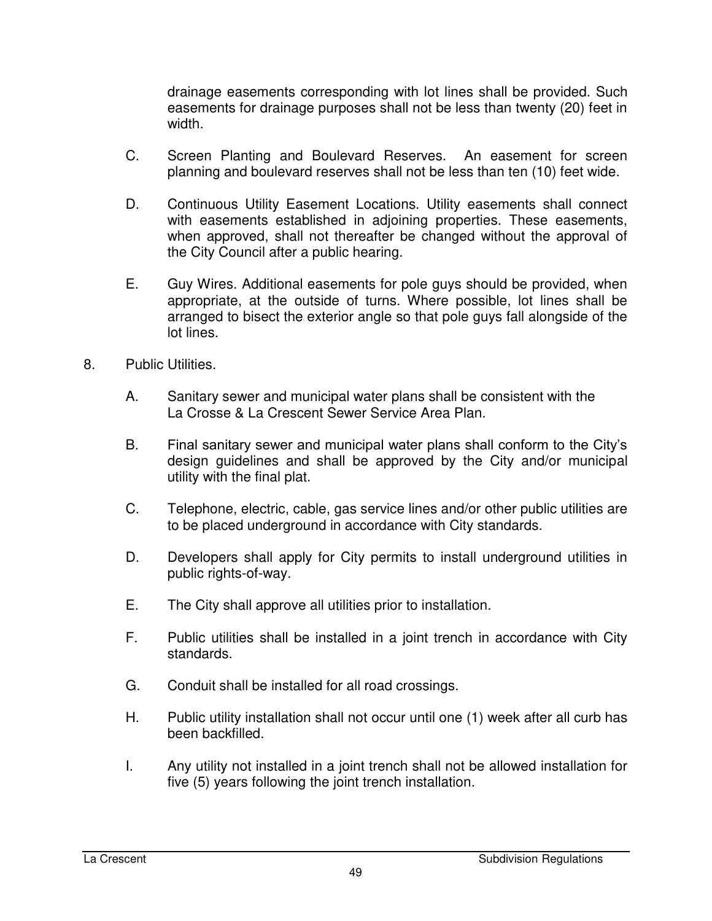drainage easements corresponding with lot lines shall be provided. Such easements for drainage purposes shall not be less than twenty (20) feet in width.

C. Screen Planting and Boulevard Reserves. An easement for screen planning and boulevard reserves shall not be less than ten (10) feet wide.

D. Continuous Utility Easement Locations. Utility easements shall connect with easements established in adjoining properties. These easements, when approved, shall not thereafter be changed without the approval of the City Council after a public hearing.

E. Guy Wires. Additional easements for pole guys should be provided, when appropriate, at the outside of turns. Where possible, lot lines shall be arranged to bisect the exterior angle so that pole guys fall alongside of the lot lines.

8. Public Utilities.

A. Sanitary sewer and municipal water plans shall be consistent with the La Crosse & La Crescent Sewer Service Area Plan.

B. Final sanitary sewer and municipal water plans shall conform to the City's design guidelines and shall be approved by the City and/or municipal utility with the final plat.

C. Telephone, electric, cable, gas service lines and/or other public utilities are to be placed underground in accordance with City standards.

D. Developers shall apply for City permits to install underground utilities in public rights-of-way.

E. The City shall approve all utilities prior to installation.

F. Public utilities shall be installed in a joint trench in accordance with City standards.

G. Conduit shall be installed for all road crossings.

H. Public utility installation shall not occur until one (1) week after all curb has been backfilled.

I. Any utility not installed in a joint trench shall not be allowed installation for five (5) years following the joint trench installation.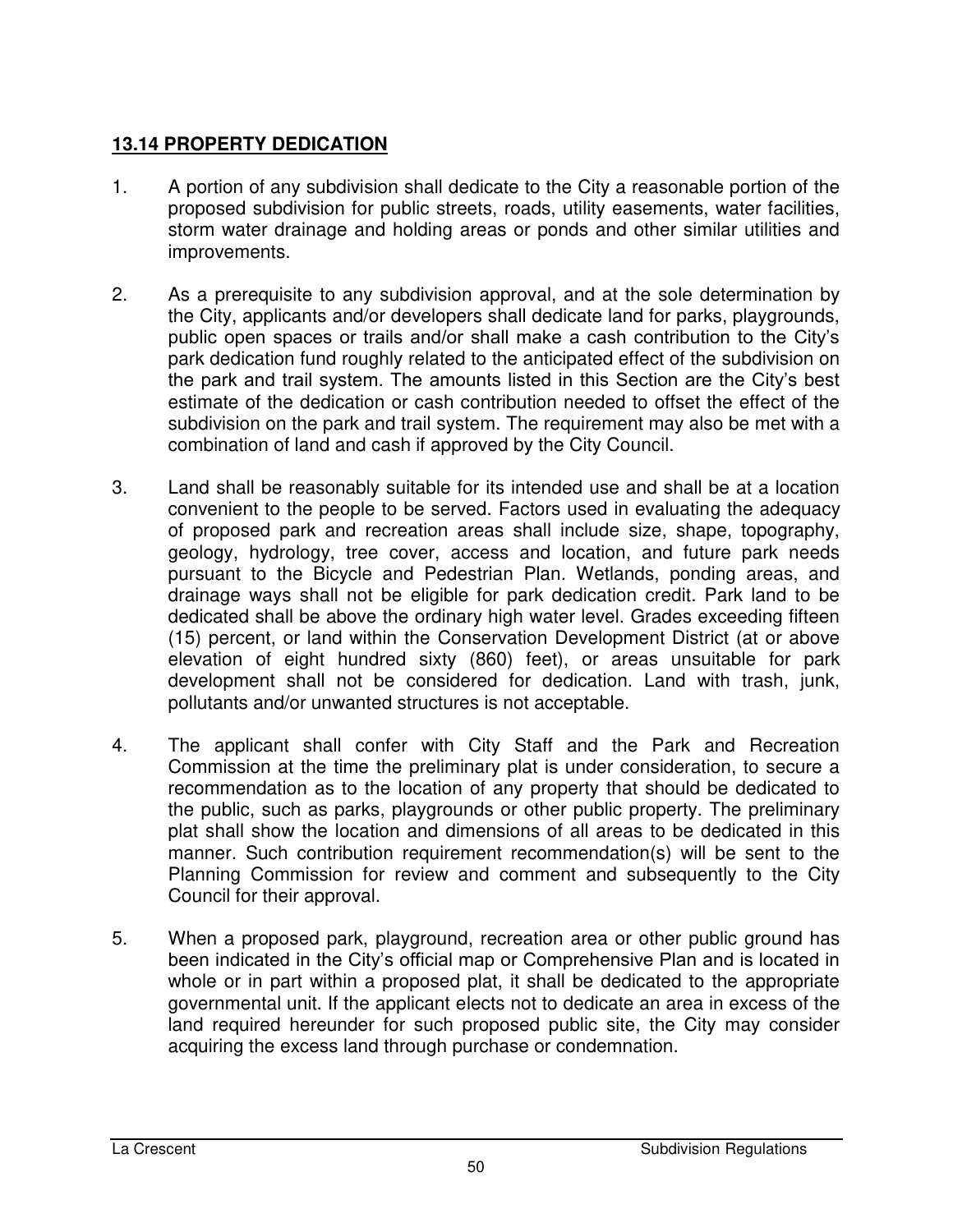## **13.14 PROPERTY DEDICATION**

1. A portion of any subdivision shall dedicate to the City a reasonable portion of the proposed subdivision for public streets, roads, utility easements, water facilities, storm water drainage and holding areas or ponds and other similar utilities and improvements.

2. As a prerequisite to any subdivision approval, and at the sole determination by the City, applicants and/or developers shall dedicate land for parks, playgrounds, public open spaces or trails and/or shall make a cash contribution to the City's park dedication fund roughly related to the anticipated effect of the subdivision on the park and trail system. The amounts listed in this Section are the City's best estimate of the dedication or cash contribution needed to offset the effect of the subdivision on the park and trail system. The requirement may also be met with a combination of land and cash if approved by the City Council.

3. Land shall be reasonably suitable for its intended use and shall be at a location convenient to the people to be served. Factors used in evaluating the adequacy of proposed park and recreation areas shall include size, shape, topography, geology, hydrology, tree cover, access and location, and future park needs pursuant to the Bicycle and Pedestrian Plan. Wetlands, ponding areas, and drainage ways shall not be eligible for park dedication credit. Park land to be dedicated shall be above the ordinary high water level. Grades exceeding fifteen (15) percent, or land within the Conservation Development District (at or above elevation of eight hundred sixty (860) feet), or areas unsuitable for park development shall not be considered for dedication. Land with trash, junk, pollutants and/or unwanted structures is not acceptable.

4. The applicant shall confer with City Staff and the Park and Recreation Commission at the time the preliminary plat is under consideration, to secure a recommendation as to the location of any property that should be dedicated to the public, such as parks, playgrounds or other public property. The preliminary plat shall show the location and dimensions of all areas to be dedicated in this manner. Such contribution requirement recommendation(s) will be sent to the Planning Commission for review and comment and subsequently to the City Council for their approval.

5. When a proposed park, playground, recreation area or other public ground has been indicated in the City's official map or Comprehensive Plan and is located in whole or in part within a proposed plat, it shall be dedicated to the appropriate governmental unit. If the applicant elects not to dedicate an area in excess of the land required hereunder for such proposed public site, the City may consider acquiring the excess land through purchase or condemnation.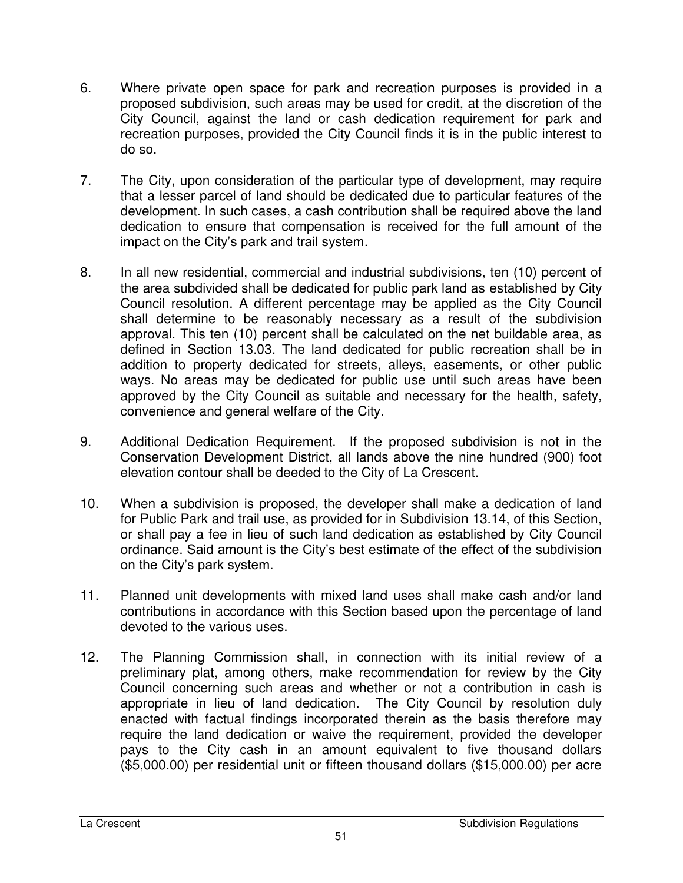6. Where private open space for park and recreation purposes is provided in a proposed subdivision, such areas may be used for credit, at the discretion of the City Council, against the land or cash dedication requirement for park and recreation purposes, provided the City Council finds it is in the public interest to do so.

7. The City, upon consideration of the particular type of development, may require that a lesser parcel of land should be dedicated due to particular features of the development. In such cases, a cash contribution shall be required above the land dedication to ensure that compensation is received for the full amount of the impact on the City's park and trail system.

8. In all new residential, commercial and industrial subdivisions, ten (10) percent of the area subdivided shall be dedicated for public park land as established by City Council resolution. A different percentage may be applied as the City Council shall determine to be reasonably necessary as a result of the subdivision approval. This ten (10) percent shall be calculated on the net buildable area, as defined in Section 13.03. The land dedicated for public recreation shall be in addition to property dedicated for streets, alleys, easements, or other public ways. No areas may be dedicated for public use until such areas have been approved by the City Council as suitable and necessary for the health, safety, convenience and general welfare of the City.

9. Additional Dedication Requirement. If the proposed subdivision is not in the Conservation Development District, all lands above the nine hundred (900) foot elevation contour shall be deeded to the City of La Crescent.

10. When a subdivision is proposed, the developer shall make a dedication of land for Public Park and trail use, as provided for in Subdivision 13.14, of this Section, or shall pay a fee in lieu of such land dedication as established by City Council ordinance. Said amount is the City's best estimate of the effect of the subdivision on the City's park system.

11. Planned unit developments with mixed land uses shall make cash and/or land contributions in accordance with this Section based upon the percentage of land devoted to the various uses.

12. The Planning Commission shall, in connection with its initial review of a preliminary plat, among others, make recommendation for review by the City Council concerning such areas and whether or not a contribution in cash is appropriate in lieu of land dedication. The City Council by resolution duly enacted with factual findings incorporated therein as the basis therefore may require the land dedication or waive the requirement, provided the developer pays to the City cash in an amount equivalent to five thousand dollars ($5,000.00) per residential unit or fifteen thousand dollars ($15,000.00) per acre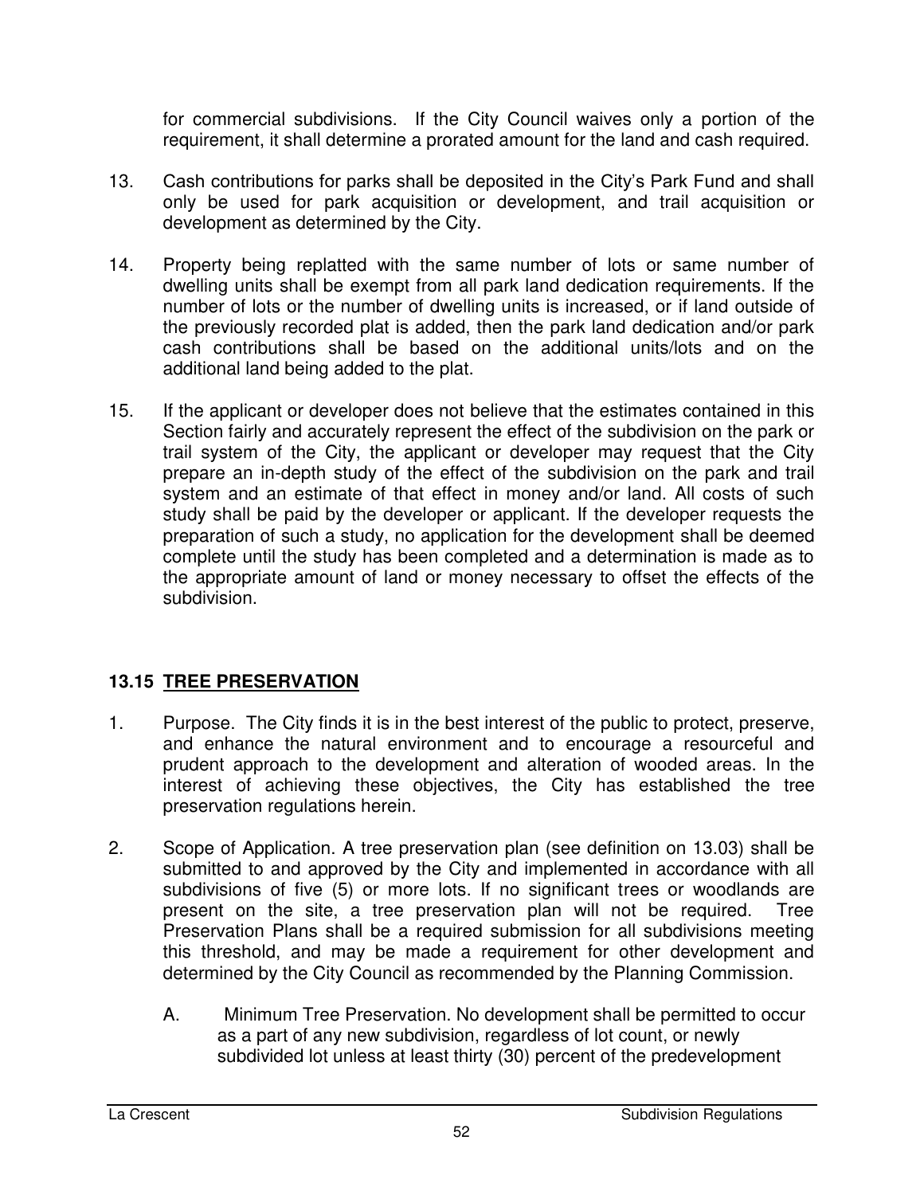for commercial subdivisions. If the City Council waives only a portion of the requirement, it shall determine a prorated amount for the land and cash required.

13. Cash contributions for parks shall be deposited in the City's Park Fund and shall only be used for park acquisition or development, and trail acquisition or development as determined by the City.

14. Property being replatted with the same number of lots or same number of dwelling units shall be exempt from all park land dedication requirements. If the number of lots or the number of dwelling units is increased, or if land outside of the previously recorded plat is added, then the park land dedication and/or park cash contributions shall be based on the additional units/lots and on the additional land being added to the plat.

15. If the applicant or developer does not believe that the estimates contained in this Section fairly and accurately represent the effect of the subdivision on the park or trail system of the City, the applicant or developer may request that the City prepare an in-depth study of the effect of the subdivision on the park and trail system and an estimate of that effect in money and/or land. All costs of such study shall be paid by the developer or applicant. If the developer requests the preparation of such a study, no application for the development shall be deemed complete until the study has been completed and a determination is made as to the appropriate amount of land or money necessary to offset the effects of the subdivision.

## 13.15 TREE PRESERVATION

1. Purpose. The City finds it is in the best interest of the public to protect, preserve, and enhance the natural environment and to encourage a resourceful and prudent approach to the development and alteration of wooded areas. In the interest of achieving these objectives, the City has established the tree preservation regulations herein.

2. Scope of Application. A tree preservation plan (see definition on 13.03) shall be submitted to and approved by the City and implemented in accordance with all subdivisions of five (5) or more lots. If no significant trees or woodlands are present on the site, a tree preservation plan will not be required. Tree Preservation Plans shall be a required submission for all subdivisions meeting this threshold, and may be made a requirement for other development and determined by the City Council as recommended by the Planning Commission.

   A. Minimum Tree Preservation. No development shall be permitted to occur as a part of any new subdivision, regardless of lot count, or newly subdivided lot unless at least thirty (30) percent of the predevelopment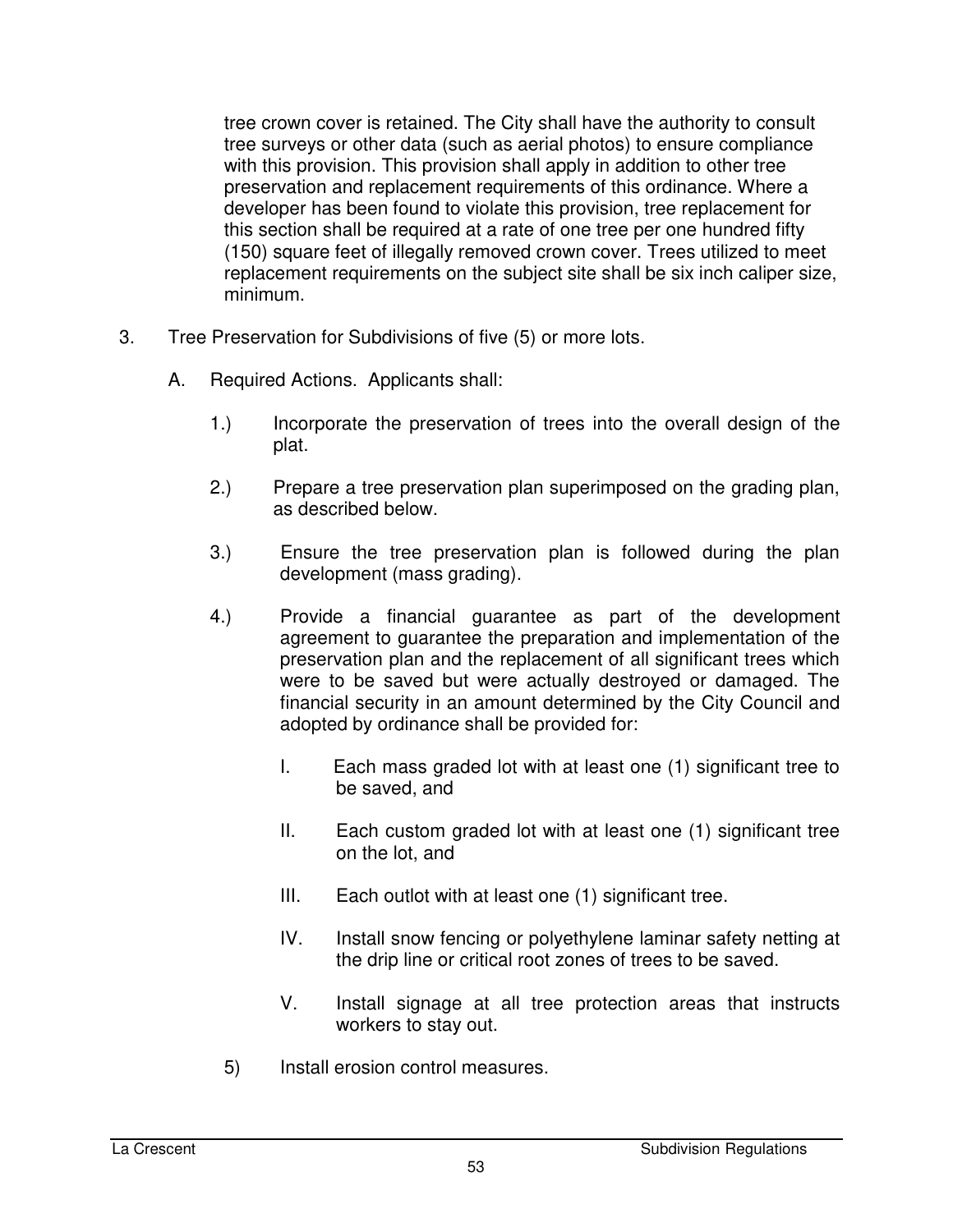tree crown cover is retained. The City shall have the authority to consult tree surveys or other data (such as aerial photos) to ensure compliance with this provision. This provision shall apply in addition to other tree preservation and replacement requirements of this ordinance. Where a developer has been found to violate this provision, tree replacement for this section shall be required at a rate of one tree per one hundred fifty (150) square feet of illegally removed crown cover. Trees utilized to meet replacement requirements on the subject site shall be six inch caliper size, minimum.

3. Tree Preservation for Subdivisions of five (5) or more lots.

   A. Required Actions. Applicants shall:

      1.) Incorporate the preservation of trees into the overall design of the plat.

      2.) Prepare a tree preservation plan superimposed on the grading plan, as described below.

      3.) Ensure the tree preservation plan is followed during the plan development (mass grading).

      4.) Provide a financial guarantee as part of the development agreement to guarantee the preparation and implementation of the preservation plan and the replacement of all significant trees which were to be saved but were actually destroyed or damaged. The financial security in an amount determined by the City Council and adopted by ordinance shall be provided for:

         I. Each mass graded lot with at least one (1) significant tree to be saved, and

         II. Each custom graded lot with at least one (1) significant tree on the lot, and

         III. Each outlot with at least one (1) significant tree.

         IV. Install snow fencing or polyethylene laminar safety netting at the drip line or critical root zones of trees to be saved.

         V. Install signage at all tree protection areas that instructs workers to stay out.

      5) Install erosion control measures.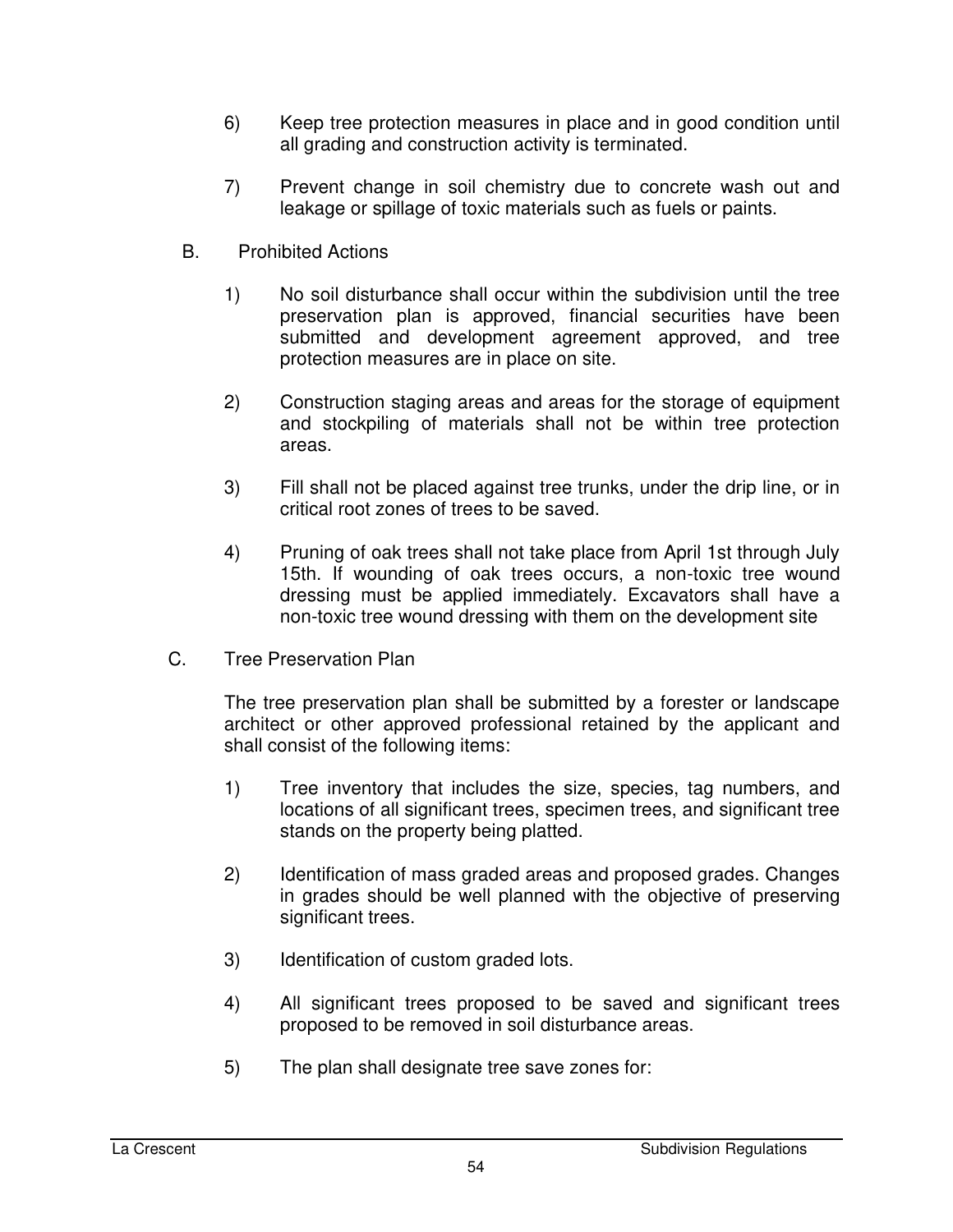6) Keep tree protection measures in place and in good condition until all grading and construction activity is terminated.

7) Prevent change in soil chemistry due to concrete wash out and leakage or spillage of toxic materials such as fuels or paints.

B. Prohibited Actions

1) No soil disturbance shall occur within the subdivision until the tree preservation plan is approved, financial securities have been submitted and development agreement approved, and tree protection measures are in place on site.

2) Construction staging areas and areas for the storage of equipment and stockpiling of materials shall not be within tree protection areas.

3) Fill shall not be placed against tree trunks, under the drip line, or in critical root zones of trees to be saved.

4) Pruning of oak trees shall not take place from April 1st through July 15th. If wounding of oak trees occurs, a non-toxic tree wound dressing must be applied immediately. Excavators shall have a non-toxic tree wound dressing with them on the development site

C. Tree Preservation Plan

The tree preservation plan shall be submitted by a forester or landscape architect or other approved professional retained by the applicant and shall consist of the following items:

1) Tree inventory that includes the size, species, tag numbers, and locations of all significant trees, specimen trees, and significant tree stands on the property being platted.

2) Identification of mass graded areas and proposed grades. Changes in grades should be well planned with the objective of preserving significant trees.

3) Identification of custom graded lots.

4) All significant trees proposed to be saved and significant trees proposed to be removed in soil disturbance areas.

5) The plan shall designate tree save zones for: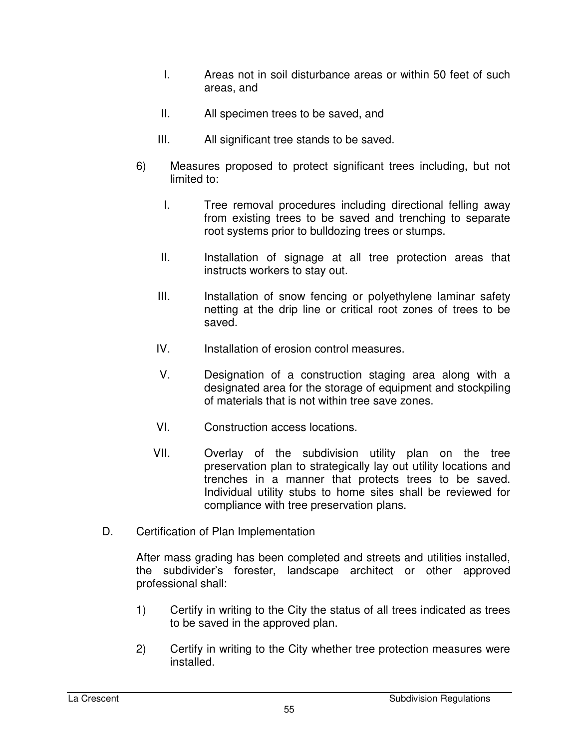I. Areas not in soil disturbance areas or within 50 feet of such areas, and

II. All specimen trees to be saved, and

III. All significant tree stands to be saved.

6) Measures proposed to protect significant trees including, but not limited to:

I. Tree removal procedures including directional felling away from existing trees to be saved and trenching to separate root systems prior to bulldozing trees or stumps.

II. Installation of signage at all tree protection areas that instructs workers to stay out.

III. Installation of snow fencing or polyethylene laminar safety netting at the drip line or critical root zones of trees to be saved.

IV. Installation of erosion control measures.

V. Designation of a construction staging area along with a designated area for the storage of equipment and stockpiling of materials that is not within tree save zones.

VI. Construction access locations.

VII. Overlay of the subdivision utility plan on the tree preservation plan to strategically lay out utility locations and trenches in a manner that protects trees to be saved. Individual utility stubs to home sites shall be reviewed for compliance with tree preservation plans.

D. Certification of Plan Implementation

After mass grading has been completed and streets and utilities installed, the subdivider's forester, landscape architect or other approved professional shall:

1) Certify in writing to the City the status of all trees indicated as trees to be saved in the approved plan.

2) Certify in writing to the City whether tree protection measures were installed.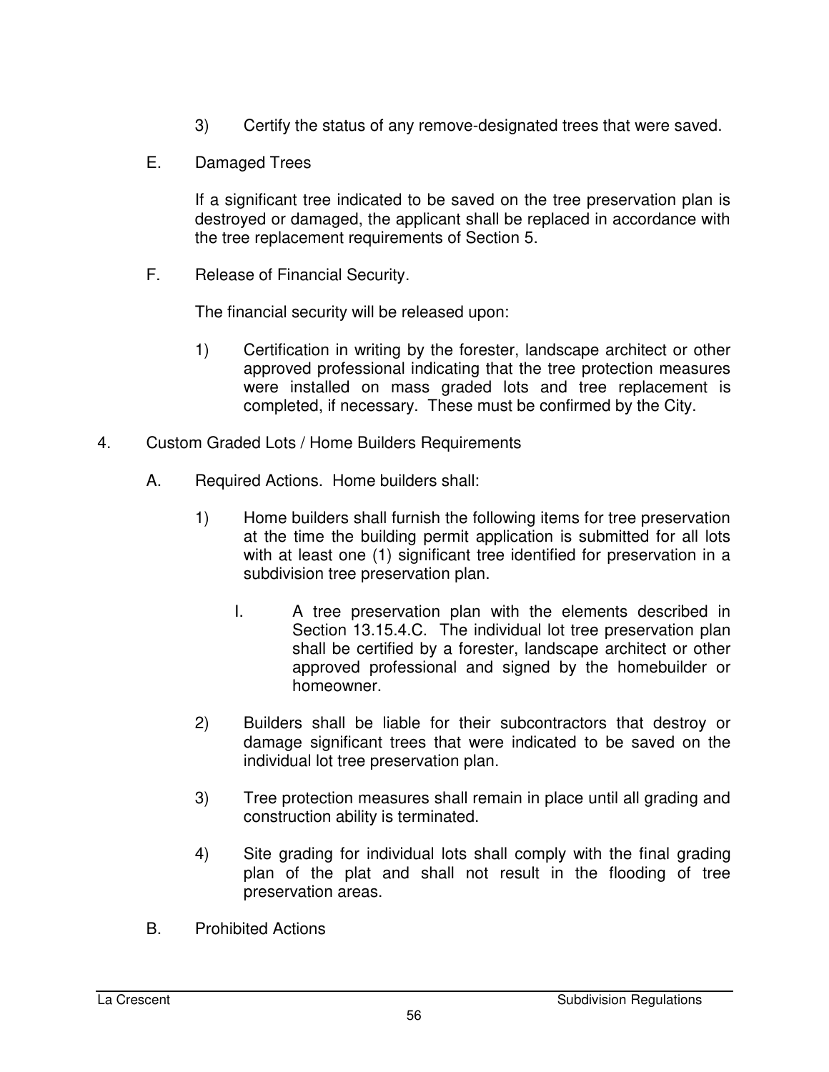3) Certify the status of any remove-designated trees that were saved.

E. Damaged Trees

If a significant tree indicated to be saved on the tree preservation plan is destroyed or damaged, the applicant shall be replaced in accordance with the tree replacement requirements of Section 5.

F. Release of Financial Security.

The financial security will be released upon:

1) Certification in writing by the forester, landscape architect or other approved professional indicating that the tree protection measures were installed on mass graded lots and tree replacement is completed, if necessary. These must be confirmed by the City.

4. Custom Graded Lots / Home Builders Requirements

A. Required Actions. Home builders shall:

1) Home builders shall furnish the following items for tree preservation at the time the building permit application is submitted for all lots with at least one (1) significant tree identified for preservation in a subdivision tree preservation plan.

I. A tree preservation plan with the elements described in Section 13.15.4.C. The individual lot tree preservation plan shall be certified by a forester, landscape architect or other approved professional and signed by the homebuilder or homeowner.

2) Builders shall be liable for their subcontractors that destroy or damage significant trees that were indicated to be saved on the individual lot tree preservation plan.

3) Tree protection measures shall remain in place until all grading and construction ability is terminated.

4) Site grading for individual lots shall comply with the final grading plan of the plat and shall not result in the flooding of tree preservation areas.

B. Prohibited Actions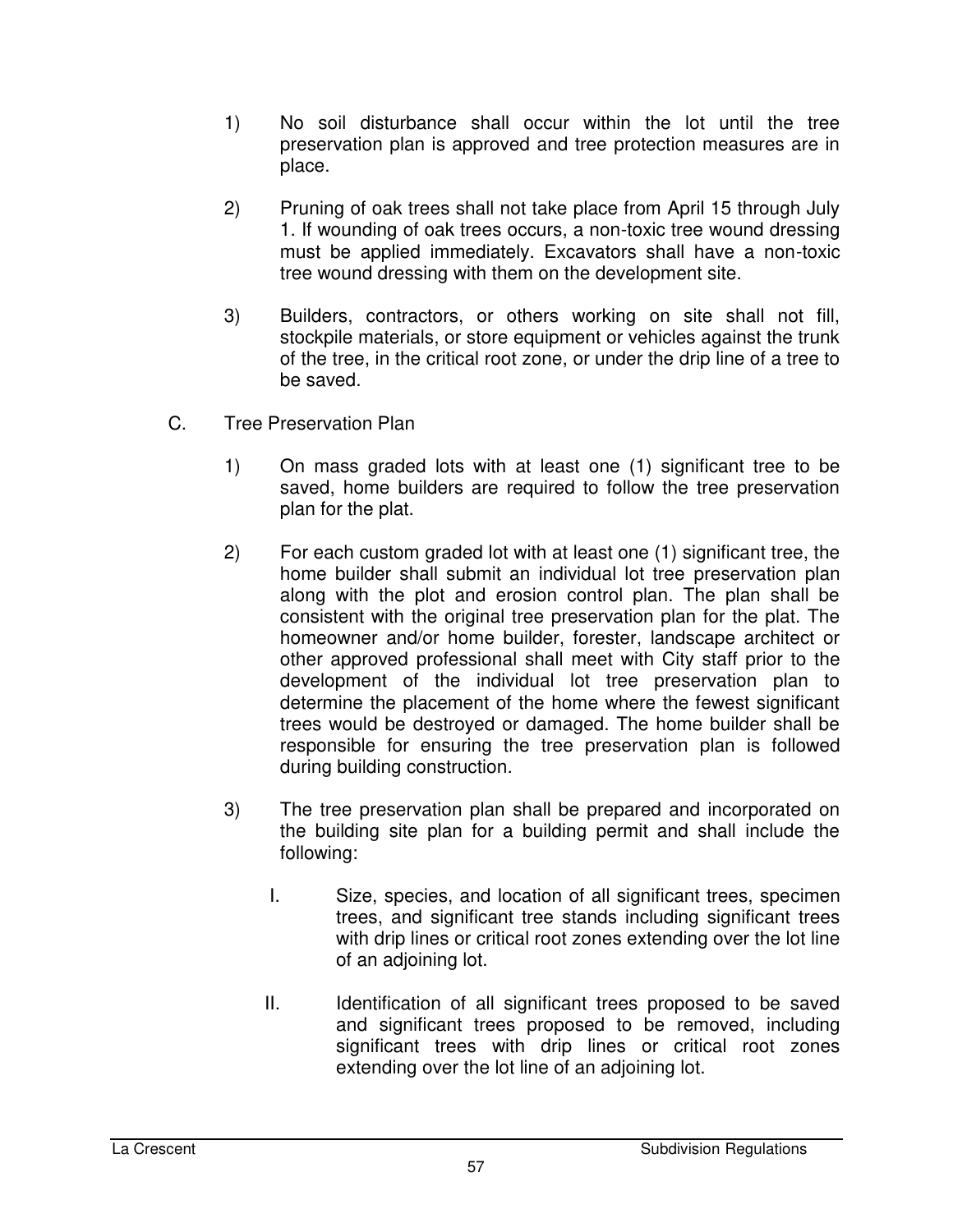1) No soil disturbance shall occur within the lot until the tree preservation plan is approved and tree protection measures are in place.

2) Pruning of oak trees shall not take place from April 15 through July 1. If wounding of oak trees occurs, a non-toxic tree wound dressing must be applied immediately. Excavators shall have a non-toxic tree wound dressing with them on the development site.

3) Builders, contractors, or others working on site shall not fill, stockpile materials, or store equipment or vehicles against the trunk of the tree, in the critical root zone, or under the drip line of a tree to be saved.

C. Tree Preservation Plan

1) On mass graded lots with at least one (1) significant tree to be saved, home builders are required to follow the tree preservation plan for the plat.

2) For each custom graded lot with at least one (1) significant tree, the home builder shall submit an individual lot tree preservation plan along with the plot and erosion control plan. The plan shall be consistent with the original tree preservation plan for the plat. The homeowner and/or home builder, forester, landscape architect or other approved professional shall meet with City staff prior to the development of the individual lot tree preservation plan to determine the placement of the home where the fewest significant trees would be destroyed or damaged. The home builder shall be responsible for ensuring the tree preservation plan is followed during building construction.

3) The tree preservation plan shall be prepared and incorporated on the building site plan for a building permit and shall include the following:

   I. Size, species, and location of all significant trees, specimen trees, and significant tree stands including significant trees with drip lines or critical root zones extending over the lot line of an adjoining lot.

   II. Identification of all significant trees proposed to be saved and significant trees proposed to be removed, including significant trees with drip lines or critical root zones extending over the lot line of an adjoining lot.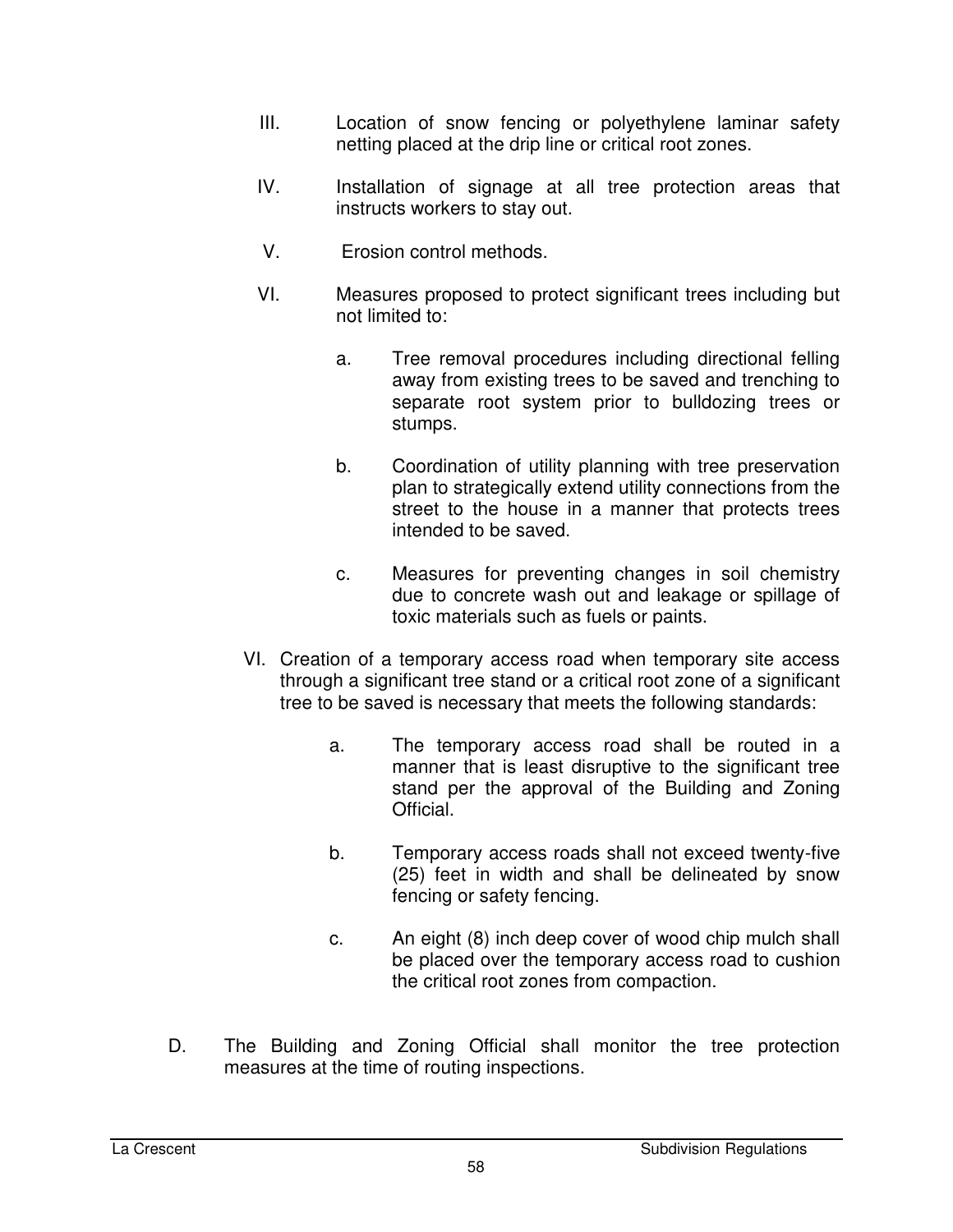III. Location of snow fencing or polyethylene laminar safety netting placed at the drip line or critical root zones.

IV. Installation of signage at all tree protection areas that instructs workers to stay out.

V. Erosion control methods.

VI. Measures proposed to protect significant trees including but not limited to:

   a. Tree removal procedures including directional felling away from existing trees to be saved and trenching to separate root system prior to bulldozing trees or stumps.

   b. Coordination of utility planning with tree preservation plan to strategically extend utility connections from the street to the house in a manner that protects trees intended to be saved.

   c. Measures for preventing changes in soil chemistry due to concrete wash out and leakage or spillage of toxic materials such as fuels or paints.

VI. Creation of a temporary access road when temporary site access through a significant tree stand or a critical root zone of a significant tree to be saved is necessary that meets the following standards:

   a. The temporary access road shall be routed in a manner that is least disruptive to the significant tree stand per the approval of the Building and Zoning Official.

   b. Temporary access roads shall not exceed twenty-five (25) feet in width and shall be delineated by snow fencing or safety fencing.

   c. An eight (8) inch deep cover of wood chip mulch shall be placed over the temporary access road to cushion the critical root zones from compaction.

D. The Building and Zoning Official shall monitor the tree protection measures at the time of routing inspections.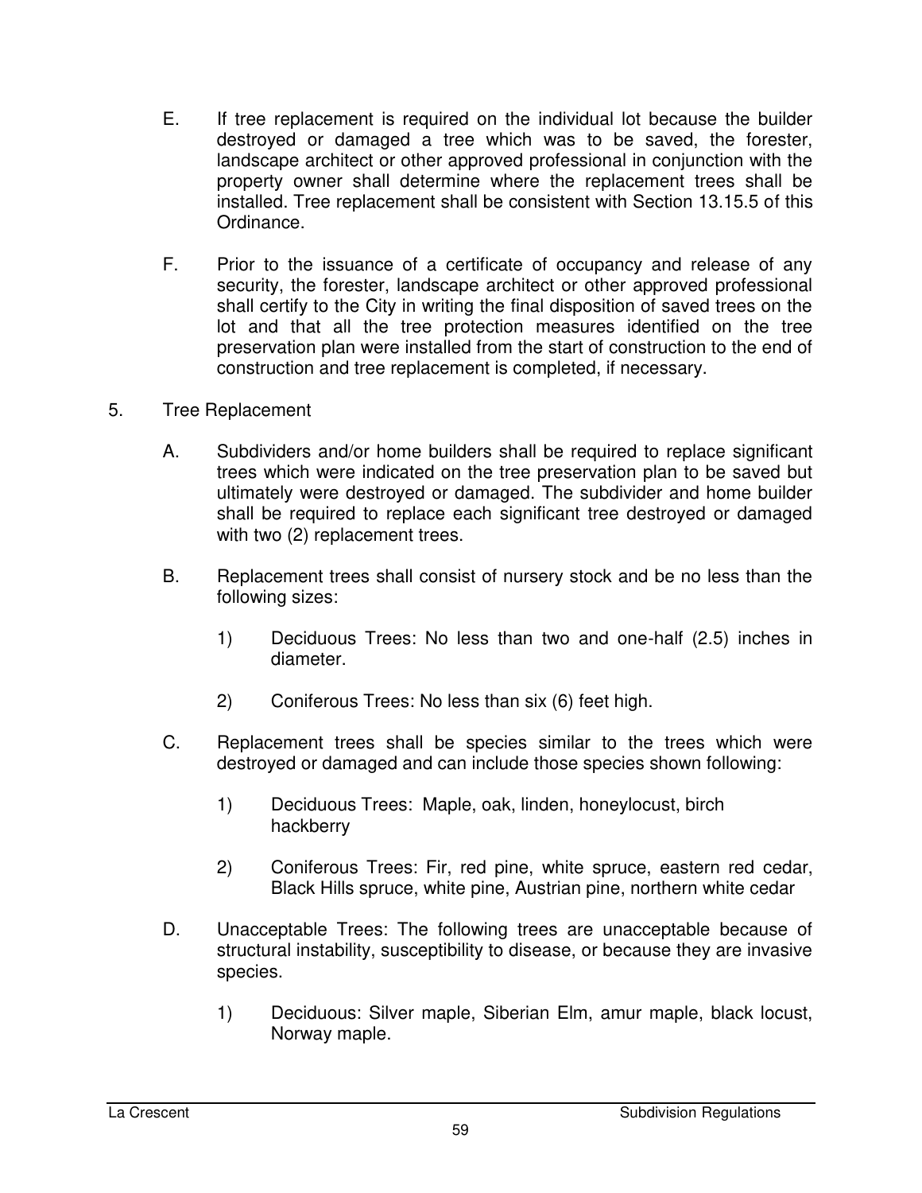E. If tree replacement is required on the individual lot because the builder destroyed or damaged a tree which was to be saved, the forester, landscape architect or other approved professional in conjunction with the property owner shall determine where the replacement trees shall be installed. Tree replacement shall be consistent with Section 13.15.5 of this Ordinance.

F. Prior to the issuance of a certificate of occupancy and release of any security, the forester, landscape architect or other approved professional shall certify to the City in writing the final disposition of saved trees on the lot and that all the tree protection measures identified on the tree preservation plan were installed from the start of construction to the end of construction and tree replacement is completed, if necessary.

5. Tree Replacement

   A. Subdividers and/or home builders shall be required to replace significant trees which were indicated on the tree preservation plan to be saved but ultimately were destroyed or damaged. The subdivider and home builder shall be required to replace each significant tree destroyed or damaged with two (2) replacement trees.

   B. Replacement trees shall consist of nursery stock and be no less than the following sizes:

      1) Deciduous Trees: No less than two and one-half (2.5) inches in diameter.

      2) Coniferous Trees: No less than six (6) feet high.

   C. Replacement trees shall be species similar to the trees which were destroyed or damaged and can include those species shown following:

      1) Deciduous Trees: Maple, oak, linden, honeylocust, birch hackberry

      2) Coniferous Trees: Fir, red pine, white spruce, eastern red cedar, Black Hills spruce, white pine, Austrian pine, northern white cedar

   D. Unacceptable Trees: The following trees are unacceptable because of structural instability, susceptibility to disease, or because they are invasive species.

      1) Deciduous: Silver maple, Siberian Elm, amur maple, black locust, Norway maple.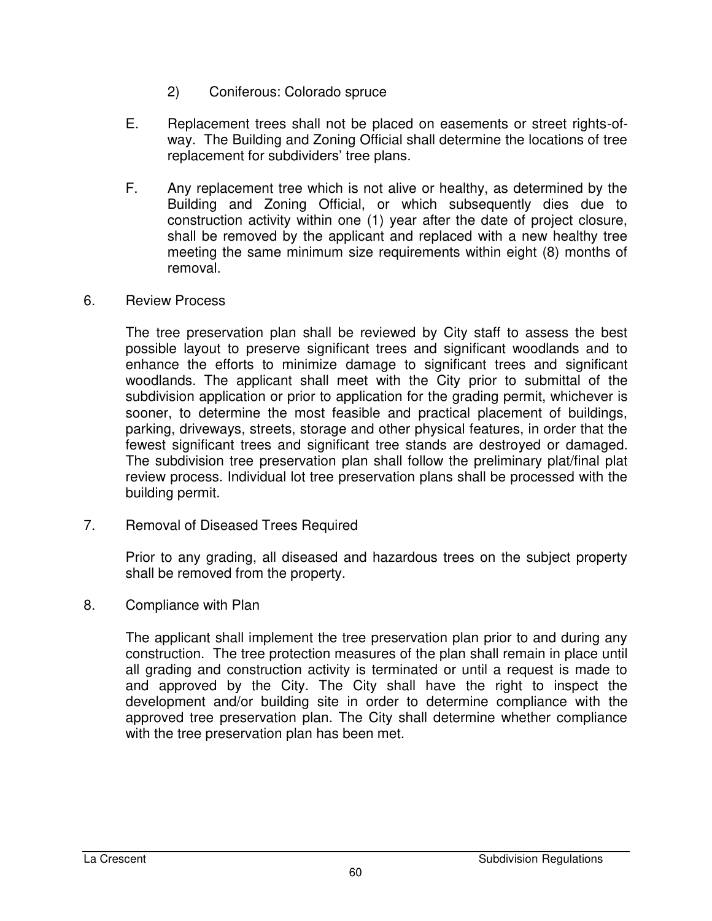2) Coniferous: Colorado spruce

E. Replacement trees shall not be placed on easements or street rights-of-way. The Building and Zoning Official shall determine the locations of tree replacement for subdividers' tree plans.

F. Any replacement tree which is not alive or healthy, as determined by the Building and Zoning Official, or which subsequently dies due to construction activity within one (1) year after the date of project closure, shall be removed by the applicant and replaced with a new healthy tree meeting the same minimum size requirements within eight (8) months of removal.

6. Review Process

The tree preservation plan shall be reviewed by City staff to assess the best possible layout to preserve significant trees and significant woodlands and to enhance the efforts to minimize damage to significant trees and significant woodlands. The applicant shall meet with the City prior to submittal of the subdivision application or prior to application for the grading permit, whichever is sooner, to determine the most feasible and practical placement of buildings, parking, driveways, streets, storage and other physical features, in order that the fewest significant trees and significant tree stands are destroyed or damaged. The subdivision tree preservation plan shall follow the preliminary plat/final plat review process. Individual lot tree preservation plans shall be processed with the building permit.

7. Removal of Diseased Trees Required

Prior to any grading, all diseased and hazardous trees on the subject property shall be removed from the property.

8. Compliance with Plan

The applicant shall implement the tree preservation plan prior to and during any construction. The tree protection measures of the plan shall remain in place until all grading and construction activity is terminated or until a request is made to and approved by the City. The City shall have the right to inspect the development and/or building site in order to determine compliance with the approved tree preservation plan. The City shall determine whether compliance with the tree preservation plan has been met.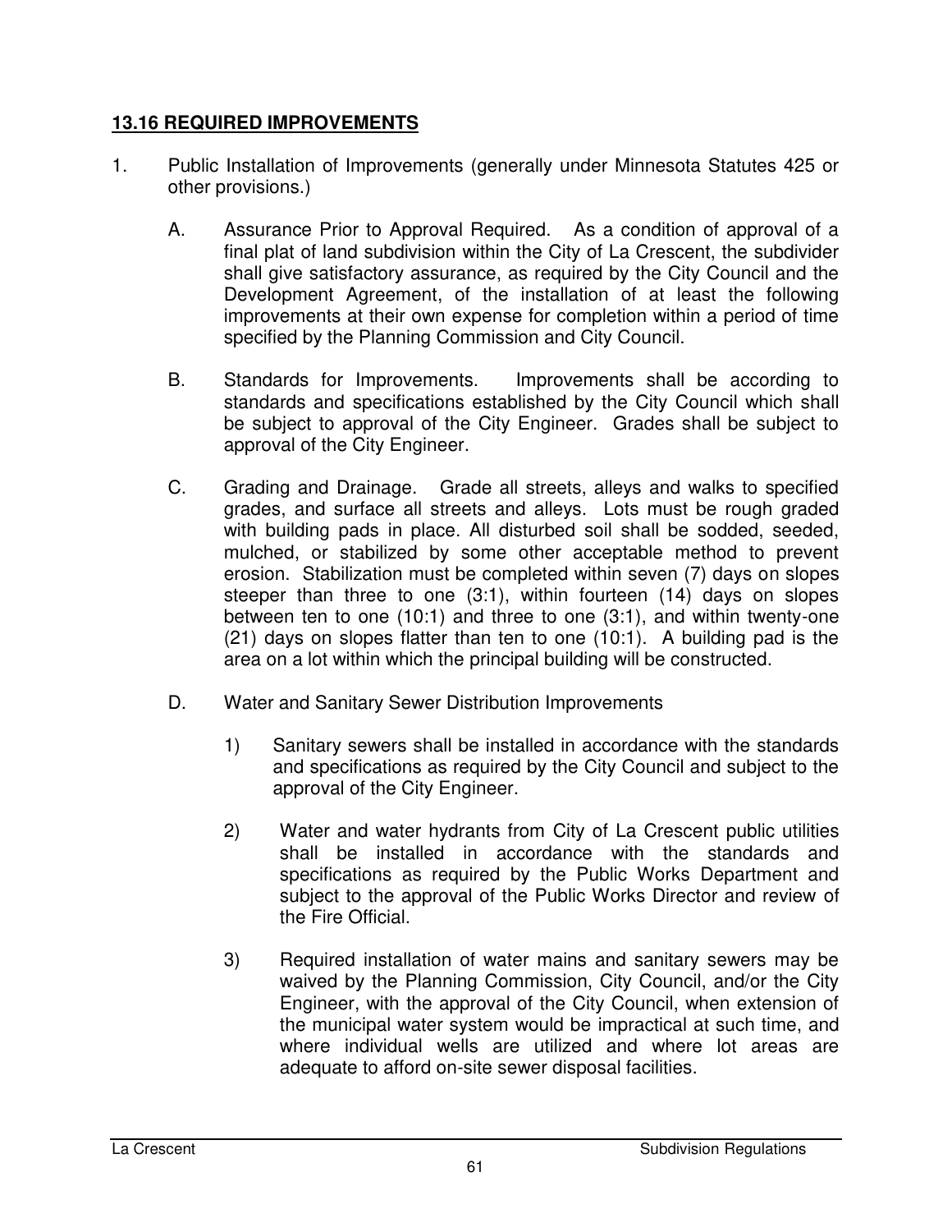## **13.16 REQUIRED IMPROVEMENTS**

1. Public Installation of Improvements (generally under Minnesota Statutes 425 or other provisions.)

   A. Assurance Prior to Approval Required. As a condition of approval of a final plat of land subdivision within the City of La Crescent, the subdivider shall give satisfactory assurance, as required by the City Council and the Development Agreement, of the installation of at least the following improvements at their own expense for completion within a period of time specified by the Planning Commission and City Council.

   B. Standards for Improvements. Improvements shall be according to standards and specifications established by the City Council which shall be subject to approval of the City Engineer. Grades shall be subject to approval of the City Engineer.

   C. Grading and Drainage. Grade all streets, alleys and walks to specified grades, and surface all streets and alleys. Lots must be rough graded with building pads in place. All disturbed soil shall be sodded, seeded, mulched, or stabilized by some other acceptable method to prevent erosion. Stabilization must be completed within seven (7) days on slopes steeper than three to one (3:1), within fourteen (14) days on slopes between ten to one (10:1) and three to one (3:1), and within twenty-one (21) days on slopes flatter than ten to one (10:1). A building pad is the area on a lot within which the principal building will be constructed.

   D. Water and Sanitary Sewer Distribution Improvements

      1) Sanitary sewers shall be installed in accordance with the standards and specifications as required by the City Council and subject to the approval of the City Engineer.

      2) Water and water hydrants from City of La Crescent public utilities shall be installed in accordance with the standards and specifications as required by the Public Works Department and subject to the approval of the Public Works Director and review of the Fire Official.

      3) Required installation of water mains and sanitary sewers may be waived by the Planning Commission, City Council, and/or the City Engineer, with the approval of the City Council, when extension of the municipal water system would be impractical at such time, and where individual wells are utilized and where lot areas are adequate to afford on-site sewer disposal facilities.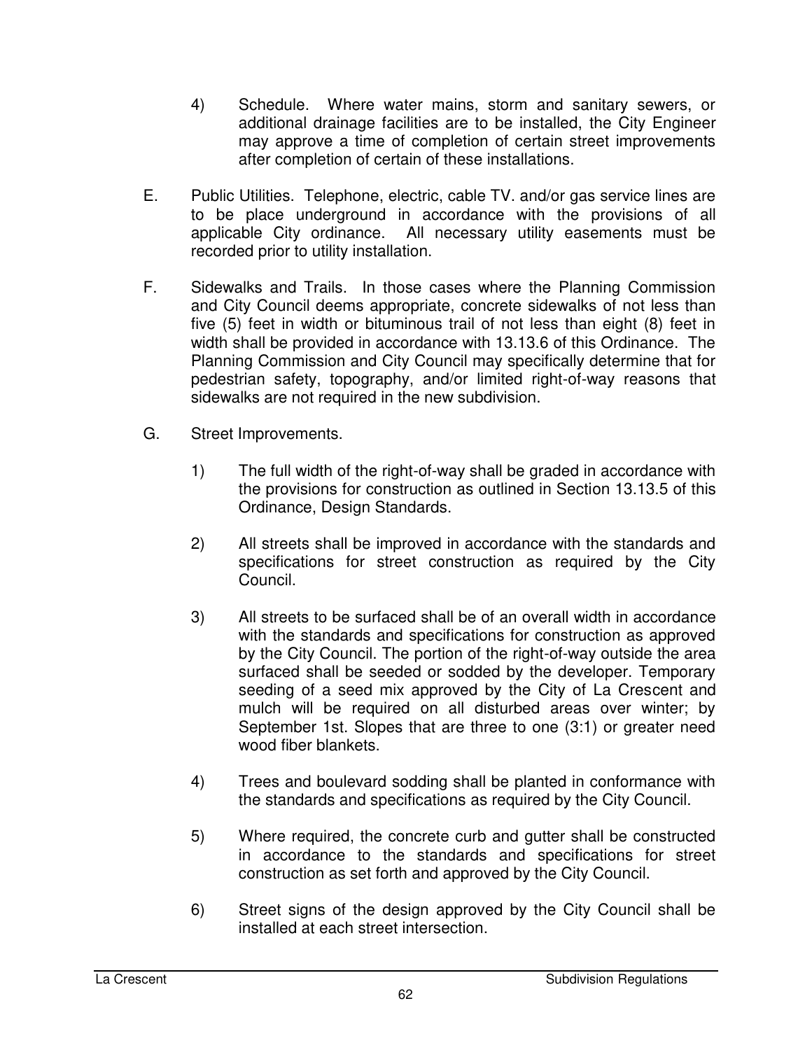4) Schedule. Where water mains, storm and sanitary sewers, or additional drainage facilities are to be installed, the City Engineer may approve a time of completion of certain street improvements after completion of certain of these installations.

E. Public Utilities. Telephone, electric, cable TV. and/or gas service lines are to be place underground in accordance with the provisions of all applicable City ordinance. All necessary utility easements must be recorded prior to utility installation.

F. Sidewalks and Trails. In those cases where the Planning Commission and City Council deems appropriate, concrete sidewalks of not less than five (5) feet in width or bituminous trail of not less than eight (8) feet in width shall be provided in accordance with 13.13.6 of this Ordinance. The Planning Commission and City Council may specifically determine that for pedestrian safety, topography, and/or limited right-of-way reasons that sidewalks are not required in the new subdivision.

G. Street Improvements.

1) The full width of the right-of-way shall be graded in accordance with the provisions for construction as outlined in Section 13.13.5 of this Ordinance, Design Standards.

2) All streets shall be improved in accordance with the standards and specifications for street construction as required by the City Council.

3) All streets to be surfaced shall be of an overall width in accordance with the standards and specifications for construction as approved by the City Council. The portion of the right-of-way outside the area surfaced shall be seeded or sodded by the developer. Temporary seeding of a seed mix approved by the City of La Crescent and mulch will be required on all disturbed areas over winter; by September 1st. Slopes that are three to one (3:1) or greater need wood fiber blankets.

4) Trees and boulevard sodding shall be planted in conformance with the standards and specifications as required by the City Council.

5) Where required, the concrete curb and gutter shall be constructed in accordance to the standards and specifications for street construction as set forth and approved by the City Council.

6) Street signs of the design approved by the City Council shall be installed at each street intersection.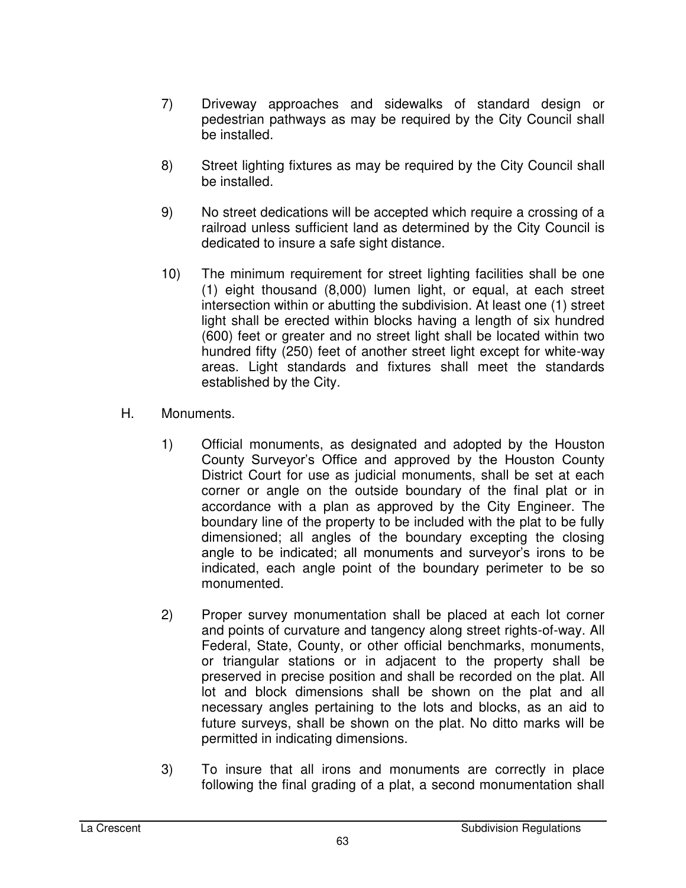7) Driveway approaches and sidewalks of standard design or pedestrian pathways as may be required by the City Council shall be installed.

8) Street lighting fixtures as may be required by the City Council shall be installed.

9) No street dedications will be accepted which require a crossing of a railroad unless sufficient land as determined by the City Council is dedicated to insure a safe sight distance.

10) The minimum requirement for street lighting facilities shall be one (1) eight thousand (8,000) lumen light, or equal, at each street intersection within or abutting the subdivision. At least one (1) street light shall be erected within blocks having a length of six hundred (600) feet or greater and no street light shall be located within two hundred fifty (250) feet of another street light except for white-way areas. Light standards and fixtures shall meet the standards established by the City.

H. Monuments.

1) Official monuments, as designated and adopted by the Houston County Surveyor's Office and approved by the Houston County District Court for use as judicial monuments, shall be set at each corner or angle on the outside boundary of the final plat or in accordance with a plan as approved by the City Engineer. The boundary line of the property to be included with the plat to be fully dimensioned; all angles of the boundary excepting the closing angle to be indicated; all monuments and surveyor's irons to be indicated, each angle point of the boundary perimeter to be so monumented.

2) Proper survey monumentation shall be placed at each lot corner and points of curvature and tangency along street rights-of-way. All Federal, State, County, or other official benchmarks, monuments, or triangular stations or in adjacent to the property shall be preserved in precise position and shall be recorded on the plat. All lot and block dimensions shall be shown on the plat and all necessary angles pertaining to the lots and blocks, as an aid to future surveys, shall be shown on the plat. No ditto marks will be permitted in indicating dimensions.

3) To insure that all irons and monuments are correctly in place following the final grading of a plat, a second monumentation shall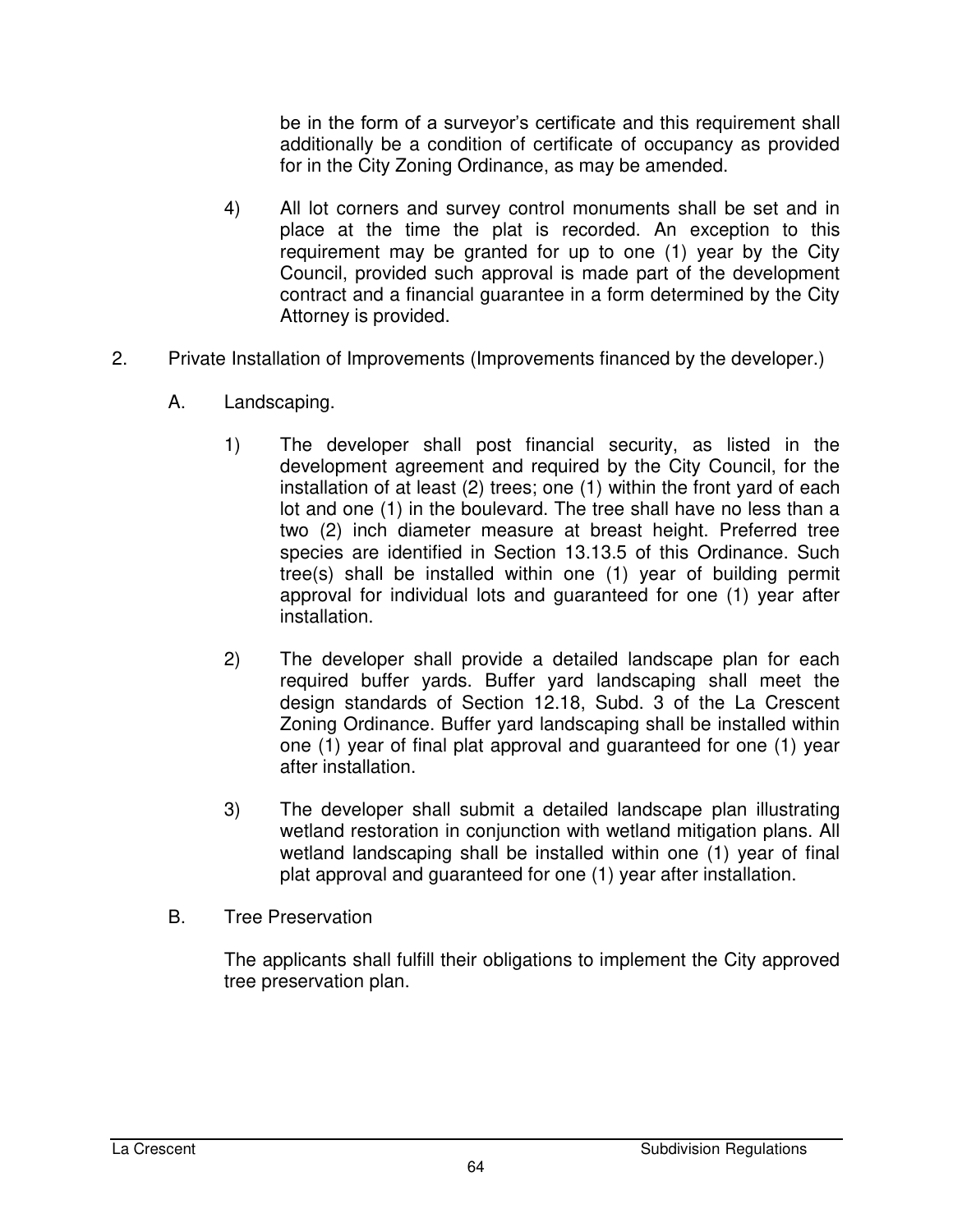be in the form of a surveyor's certificate and this requirement shall additionally be a condition of certificate of occupancy as provided for in the City Zoning Ordinance, as may be amended.

4) All lot corners and survey control monuments shall be set and in place at the time the plat is recorded. An exception to this requirement may be granted for up to one (1) year by the City Council, provided such approval is made part of the development contract and a financial guarantee in a form determined by the City Attorney is provided.

2. Private Installation of Improvements (Improvements financed by the developer.)

A. Landscaping.

1) The developer shall post financial security, as listed in the development agreement and required by the City Council, for the installation of at least (2) trees; one (1) within the front yard of each lot and one (1) in the boulevard. The tree shall have no less than a two (2) inch diameter measure at breast height. Preferred tree species are identified in Section 13.13.5 of this Ordinance. Such tree(s) shall be installed within one (1) year of building permit approval for individual lots and guaranteed for one (1) year after installation.

2) The developer shall provide a detailed landscape plan for each required buffer yards. Buffer yard landscaping shall meet the design standards of Section 12.18, Subd. 3 of the La Crescent Zoning Ordinance. Buffer yard landscaping shall be installed within one (1) year of final plat approval and guaranteed for one (1) year after installation.

3) The developer shall submit a detailed landscape plan illustrating wetland restoration in conjunction with wetland mitigation plans. All wetland landscaping shall be installed within one (1) year of final plat approval and guaranteed for one (1) year after installation.

B. Tree Preservation

The applicants shall fulfill their obligations to implement the City approved tree preservation plan.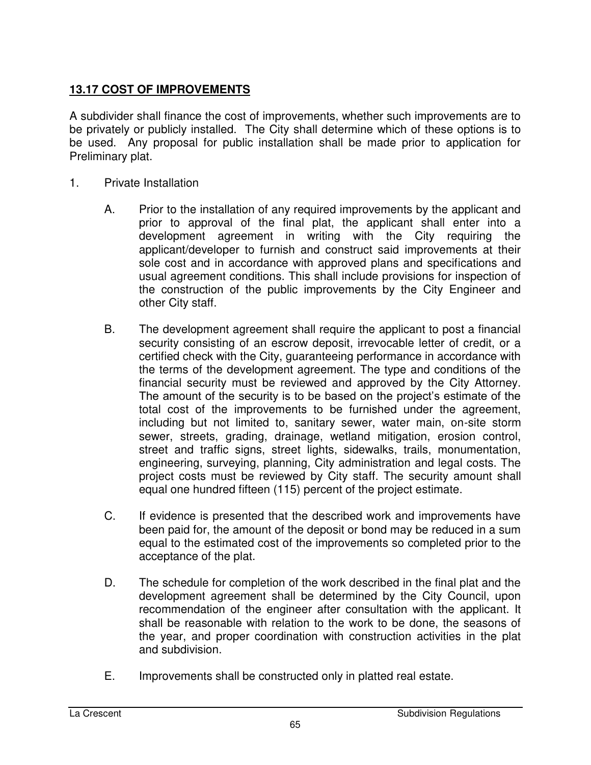## 13.17 COST OF IMPROVEMENTS

A subdivider shall finance the cost of improvements, whether such improvements are to be privately or publicly installed. The City shall determine which of these options is to be used. Any proposal for public installation shall be made prior to application for Preliminary plat.

1. Private Installation

   A. Prior to the installation of any required improvements by the applicant and prior to approval of the final plat, the applicant shall enter into a development agreement in writing with the City requiring the applicant/developer to furnish and construct said improvements at their sole cost and in accordance with approved plans and specifications and usual agreement conditions. This shall include provisions for inspection of the construction of the public improvements by the City Engineer and other City staff.

   B. The development agreement shall require the applicant to post a financial security consisting of an escrow deposit, irrevocable letter of credit, or a certified check with the City, guaranteeing performance in accordance with the terms of the development agreement. The type and conditions of the financial security must be reviewed and approved by the City Attorney. The amount of the security is to be based on the project's estimate of the total cost of the improvements to be furnished under the agreement, including but not limited to, sanitary sewer, water main, on-site storm sewer, streets, grading, drainage, wetland mitigation, erosion control, street and traffic signs, street lights, sidewalks, trails, monumentation, engineering, surveying, planning, City administration and legal costs. The project costs must be reviewed by City staff. The security amount shall equal one hundred fifteen (115) percent of the project estimate.

   C. If evidence is presented that the described work and improvements have been paid for, the amount of the deposit or bond may be reduced in a sum equal to the estimated cost of the improvements so completed prior to the acceptance of the plat.

   D. The schedule for completion of the work described in the final plat and the development agreement shall be determined by the City Council, upon recommendation of the engineer after consultation with the applicant. It shall be reasonable with relation to the work to be done, the seasons of the year, and proper coordination with construction activities in the plat and subdivision.

   E. Improvements shall be constructed only in platted real estate.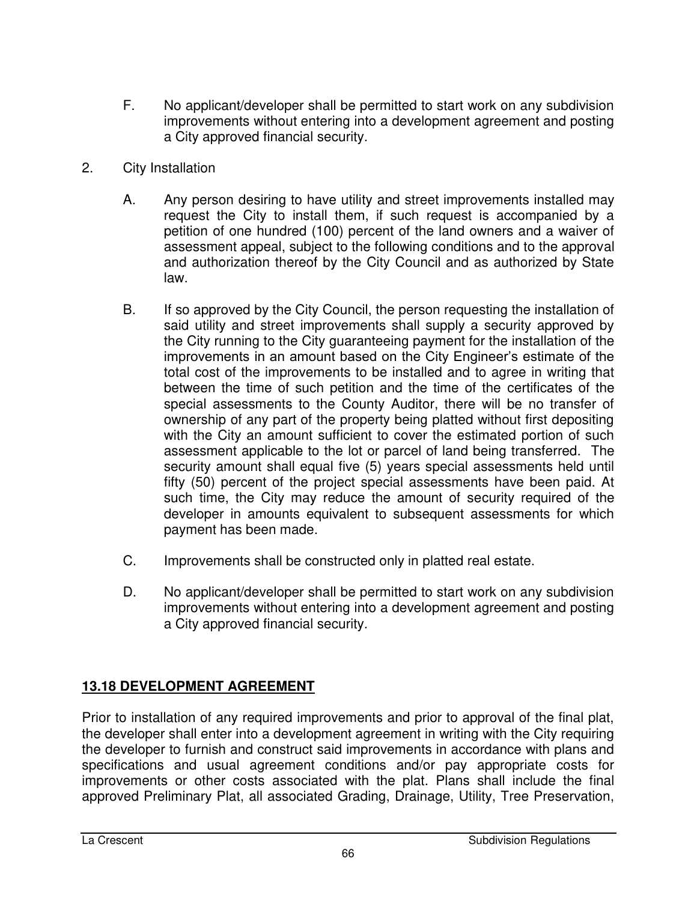F. No applicant/developer shall be permitted to start work on any subdivision improvements without entering into a development agreement and posting a City approved financial security.

2. City Installation

   A. Any person desiring to have utility and street improvements installed may request the City to install them, if such request is accompanied by a petition of one hundred (100) percent of the land owners and a waiver of assessment appeal, subject to the following conditions and to the approval and authorization thereof by the City Council and as authorized by State law.

   B. If so approved by the City Council, the person requesting the installation of said utility and street improvements shall supply a security approved by the City running to the City guaranteeing payment for the installation of the improvements in an amount based on the City Engineer's estimate of the total cost of the improvements to be installed and to agree in writing that between the time of such petition and the time of the certificates of the special assessments to the County Auditor, there will be no transfer of ownership of any part of the property being platted without first depositing with the City an amount sufficient to cover the estimated portion of such assessment applicable to the lot or parcel of land being transferred. The security amount shall equal five (5) years special assessments held until fifty (50) percent of the project special assessments have been paid. At such time, the City may reduce the amount of security required of the developer in amounts equivalent to subsequent assessments for which payment has been made.

   C. Improvements shall be constructed only in platted real estate.

   D. No applicant/developer shall be permitted to start work on any subdivision improvements without entering into a development agreement and posting a City approved financial security.

## 13.18 DEVELOPMENT AGREEMENT

Prior to installation of any required improvements and prior to approval of the final plat, the developer shall enter into a development agreement in writing with the City requiring the developer to furnish and construct said improvements in accordance with plans and specifications and usual agreement conditions and/or pay appropriate costs for improvements or other costs associated with the plat. Plans shall include the final approved Preliminary Plat, all associated Grading, Drainage, Utility, Tree Preservation,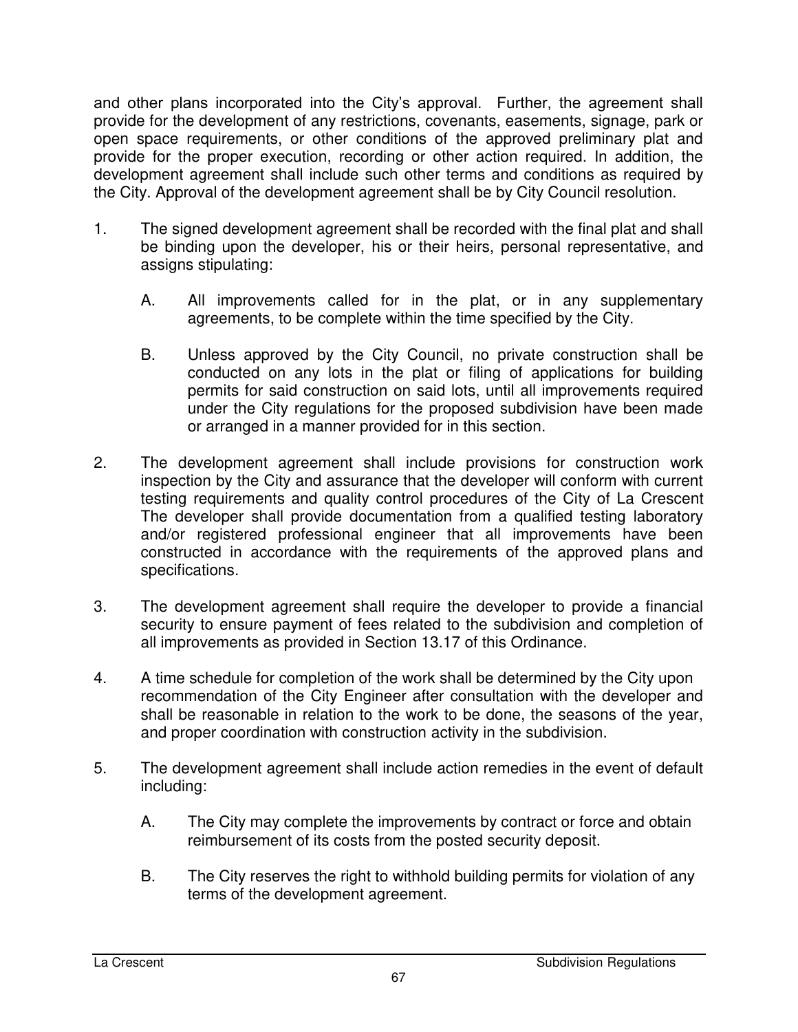and other plans incorporated into the City's approval. Further, the agreement shall provide for the development of any restrictions, covenants, easements, signage, park or open space requirements, or other conditions of the approved preliminary plat and provide for the proper execution, recording or other action required. In addition, the development agreement shall include such other terms and conditions as required by the City. Approval of the development agreement shall be by City Council resolution.

1. The signed development agreement shall be recorded with the final plat and shall be binding upon the developer, his or their heirs, personal representative, and assigns stipulating:

   A. All improvements called for in the plat, or in any supplementary agreements, to be complete within the time specified by the City.

   B. Unless approved by the City Council, no private construction shall be conducted on any lots in the plat or filing of applications for building permits for said construction on said lots, until all improvements required under the City regulations for the proposed subdivision have been made or arranged in a manner provided for in this section.

2. The development agreement shall include provisions for construction work inspection by the City and assurance that the developer will conform with current testing requirements and quality control procedures of the City of La Crescent The developer shall provide documentation from a qualified testing laboratory and/or registered professional engineer that all improvements have been constructed in accordance with the requirements of the approved plans and specifications.

3. The development agreement shall require the developer to provide a financial security to ensure payment of fees related to the subdivision and completion of all improvements as provided in Section 13.17 of this Ordinance.

4. A time schedule for completion of the work shall be determined by the City upon recommendation of the City Engineer after consultation with the developer and shall be reasonable in relation to the work to be done, the seasons of the year, and proper coordination with construction activity in the subdivision.

5. The development agreement shall include action remedies in the event of default including:

   A. The City may complete the improvements by contract or force and obtain reimbursement of its costs from the posted security deposit.

   B. The City reserves the right to withhold building permits for violation of any terms of the development agreement.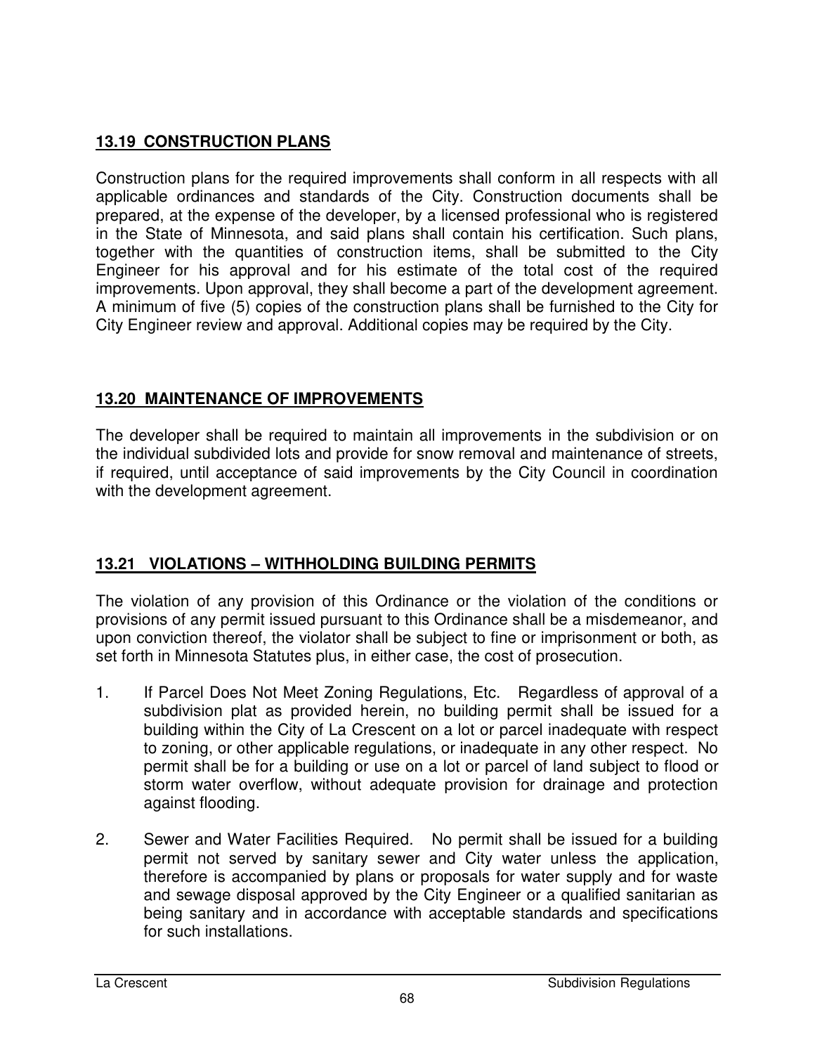## 13.19 CONSTRUCTION PLANS

Construction plans for the required improvements shall conform in all respects with all applicable ordinances and standards of the City. Construction documents shall be prepared, at the expense of the developer, by a licensed professional who is registered in the State of Minnesota, and said plans shall contain his certification. Such plans, together with the quantities of construction items, shall be submitted to the City Engineer for his approval and for his estimate of the total cost of the required improvements. Upon approval, they shall become a part of the development agreement. A minimum of five (5) copies of the construction plans shall be furnished to the City for City Engineer review and approval. Additional copies may be required by the City.

## 13.20 MAINTENANCE OF IMPROVEMENTS

The developer shall be required to maintain all improvements in the subdivision or on the individual subdivided lots and provide for snow removal and maintenance of streets, if required, until acceptance of said improvements by the City Council in coordination with the development agreement.

## 13.21 VIOLATIONS – WITHHOLDING BUILDING PERMITS

The violation of any provision of this Ordinance or the violation of the conditions or provisions of any permit issued pursuant to this Ordinance shall be a misdemeanor, and upon conviction thereof, the violator shall be subject to fine or imprisonment or both, as set forth in Minnesota Statutes plus, in either case, the cost of prosecution.

1. If Parcel Does Not Meet Zoning Regulations, Etc. Regardless of approval of a subdivision plat as provided herein, no building permit shall be issued for a building within the City of La Crescent on a lot or parcel inadequate with respect to zoning, or other applicable regulations, or inadequate in any other respect. No permit shall be for a building or use on a lot or parcel of land subject to flood or storm water overflow, without adequate provision for drainage and protection against flooding.

2. Sewer and Water Facilities Required. No permit shall be issued for a building permit not served by sanitary sewer and City water unless the application, therefore is accompanied by plans or proposals for water supply and for waste and sewage disposal approved by the City Engineer or a qualified sanitarian as being sanitary and in accordance with acceptable standards and specifications for such installations.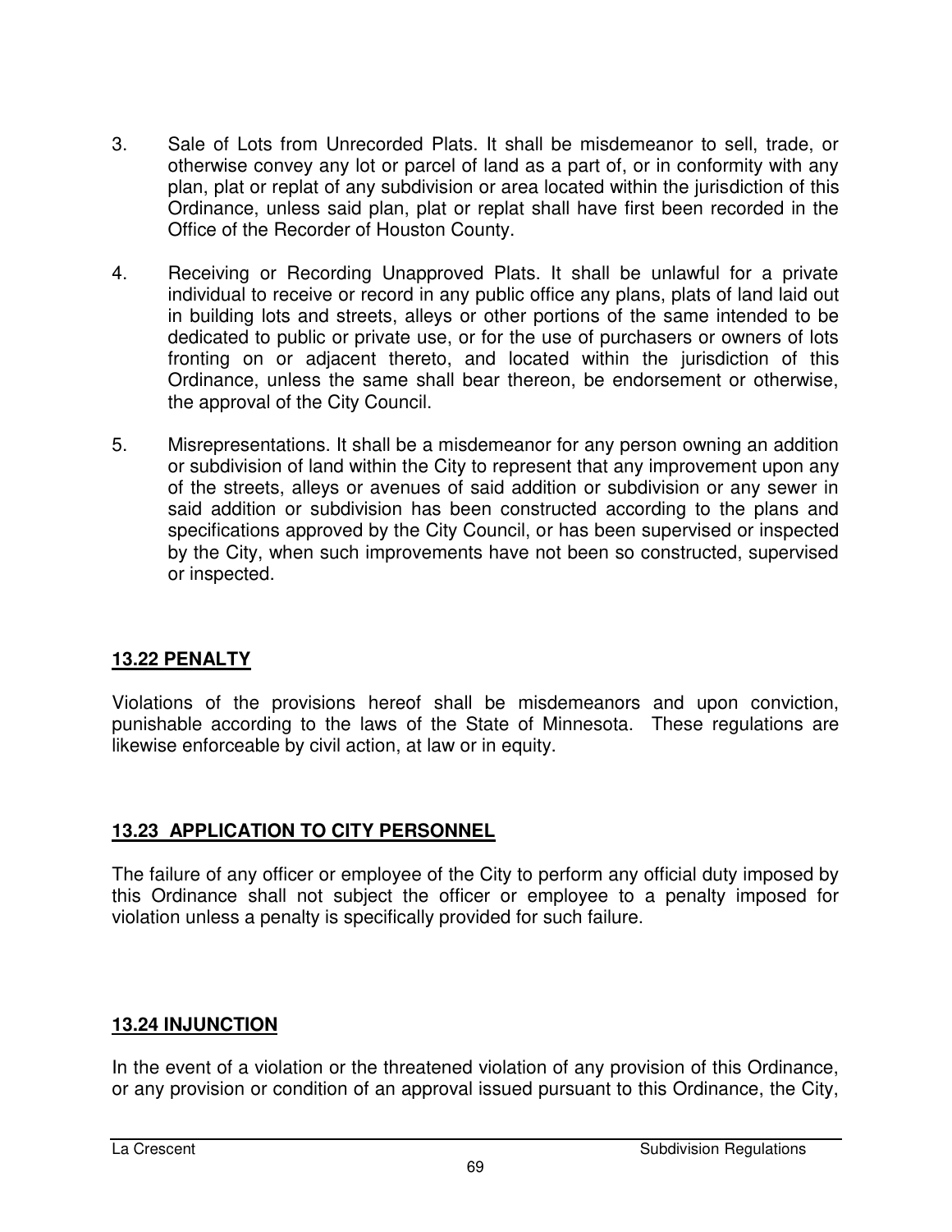3. Sale of Lots from Unrecorded Plats. It shall be misdemeanor to sell, trade, or otherwise convey any lot or parcel of land as a part of, or in conformity with any plan, plat or replat of any subdivision or area located within the jurisdiction of this Ordinance, unless said plan, plat or replat shall have first been recorded in the Office of the Recorder of Houston County.

4. Receiving or Recording Unapproved Plats. It shall be unlawful for a private individual to receive or record in any public office any plans, plats of land laid out in building lots and streets, alleys or other portions of the same intended to be dedicated to public or private use, or for the use of purchasers or owners of lots fronting on or adjacent thereto, and located within the jurisdiction of this Ordinance, unless the same shall bear thereon, be endorsement or otherwise, the approval of the City Council.

5. Misrepresentations. It shall be a misdemeanor for any person owning an addition or subdivision of land within the City to represent that any improvement upon any of the streets, alleys or avenues of said addition or subdivision or any sewer in said addition or subdivision has been constructed according to the plans and specifications approved by the City Council, or has been supervised or inspected by the City, when such improvements have not been so constructed, supervised or inspected.

## **13.22 PENALTY**

Violations of the provisions hereof shall be misdemeanors and upon conviction, punishable according to the laws of the State of Minnesota. These regulations are likewise enforceable by civil action, at law or in equity.

## **13.23 APPLICATION TO CITY PERSONNEL**

The failure of any officer or employee of the City to perform any official duty imposed by this Ordinance shall not subject the officer or employee to a penalty imposed for violation unless a penalty is specifically provided for such failure.

## **13.24 INJUNCTION**

In the event of a violation or the threatened violation of any provision of this Ordinance, or any provision or condition of an approval issued pursuant to this Ordinance, the City,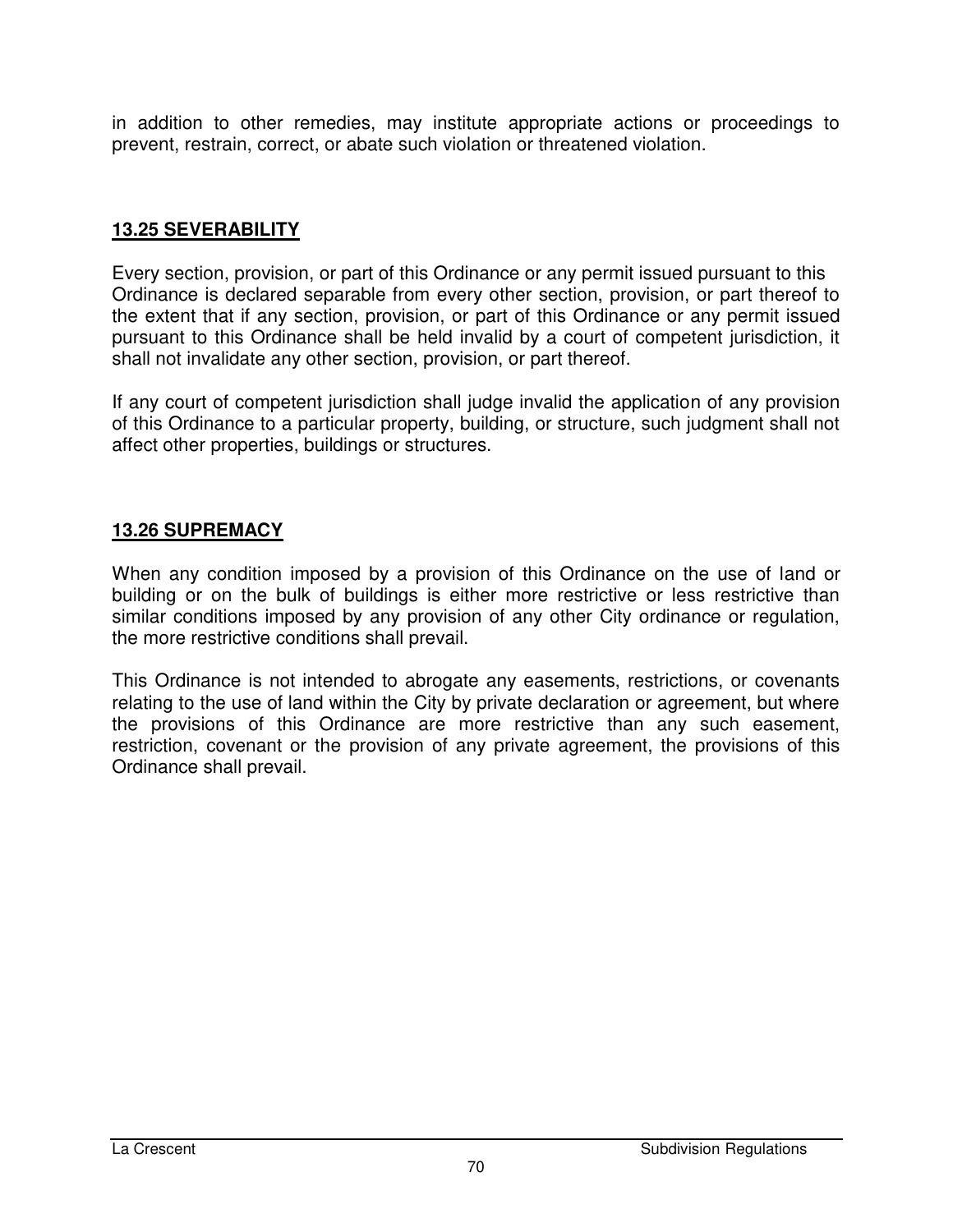in addition to other remedies, may institute appropriate actions or proceedings to prevent, restrain, correct, or abate such violation or threatened violation.

## 13.25 SEVERABILITY

Every section, provision, or part of this Ordinance or any permit issued pursuant to this Ordinance is declared separable from every other section, provision, or part thereof to the extent that if any section, provision, or part of this Ordinance or any permit issued pursuant to this Ordinance shall be held invalid by a court of competent jurisdiction, it shall not invalidate any other section, provision, or part thereof.

If any court of competent jurisdiction shall judge invalid the application of any provision of this Ordinance to a particular property, building, or structure, such judgment shall not affect other properties, buildings or structures.

## 13.26 SUPREMACY

When any condition imposed by a provision of this Ordinance on the use of land or building or on the bulk of buildings is either more restrictive or less restrictive than similar conditions imposed by any provision of any other City ordinance or regulation, the more restrictive conditions shall prevail.

This Ordinance is not intended to abrogate any easements, restrictions, or covenants relating to the use of land within the City by private declaration or agreement, but where the provisions of this Ordinance are more restrictive than any such easement, restriction, covenant or the provision of any private agreement, the provisions of this Ordinance shall prevail.